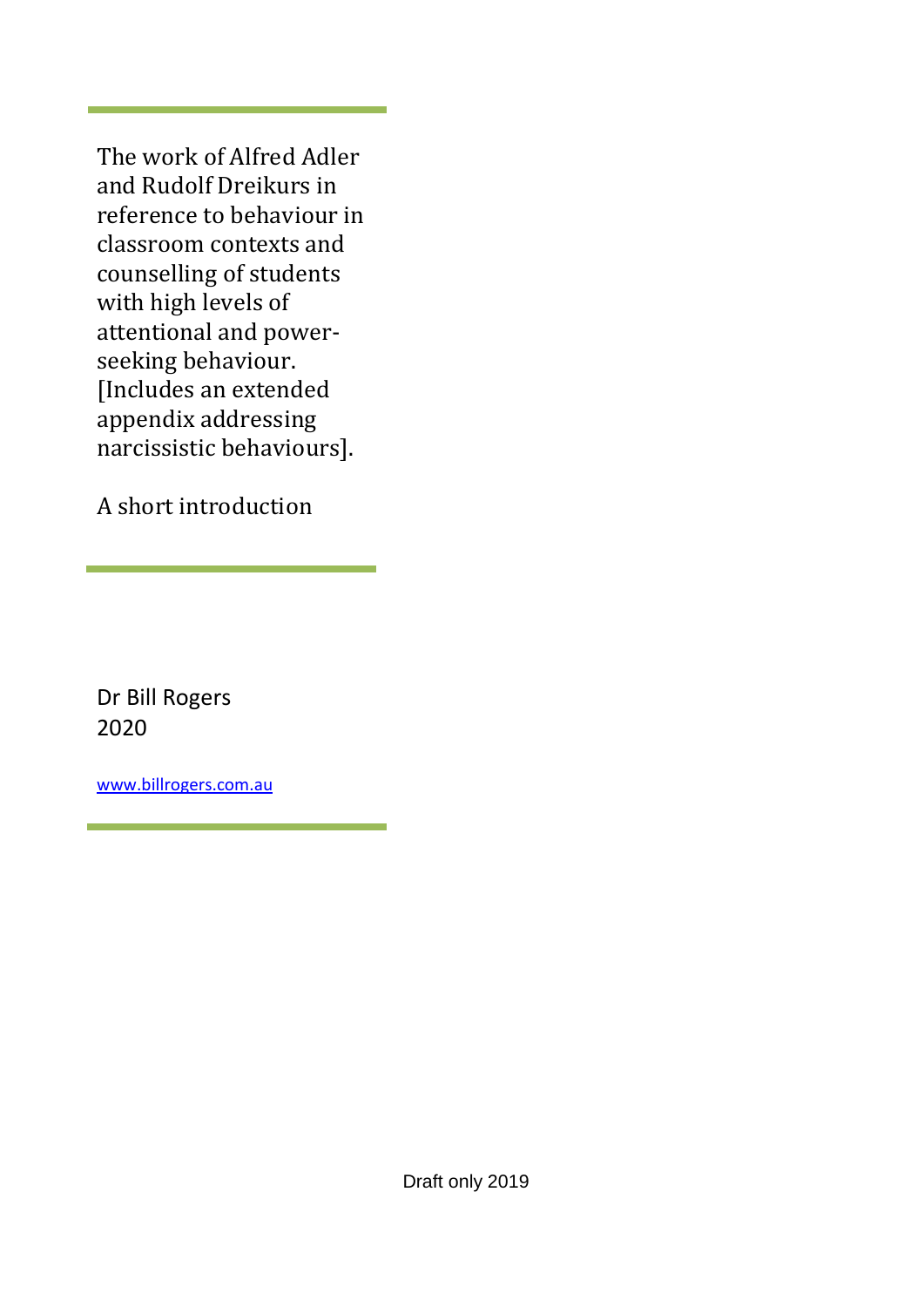# The work of Alfred Adler and Rudolf Dreikurs in reference to behaviour in classroom contexts and counselling of students with high levels of attentional and power-seeking behaviour. [Includes an extended appendix addressing narcissistic behaviours].

A short introduction

Dr Bill Rogers
2020

www.billrogers.com.au

Draft only 2019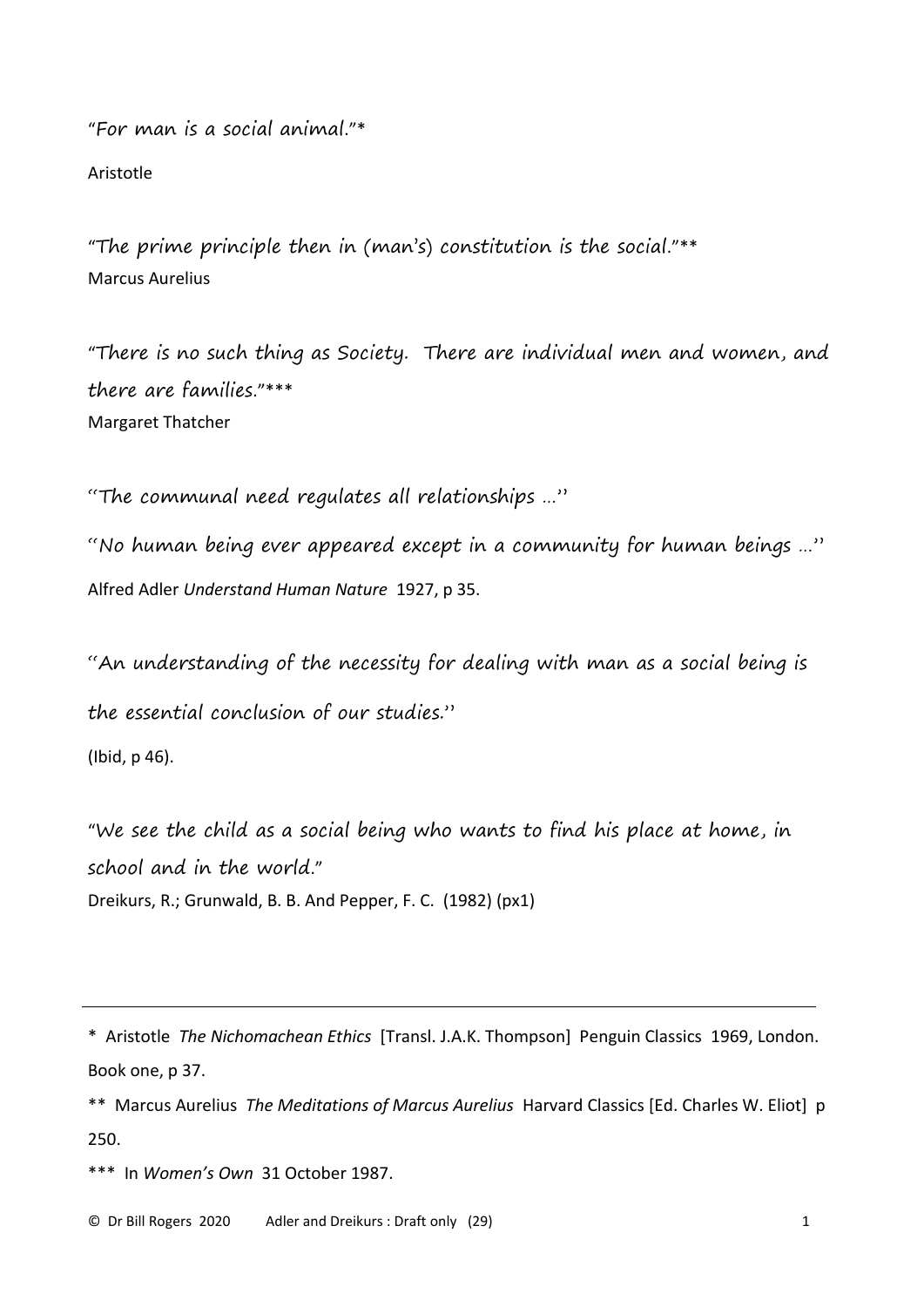"For man is a social animal."*

Aristotle

"The prime principle then in (man's) constitution is the social."**

Marcus Aurelius

"There is no such thing as Society. There are individual men and women, and there are families."***

Margaret Thatcher

''The communal need regulates all relationships …''

''No human being ever appeared except in a community for human beings …''

Alfred Adler *Understand Human Nature* 1927, p 35.

''An understanding of the necessity for dealing with man as a social being is the essential conclusion of our studies.''

(Ibid, p 46).

"We see the child as a social being who wants to find his place at home, in school and in the world."

Dreikurs, R.; Grunwald, B. B. And Pepper, F. C. (1982) (px1)

---

\* Aristotle *The Nichomachean Ethics* [Transl. J.A.K. Thompson] Penguin Classics 1969, London. Book one, p 37.

\*\* Marcus Aurelius *The Meditations of Marcus Aurelius* Harvard Classics [Ed. Charles W. Eliot] p 250.

\*\*\* In *Women's Own* 31 October 1987.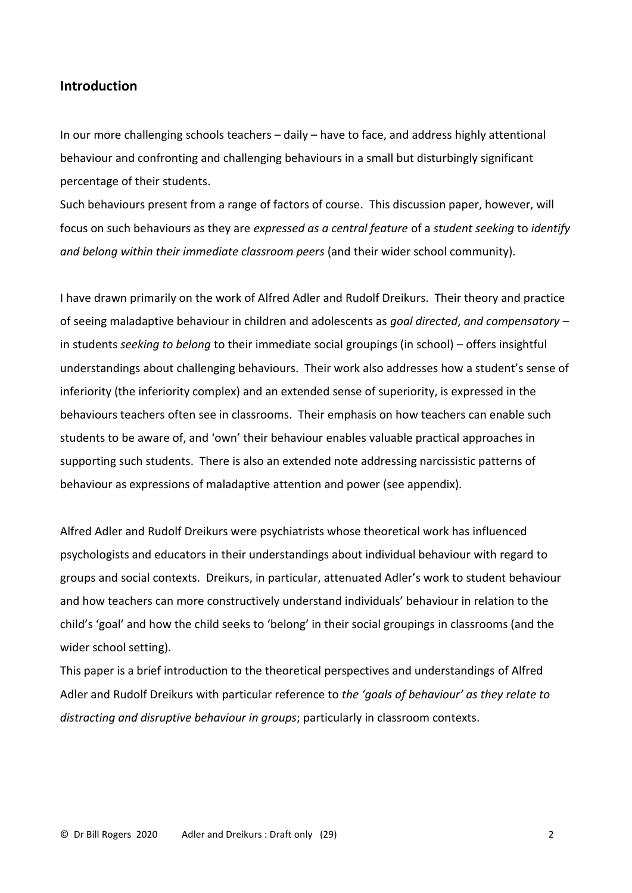## Introduction

In our more challenging schools teachers – daily – have to face, and address highly attentional behaviour and confronting and challenging behaviours in a small but disturbingly significant percentage of their students.

Such behaviours present from a range of factors of course. This discussion paper, however, will focus on such behaviours as they are *expressed as a central feature* of a *student seeking* to *identify and belong within their immediate classroom peers* (and their wider school community).

I have drawn primarily on the work of Alfred Adler and Rudolf Dreikurs. Their theory and practice of seeing maladaptive behaviour in children and adolescents as *goal directed*, *and compensatory* – in students *seeking to belong* to their immediate social groupings (in school) – offers insightful understandings about challenging behaviours. Their work also addresses how a student's sense of inferiority (the inferiority complex) and an extended sense of superiority, is expressed in the behaviours teachers often see in classrooms. Their emphasis on how teachers can enable such students to be aware of, and 'own' their behaviour enables valuable practical approaches in supporting such students. There is also an extended note addressing narcissistic patterns of behaviour as expressions of maladaptive attention and power (see appendix).

Alfred Adler and Rudolf Dreikurs were psychiatrists whose theoretical work has influenced psychologists and educators in their understandings about individual behaviour with regard to groups and social contexts. Dreikurs, in particular, attenuated Adler's work to student behaviour and how teachers can more constructively understand individuals' behaviour in relation to the child's 'goal' and how the child seeks to 'belong' in their social groupings in classrooms (and the wider school setting).

This paper is a brief introduction to the theoretical perspectives and understandings of Alfred Adler and Rudolf Dreikurs with particular reference to *the 'goals of behaviour' as they relate to distracting and disruptive behaviour in groups*; particularly in classroom contexts.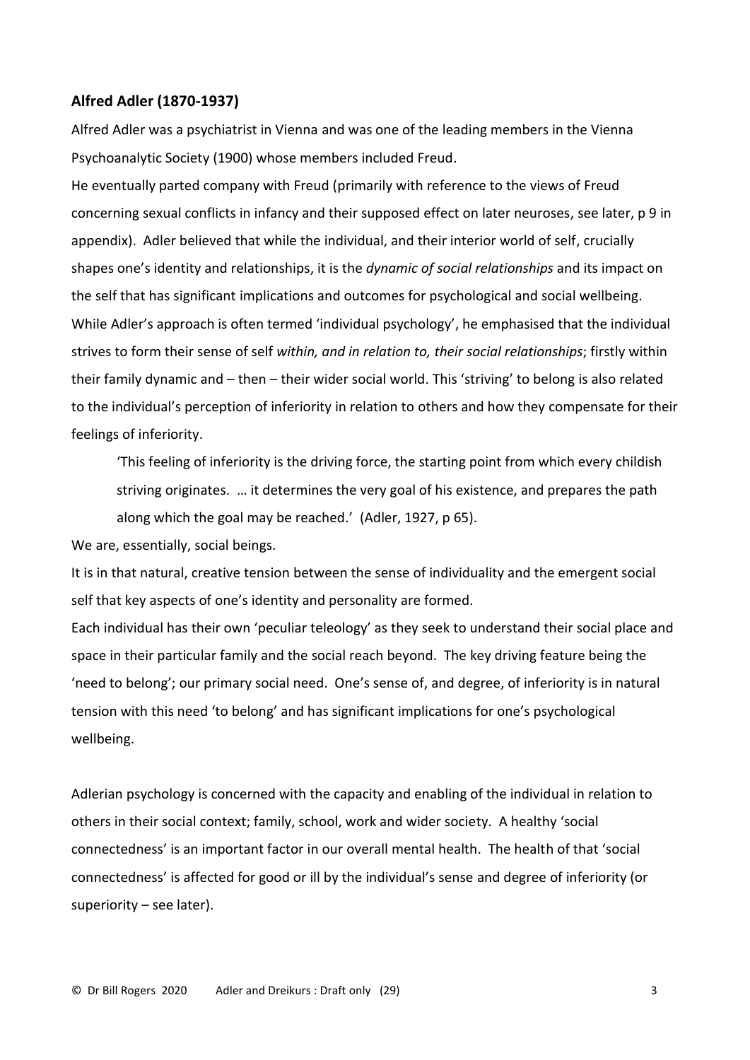**Alfred Adler (1870-1937)**

Alfred Adler was a psychiatrist in Vienna and was one of the leading members in the Vienna Psychoanalytic Society (1900) whose members included Freud.

He eventually parted company with Freud (primarily with reference to the views of Freud concerning sexual conflicts in infancy and their supposed effect on later neuroses, see later, p 9 in appendix). Adler believed that while the individual, and their interior world of self, crucially shapes one's identity and relationships, it is the *dynamic of social relationships* and its impact on the self that has significant implications and outcomes for psychological and social wellbeing. While Adler's approach is often termed 'individual psychology', he emphasised that the individual strives to form their sense of self *within, and in relation to, their social relationships*; firstly within their family dynamic and – then – their wider social world. This 'striving' to belong is also related to the individual's perception of inferiority in relation to others and how they compensate for their feelings of inferiority.

> 'This feeling of inferiority is the driving force, the starting point from which every childish striving originates. … it determines the very goal of his existence, and prepares the path along which the goal may be reached.' (Adler, 1927, p 65).

We are, essentially, social beings.

It is in that natural, creative tension between the sense of individuality and the emergent social self that key aspects of one's identity and personality are formed.

Each individual has their own 'peculiar teleology' as they seek to understand their social place and space in their particular family and the social reach beyond. The key driving feature being the 'need to belong'; our primary social need. One's sense of, and degree, of inferiority is in natural tension with this need 'to belong' and has significant implications for one's psychological wellbeing.

Adlerian psychology is concerned with the capacity and enabling of the individual in relation to others in their social context; family, school, work and wider society. A healthy 'social connectedness' is an important factor in our overall mental health. The health of that 'social connectedness' is affected for good or ill by the individual's sense and degree of inferiority (or superiority – see later).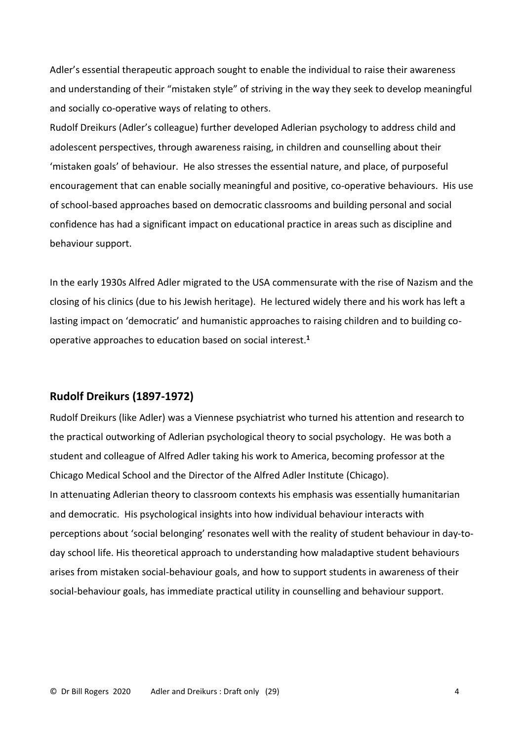Adler's essential therapeutic approach sought to enable the individual to raise their awareness and understanding of their "mistaken style" of striving in the way they seek to develop meaningful and socially co-operative ways of relating to others.
Rudolf Dreikurs (Adler's colleague) further developed Adlerian psychology to address child and adolescent perspectives, through awareness raising, in children and counselling about their 'mistaken goals' of behaviour. He also stresses the essential nature, and place, of purposeful encouragement that can enable socially meaningful and positive, co-operative behaviours. His use of school-based approaches based on democratic classrooms and building personal and social confidence has had a significant impact on educational practice in areas such as discipline and behaviour support.

In the early 1930s Alfred Adler migrated to the USA commensurate with the rise of Nazism and the closing of his clinics (due to his Jewish heritage). He lectured widely there and his work has left a lasting impact on 'democratic' and humanistic approaches to raising children and to building co-operative approaches to education based on social interest.[1]

## Rudolf Dreikurs (1897-1972)

Rudolf Dreikurs (like Adler) was a Viennese psychiatrist who turned his attention and research to the practical outworking of Adlerian psychological theory to social psychology. He was both a student and colleague of Alfred Adler taking his work to America, becoming professor at the Chicago Medical School and the Director of the Alfred Adler Institute (Chicago).
In attenuating Adlerian theory to classroom contexts his emphasis was essentially humanitarian and democratic. His psychological insights into how individual behaviour interacts with perceptions about 'social belonging' resonates well with the reality of student behaviour in day-to-day school life. His theoretical approach to understanding how maladaptive student behaviours arises from mistaken social-behaviour goals, and how to support students in awareness of their social-behaviour goals, has immediate practical utility in counselling and behaviour support.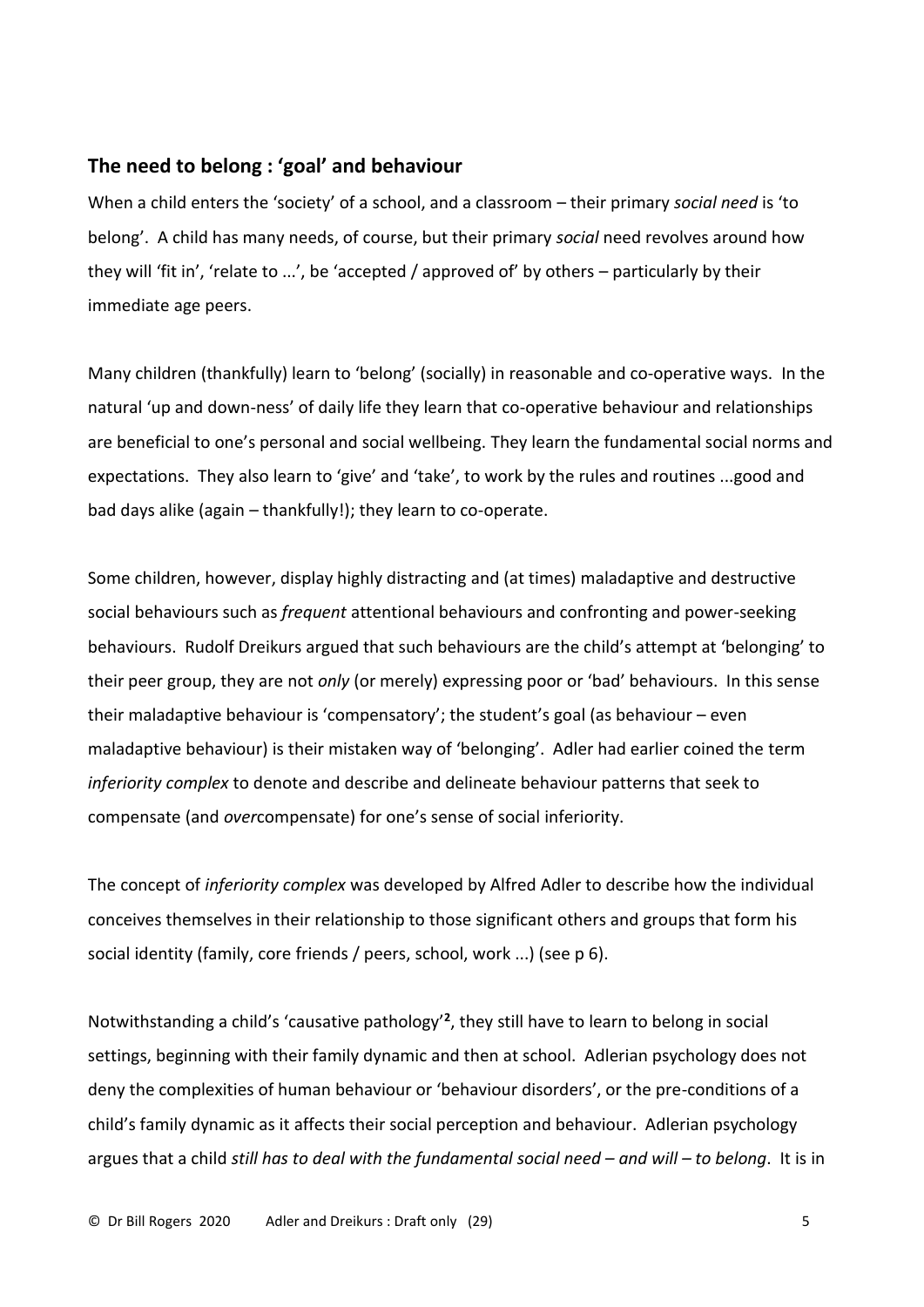## The need to belong : 'goal' and behaviour

When a child enters the 'society' of a school, and a classroom – their primary *social need* is 'to belong'. A child has many needs, of course, but their primary *social* need revolves around how they will 'fit in', 'relate to ...', be 'accepted / approved of' by others – particularly by their immediate age peers.

Many children (thankfully) learn to 'belong' (socially) in reasonable and co-operative ways. In the natural 'up and down-ness' of daily life they learn that co-operative behaviour and relationships are beneficial to one's personal and social wellbeing. They learn the fundamental social norms and expectations. They also learn to 'give' and 'take', to work by the rules and routines ...good and bad days alike (again – thankfully!); they learn to co-operate.

Some children, however, display highly distracting and (at times) maladaptive and destructive social behaviours such as *frequent* attentional behaviours and confronting and power-seeking behaviours. Rudolf Dreikurs argued that such behaviours are the child's attempt at 'belonging' to their peer group, they are not *only* (or merely) expressing poor or 'bad' behaviours. In this sense their maladaptive behaviour is 'compensatory'; the student's goal (as behaviour – even maladaptive behaviour) is their mistaken way of 'belonging'. Adler had earlier coined the term *inferiority complex* to denote and describe and delineate behaviour patterns that seek to compensate (and *over*compensate) for one's sense of social inferiority.

The concept of *inferiority complex* was developed by Alfred Adler to describe how the individual conceives themselves in their relationship to those significant others and groups that form his social identity (family, core friends / peers, school, work ...) (see p 6).

Notwithstanding a child's 'causative pathology'[2], they still have to learn to belong in social settings, beginning with their family dynamic and then at school. Adlerian psychology does not deny the complexities of human behaviour or 'behaviour disorders', or the pre-conditions of a child's family dynamic as it affects their social perception and behaviour. Adlerian psychology argues that a child *still has to deal with the fundamental social need – and will – to belong*. It is in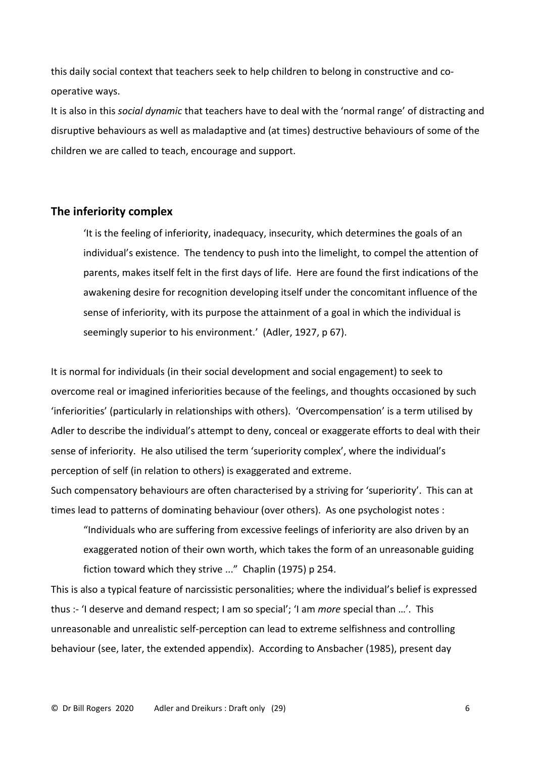this daily social context that teachers seek to help children to belong in constructive and co-operative ways.

It is also in this *social dynamic* that teachers have to deal with the 'normal range' of distracting and disruptive behaviours as well as maladaptive and (at times) destructive behaviours of some of the children we are called to teach, encourage and support.

## The inferiority complex

> 'It is the feeling of inferiority, inadequacy, insecurity, which determines the goals of an individual's existence. The tendency to push into the limelight, to compel the attention of parents, makes itself felt in the first days of life. Here are found the first indications of the awakening desire for recognition developing itself under the concomitant influence of the sense of inferiority, with its purpose the attainment of a goal in which the individual is seemingly superior to his environment.' (Adler, 1927, p 67).

It is normal for individuals (in their social development and social engagement) to seek to overcome real or imagined inferiorities because of the feelings, and thoughts occasioned by such 'inferiorities' (particularly in relationships with others). 'Overcompensation' is a term utilised by Adler to describe the individual's attempt to deny, conceal or exaggerate efforts to deal with their sense of inferiority. He also utilised the term 'superiority complex', where the individual's perception of self (in relation to others) is exaggerated and extreme.

Such compensatory behaviours are often characterised by a striving for 'superiority'. This can at times lead to patterns of dominating behaviour (over others). As one psychologist notes :

> "Individuals who are suffering from excessive feelings of inferiority are also driven by an exaggerated notion of their own worth, which takes the form of an unreasonable guiding fiction toward which they strive ..." Chaplin (1975) p 254.

This is also a typical feature of narcissistic personalities; where the individual's belief is expressed thus :- 'I deserve and demand respect; I am so special'; 'I am *more* special than …'. This unreasonable and unrealistic self-perception can lead to extreme selfishness and controlling behaviour (see, later, the extended appendix). According to Ansbacher (1985), present day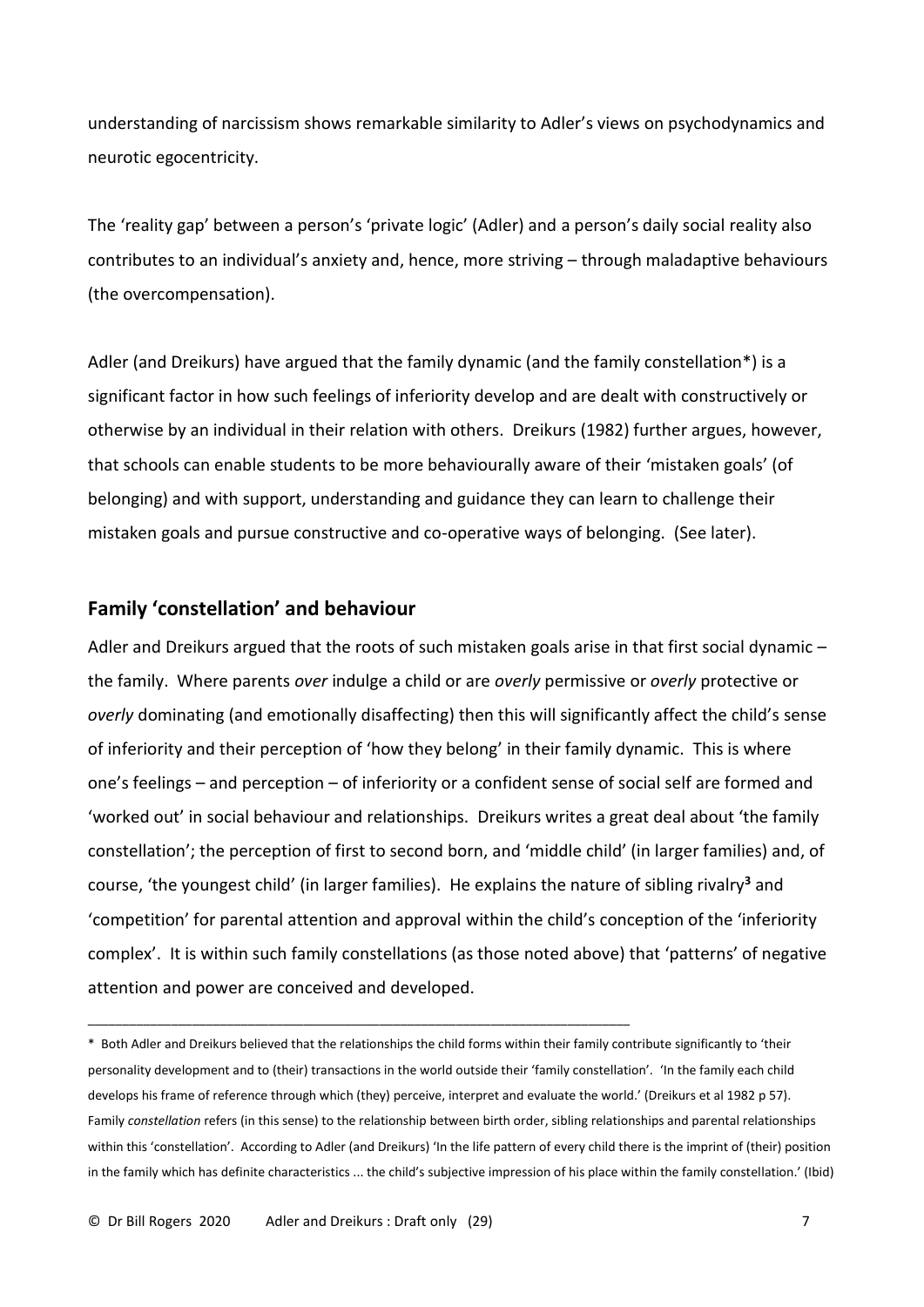understanding of narcissism shows remarkable similarity to Adler's views on psychodynamics and neurotic egocentricity.

The 'reality gap' between a person's 'private logic' (Adler) and a person's daily social reality also contributes to an individual's anxiety and, hence, more striving – through maladaptive behaviours (the overcompensation).

Adler (and Dreikurs) have argued that the family dynamic (and the family constellation*) is a significant factor in how such feelings of inferiority develop and are dealt with constructively or otherwise by an individual in their relation with others. Dreikurs (1982) further argues, however, that schools can enable students to be more behaviourally aware of their 'mistaken goals' (of belonging) and with support, understanding and guidance they can learn to challenge their mistaken goals and pursue constructive and co-operative ways of belonging. (See later).

## Family 'constellation' and behaviour

Adler and Dreikurs argued that the roots of such mistaken goals arise in that first social dynamic – the family. Where parents *over* indulge a child or are *overly* permissive or *overly* protective or *overly* dominating (and emotionally disaffecting) then this will significantly affect the child's sense of inferiority and their perception of 'how they belong' in their family dynamic. This is where one's feelings – and perception – of inferiority or a confident sense of social self are formed and 'worked out' in social behaviour and relationships. Dreikurs writes a great deal about 'the family constellation'; the perception of first to second born, and 'middle child' (in larger families) and, of course, 'the youngest child' (in larger families). He explains the nature of sibling rivalry[3] and 'competition' for parental attention and approval within the child's conception of the 'inferiority complex'. It is within such family constellations (as those noted above) that 'patterns' of negative attention and power are conceived and developed.

---

\* Both Adler and Dreikurs believed that the relationships the child forms within their family contribute significantly to 'their personality development and to (their) transactions in the world outside their 'family constellation'. 'In the family each child develops his frame of reference through which (they) perceive, interpret and evaluate the world.' (Dreikurs et al 1982 p 57). Family *constellation* refers (in this sense) to the relationship between birth order, sibling relationships and parental relationships within this 'constellation'. According to Adler (and Dreikurs) 'In the life pattern of every child there is the imprint of (their) position in the family which has definite characteristics ... the child's subjective impression of his place within the family constellation.' (Ibid)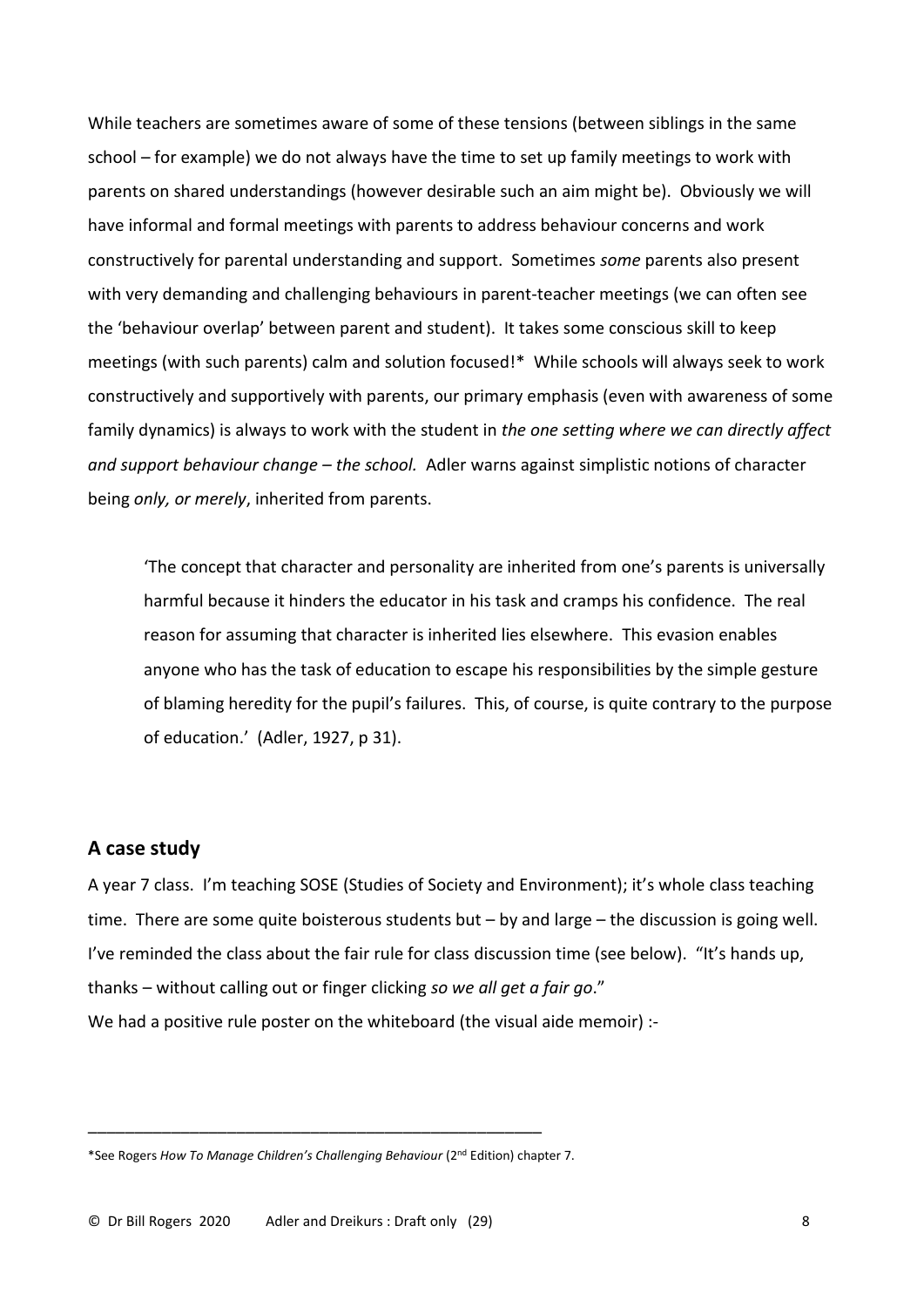While teachers are sometimes aware of some of these tensions (between siblings in the same school – for example) we do not always have the time to set up family meetings to work with parents on shared understandings (however desirable such an aim might be). Obviously we will have informal and formal meetings with parents to address behaviour concerns and work constructively for parental understanding and support. Sometimes *some* parents also present with very demanding and challenging behaviours in parent-teacher meetings (we can often see the 'behaviour overlap' between parent and student). It takes some conscious skill to keep meetings (with such parents) calm and solution focused!* While schools will always seek to work constructively and supportively with parents, our primary emphasis (even with awareness of some family dynamics) is always to work with the student in *the one setting where we can directly affect and support behaviour change – the school.* Adler warns against simplistic notions of character being *only, or merely*, inherited from parents.

> 'The concept that character and personality are inherited from one's parents is universally harmful because it hinders the educator in his task and cramps his confidence. The real reason for assuming that character is inherited lies elsewhere. This evasion enables anyone who has the task of education to escape his responsibilities by the simple gesture of blaming heredity for the pupil's failures. This, of course, is quite contrary to the purpose of education.' (Adler, 1927, p 31).

## A case study

A year 7 class. I'm teaching SOSE (Studies of Society and Environment); it's whole class teaching time. There are some quite boisterous students but – by and large – the discussion is going well. I've reminded the class about the fair rule for class discussion time (see below). "It's hands up, thanks – without calling out or finger clicking *so we all get a fair go*."

We had a positive rule poster on the whiteboard (the visual aide memoir) :-

---

*See Rogers *How To Manage Children's Challenging Behaviour* (2nd Edition) chapter 7.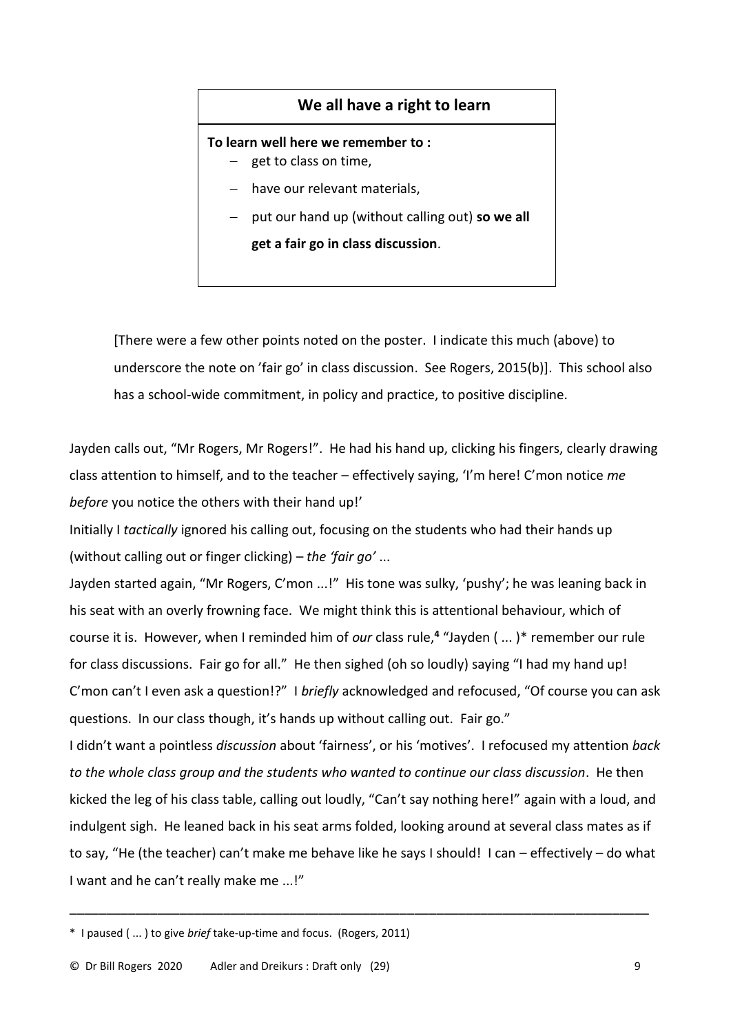**We all have a right to learn**

**To learn well here we remember to :**

- get to class on time,
- have our relevant materials,
- put our hand up (without calling out) **so we all get a fair go in class discussion**.

[There were a few other points noted on the poster. I indicate this much (above) to underscore the note on 'fair go' in class discussion. See Rogers, 2015(b)]. This school also has a school-wide commitment, in policy and practice, to positive discipline.

Jayden calls out, "Mr Rogers, Mr Rogers!". He had his hand up, clicking his fingers, clearly drawing class attention to himself, and to the teacher – effectively saying, 'I'm here! C'mon notice *me before* you notice the others with their hand up!'

Initially I *tactically* ignored his calling out, focusing on the students who had their hands up (without calling out or finger clicking) – *the 'fair go'* ...

Jayden started again, "Mr Rogers, C'mon ...!" His tone was sulky, 'pushy'; he was leaning back in his seat with an overly frowning face. We might think this is attentional behaviour, which of course it is. However, when I reminded him of *our* class rule,[4] "Jayden ( ... )* remember our rule for class discussions. Fair go for all." He then sighed (oh so loudly) saying "I had my hand up! C'mon can't I even ask a question!?" I *briefly* acknowledged and refocused, "Of course you can ask questions. In our class though, it's hands up without calling out. Fair go."

I didn't want a pointless *discussion* about 'fairness', or his 'motives'. I refocused my attention *back to the whole class group and the students who wanted to continue our class discussion*. He then kicked the leg of his class table, calling out loudly, "Can't say nothing here!" again with a loud, and indulgent sigh. He leaned back in his seat arms folded, looking around at several class mates as if to say, "He (the teacher) can't make me behave like he says I should! I can – effectively – do what I want and he can't really make me ...!"

---

\* I paused ( ... ) to give *brief* take-up-time and focus. (Rogers, 2011)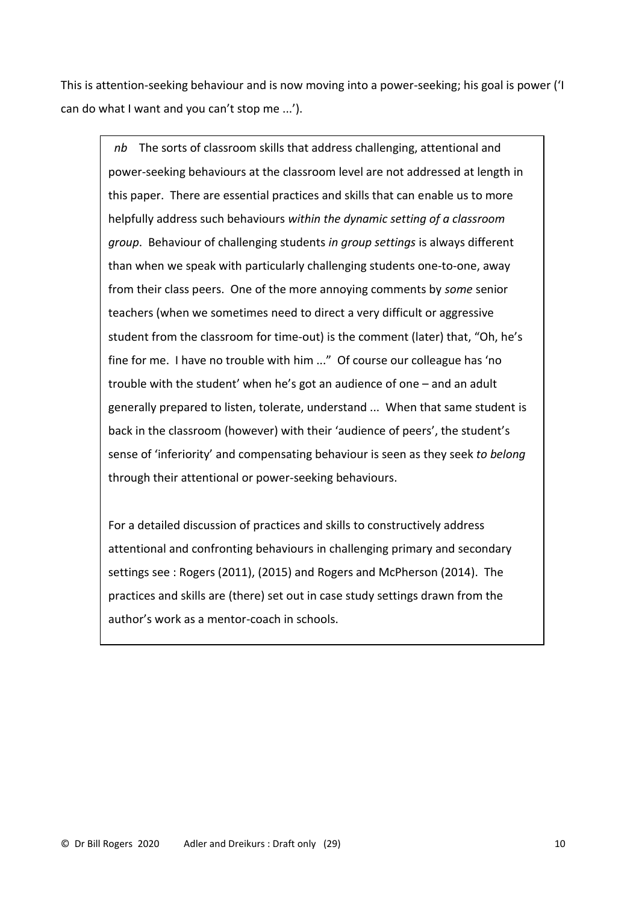This is attention-seeking behaviour and is now moving into a power-seeking; his goal is power ('I can do what I want and you can't stop me ...').

> *nb* The sorts of classroom skills that address challenging, attentional and power-seeking behaviours at the classroom level are not addressed at length in this paper. There are essential practices and skills that can enable us to more helpfully address such behaviours *within the dynamic setting of a classroom group*. Behaviour of challenging students *in group settings* is always different than when we speak with particularly challenging students one-to-one, away from their class peers. One of the more annoying comments by *some* senior teachers (when we sometimes need to direct a very difficult or aggressive student from the classroom for time-out) is the comment (later) that, "Oh, he's fine for me. I have no trouble with him ..." Of course our colleague has 'no trouble with the student' when he's got an audience of one – and an adult generally prepared to listen, tolerate, understand ... When that same student is back in the classroom (however) with their 'audience of peers', the student's sense of 'inferiority' and compensating behaviour is seen as they seek *to belong* through their attentional or power-seeking behaviours.
>
> For a detailed discussion of practices and skills to constructively address attentional and confronting behaviours in challenging primary and secondary settings see : Rogers (2011), (2015) and Rogers and McPherson (2014). The practices and skills are (there) set out in case study settings drawn from the author's work as a mentor-coach in schools.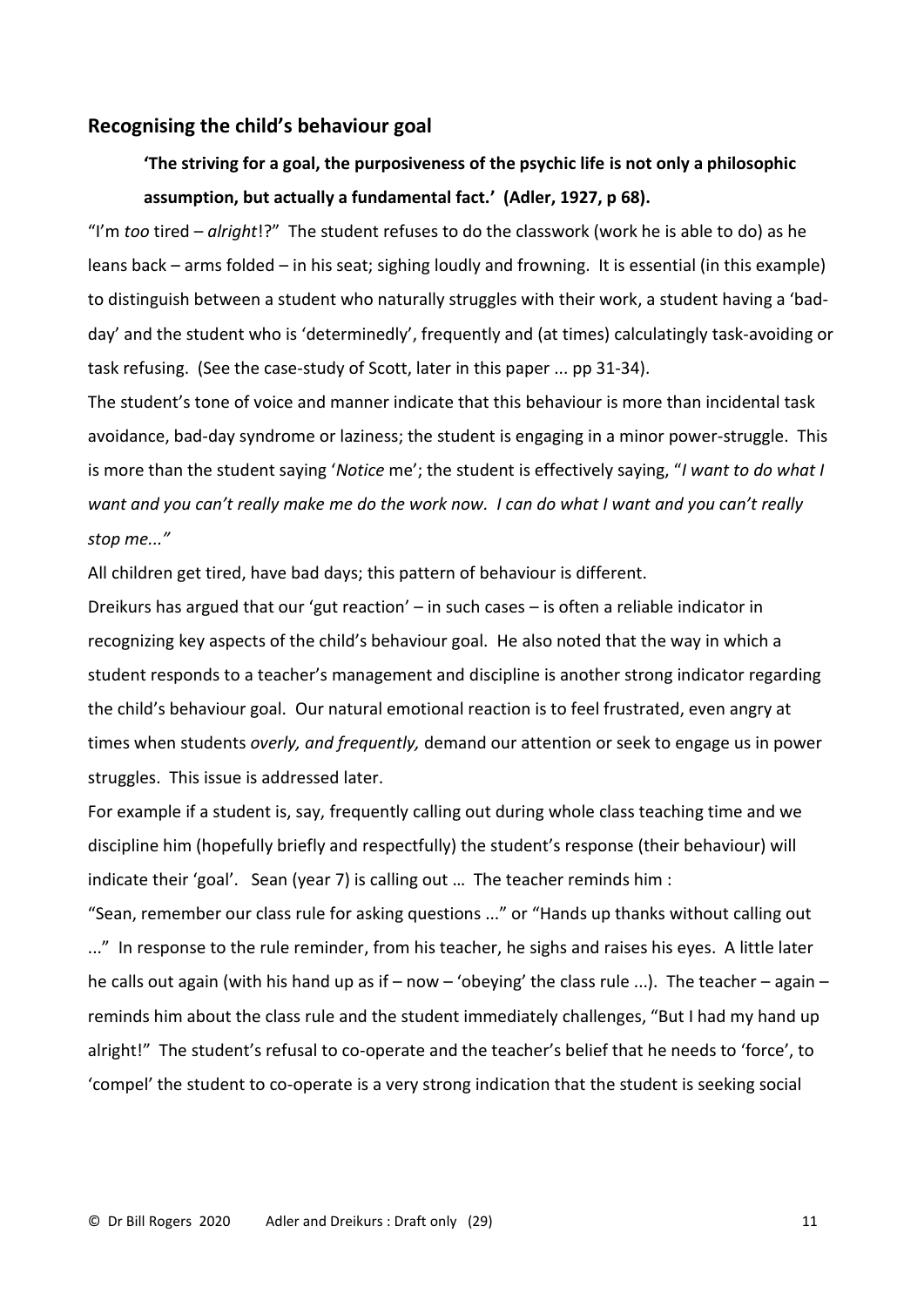## Recognising the child's behaviour goal

> **'The striving for a goal, the purposiveness of the psychic life is not only a philosophic assumption, but actually a fundamental fact.' (Adler, 1927, p 68).**

"I'm *too* tired – *alright*!?" The student refuses to do the classwork (work he is able to do) as he leans back – arms folded – in his seat; sighing loudly and frowning. It is essential (in this example) to distinguish between a student who naturally struggles with their work, a student having a 'bad-day' and the student who is 'determinedly', frequently and (at times) calculatingly task-avoiding or task refusing. (See the case-study of Scott, later in this paper ... pp 31-34).

The student's tone of voice and manner indicate that this behaviour is more than incidental task avoidance, bad-day syndrome or laziness; the student is engaging in a minor power-struggle. This is more than the student saying '*Notice* me'; the student is effectively saying, "*I want to do what I want and you can't really make me do the work now. I can do what I want and you can't really stop me..."*

All children get tired, have bad days; this pattern of behaviour is different.

Dreikurs has argued that our 'gut reaction' – in such cases – is often a reliable indicator in recognizing key aspects of the child's behaviour goal. He also noted that the way in which a student responds to a teacher's management and discipline is another strong indicator regarding the child's behaviour goal. Our natural emotional reaction is to feel frustrated, even angry at times when students *overly, and frequently,* demand our attention or seek to engage us in power struggles. This issue is addressed later.

For example if a student is, say, frequently calling out during whole class teaching time and we discipline him (hopefully briefly and respectfully) the student's response (their behaviour) will indicate their 'goal'. Sean (year 7) is calling out … The teacher reminds him :

"Sean, remember our class rule for asking questions ..." or "Hands up thanks without calling out ..." In response to the rule reminder, from his teacher, he sighs and raises his eyes. A little later he calls out again (with his hand up as if – now – 'obeying' the class rule ...). The teacher – again – reminds him about the class rule and the student immediately challenges, "But I had my hand up alright!" The student's refusal to co-operate and the teacher's belief that he needs to 'force', to 'compel' the student to co-operate is a very strong indication that the student is seeking social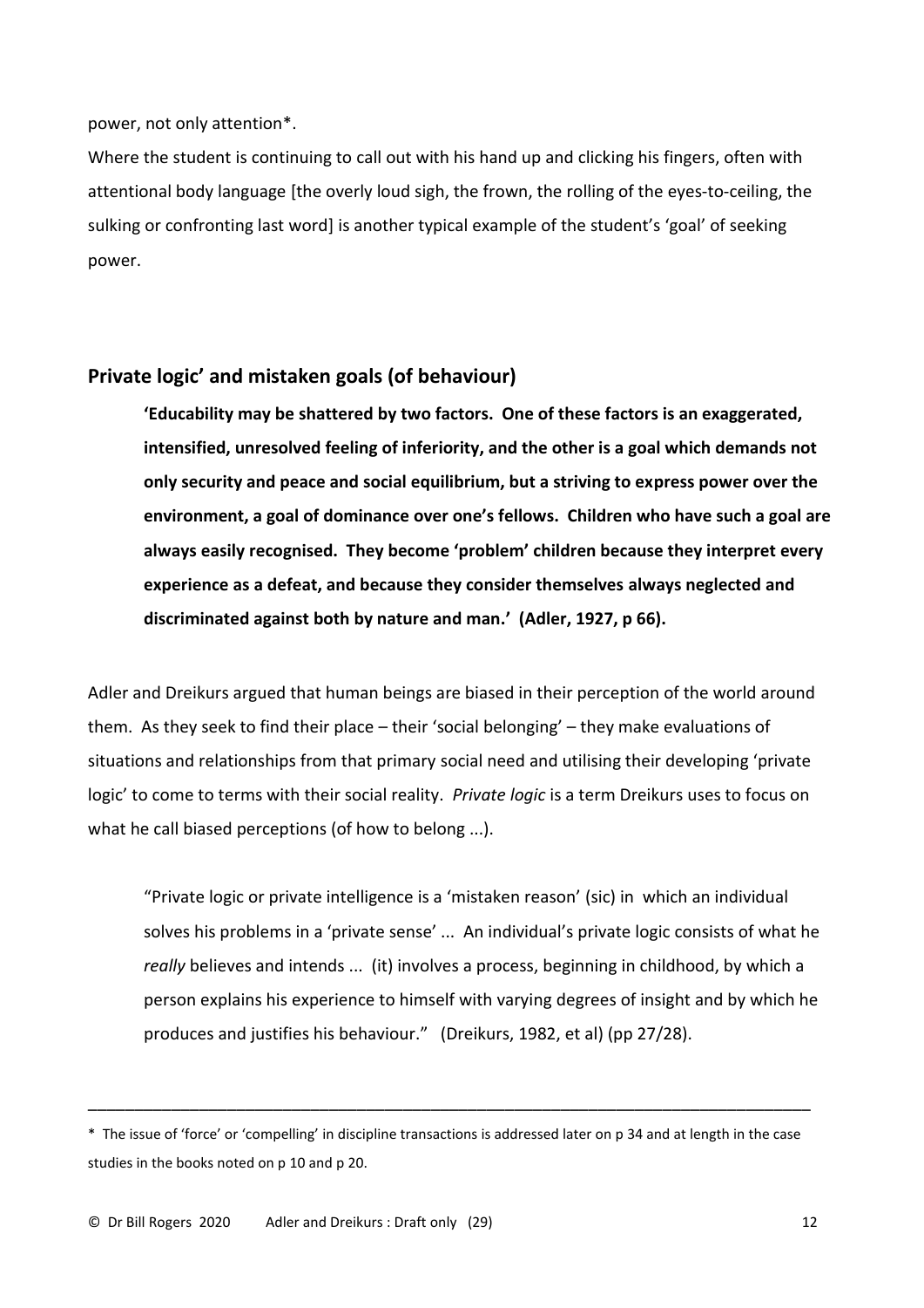power, not only attention*.

Where the student is continuing to call out with his hand up and clicking his fingers, often with attentional body language [the overly loud sigh, the frown, the rolling of the eyes-to-ceiling, the sulking or confronting last word] is another typical example of the student's 'goal' of seeking power.

## Private logic' and mistaken goals (of behaviour)

> **'Educability may be shattered by two factors. One of these factors is an exaggerated, intensified, unresolved feeling of inferiority, and the other is a goal which demands not only security and peace and social equilibrium, but a striving to express power over the environment, a goal of dominance over one's fellows. Children who have such a goal are always easily recognised. They become 'problem' children because they interpret every experience as a defeat, and because they consider themselves always neglected and discriminated against both by nature and man.' (Adler, 1927, p 66).**

Adler and Dreikurs argued that human beings are biased in their perception of the world around them. As they seek to find their place – their 'social belonging' – they make evaluations of situations and relationships from that primary social need and utilising their developing 'private logic' to come to terms with their social reality. *Private logic* is a term Dreikurs uses to focus on what he call biased perceptions (of how to belong ...).

> "Private logic or private intelligence is a 'mistaken reason' (sic) in which an individual solves his problems in a 'private sense' ... An individual's private logic consists of what he *really* believes and intends ... (it) involves a process, beginning in childhood, by which a person explains his experience to himself with varying degrees of insight and by which he produces and justifies his behaviour." (Dreikurs, 1982, et al) (pp 27/28).

---

* The issue of 'force' or 'compelling' in discipline transactions is addressed later on p 34 and at length in the case studies in the books noted on p 10 and p 20.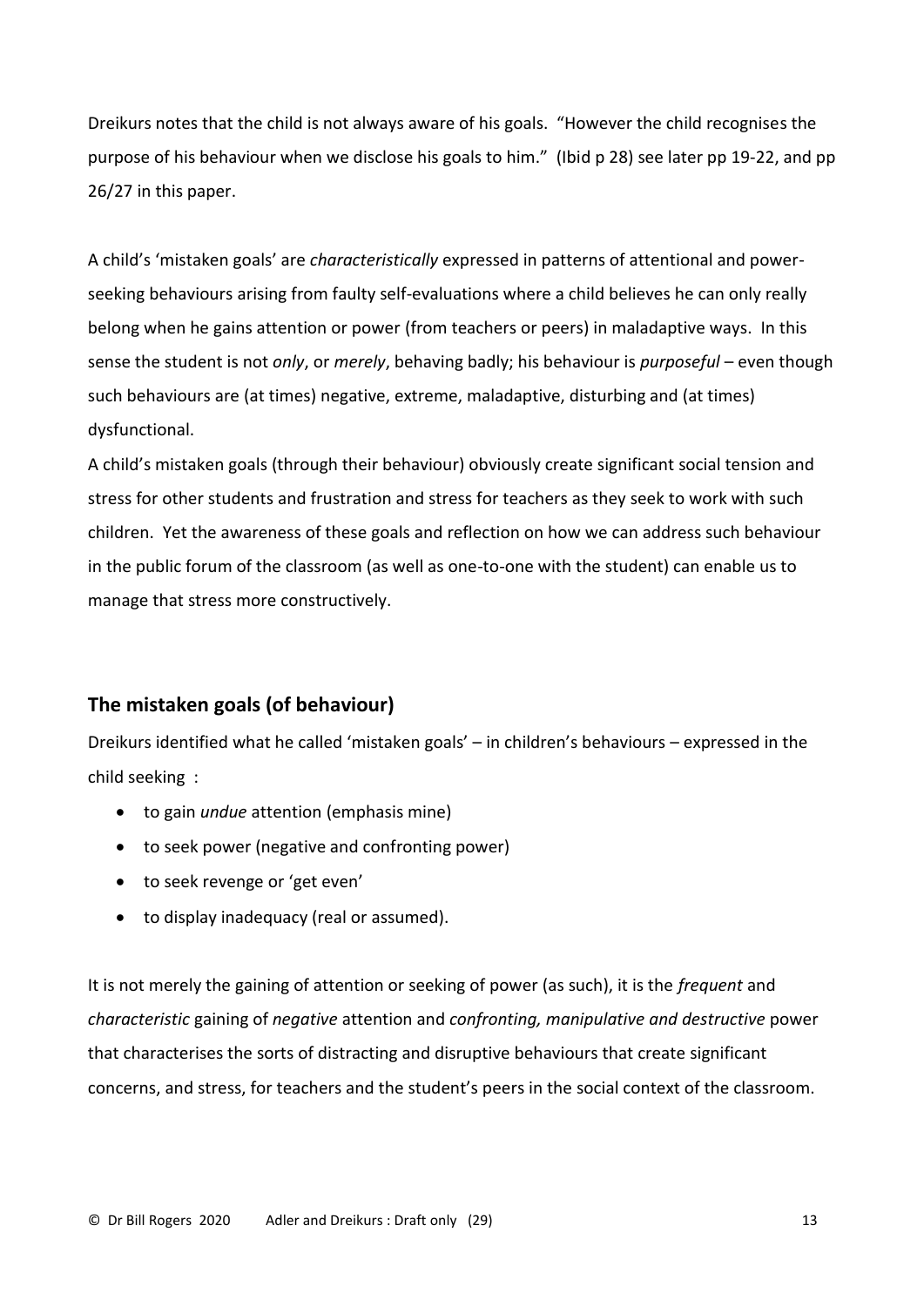Dreikurs notes that the child is not always aware of his goals. "However the child recognises the purpose of his behaviour when we disclose his goals to him." (Ibid p 28) see later pp 19-22, and pp 26/27 in this paper.

A child's 'mistaken goals' are *characteristically* expressed in patterns of attentional and power-seeking behaviours arising from faulty self-evaluations where a child believes he can only really belong when he gains attention or power (from teachers or peers) in maladaptive ways. In this sense the student is not *only*, or *merely*, behaving badly; his behaviour is *purposeful* – even though such behaviours are (at times) negative, extreme, maladaptive, disturbing and (at times) dysfunctional.

A child's mistaken goals (through their behaviour) obviously create significant social tension and stress for other students and frustration and stress for teachers as they seek to work with such children. Yet the awareness of these goals and reflection on how we can address such behaviour in the public forum of the classroom (as well as one-to-one with the student) can enable us to manage that stress more constructively.

## The mistaken goals (of behaviour)

Dreikurs identified what he called 'mistaken goals' – in children's behaviours – expressed in the child seeking :

- to gain *undue* attention (emphasis mine)
- to seek power (negative and confronting power)
- to seek revenge or 'get even'
- to display inadequacy (real or assumed).

It is not merely the gaining of attention or seeking of power (as such), it is the *frequent* and *characteristic* gaining of *negative* attention and *confronting, manipulative and destructive* power that characterises the sorts of distracting and disruptive behaviours that create significant concerns, and stress, for teachers and the student's peers in the social context of the classroom.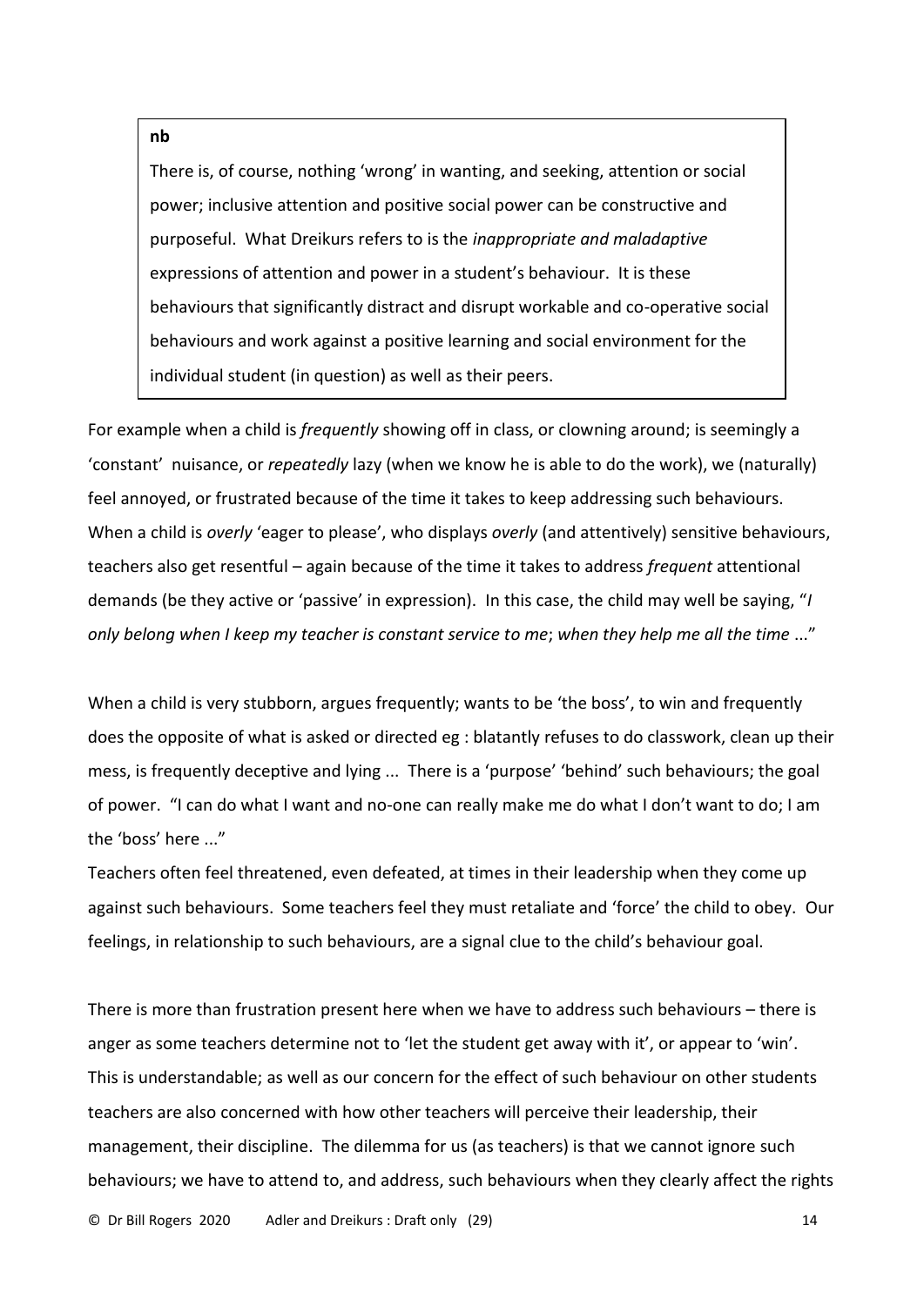> **nb**
>
> There is, of course, nothing 'wrong' in wanting, and seeking, attention or social power; inclusive attention and positive social power can be constructive and purposeful. What Dreikurs refers to is the *inappropriate and maladaptive* expressions of attention and power in a student's behaviour. It is these behaviours that significantly distract and disrupt workable and co-operative social behaviours and work against a positive learning and social environment for the individual student (in question) as well as their peers.

For example when a child is *frequently* showing off in class, or clowning around; is seemingly a 'constant' nuisance, or *repeatedly* lazy (when we know he is able to do the work), we (naturally) feel annoyed, or frustrated because of the time it takes to keep addressing such behaviours. When a child is *overly* 'eager to please', who displays *overly* (and attentively) sensitive behaviours, teachers also get resentful – again because of the time it takes to address *frequent* attentional demands (be they active or 'passive' in expression). In this case, the child may well be saying, "*I only belong when I keep my teacher is constant service to me*; *when they help me all the time* ..."

When a child is very stubborn, argues frequently; wants to be 'the boss', to win and frequently does the opposite of what is asked or directed eg : blatantly refuses to do classwork, clean up their mess, is frequently deceptive and lying ... There is a 'purpose' 'behind' such behaviours; the goal of power. "I can do what I want and no-one can really make me do what I don't want to do; I am the 'boss' here ..."

Teachers often feel threatened, even defeated, at times in their leadership when they come up against such behaviours. Some teachers feel they must retaliate and 'force' the child to obey. Our feelings, in relationship to such behaviours, are a signal clue to the child's behaviour goal.

There is more than frustration present here when we have to address such behaviours – there is anger as some teachers determine not to 'let the student get away with it', or appear to 'win'. This is understandable; as well as our concern for the effect of such behaviour on other students teachers are also concerned with how other teachers will perceive their leadership, their management, their discipline. The dilemma for us (as teachers) is that we cannot ignore such behaviours; we have to attend to, and address, such behaviours when they clearly affect the rights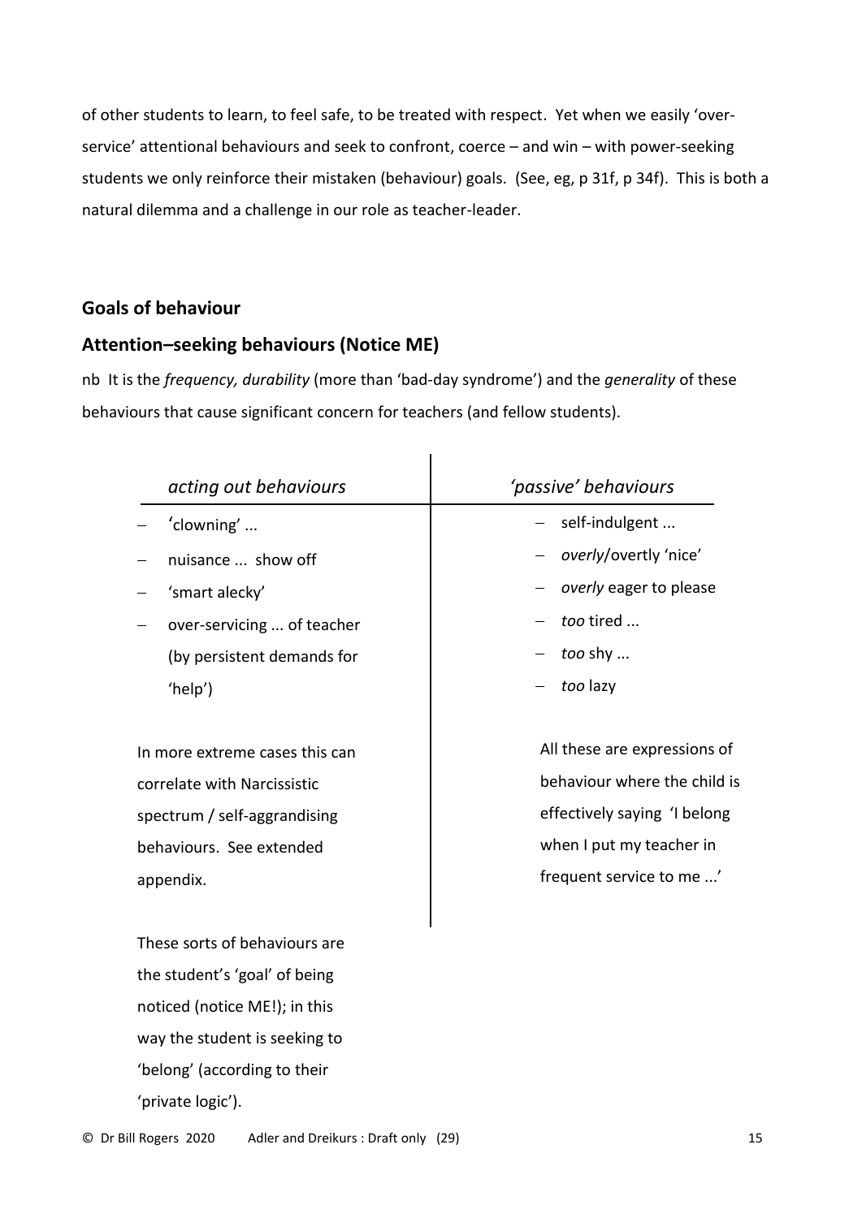of other students to learn, to feel safe, to be treated with respect. Yet when we easily 'over-service' attentional behaviours and seek to confront, coerce – and win – with power-seeking students we only reinforce their mistaken (behaviour) goals. (See, eg, p 31f, p 34f). This is both a natural dilemma and a challenge in our role as teacher-leader.

## Goals of behaviour

## Attention–seeking behaviours (Notice ME)

nb It is the *frequency, durability* (more than 'bad-day syndrome') and the *generality* of these behaviours that cause significant concern for teachers (and fellow students).

| *acting out behaviours* | *'passive' behaviours* |
|---|---|
| – 'clowning' ... | – self-indulgent ... |
| – nuisance ... show off | – *overly*/overtly 'nice' |
| – 'smart alecky' | – *overly* eager to please |
| – over-servicing ... of teacher (by persistent demands for 'help') | – *too* tired ... |
| | – *too* shy ... |
| | – *too* lazy |
| In more extreme cases this can correlate with Narcissistic spectrum / self-aggrandising behaviours. See extended appendix. | All these are expressions of behaviour where the child is effectively saying 'I belong when I put my teacher in frequent service to me ...' |

These sorts of behaviours are the student's 'goal' of being noticed (notice ME!); in this way the student is seeking to 'belong' (according to their 'private logic').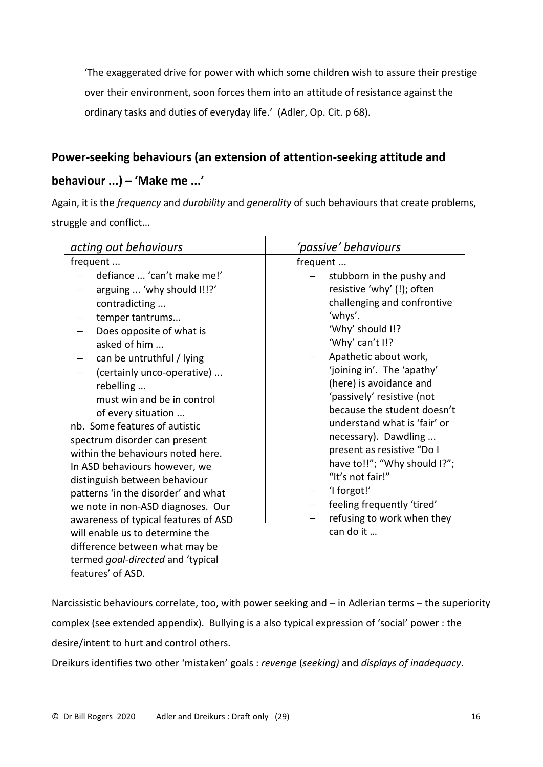> 'The exaggerated drive for power with which some children wish to assure their prestige over their environment, soon forces them into an attitude of resistance against the ordinary tasks and duties of everyday life.' (Adler, Op. Cit. p 68).

## Power-seeking behaviours (an extension of attention-seeking attitude and behaviour ...) – 'Make me ...'

Again, it is the *frequency* and *durability* and *generality* of such behaviours that create problems, struggle and conflict...

| *acting out behaviours* | *'passive' behaviours* |
|---|---|
| frequent ...<br>– defiance ... 'can't make me!'<br>– arguing ... 'why should I!!?'<br>– contradicting ...<br>– temper tantrums...<br>– Does opposite of what is asked of him ...<br>– can be untruthful / lying<br>– (certainly unco-operative) ... rebelling ...<br>– must win and be in control of every situation ...<br>nb. Some features of autistic spectrum disorder can present within the behaviours noted here. In ASD behaviours however, we distinguish between behaviour patterns 'in the disorder' and what we note in non-ASD diagnoses. Our awareness of typical features of ASD will enable us to determine the difference between what may be termed *goal-directed* and 'typical features' of ASD. | frequent ...<br>– stubborn in the pushy and resistive 'why' (!); often challenging and confrontive 'whys'.<br>'Why' should I!?<br>'Why' can't I!?<br>– Apathetic about work, 'joining in'. The 'apathy' (here) is avoidance and 'passively' resistive (not because the student doesn't understand what is 'fair' or necessary). Dawdling ... present as resistive "Do I have to!!"; "Why should I?"; "It's not fair!"<br>– 'I forgot!'<br>– feeling frequently 'tired'<br>– refusing to work when they can do it … |

Narcissistic behaviours correlate, too, with power seeking and – in Adlerian terms – the superiority complex (see extended appendix). Bullying is a also typical expression of 'social' power : the desire/intent to hurt and control others.

Dreikurs identifies two other 'mistaken' goals : *revenge* (*seeking)* and *displays of inadequacy*.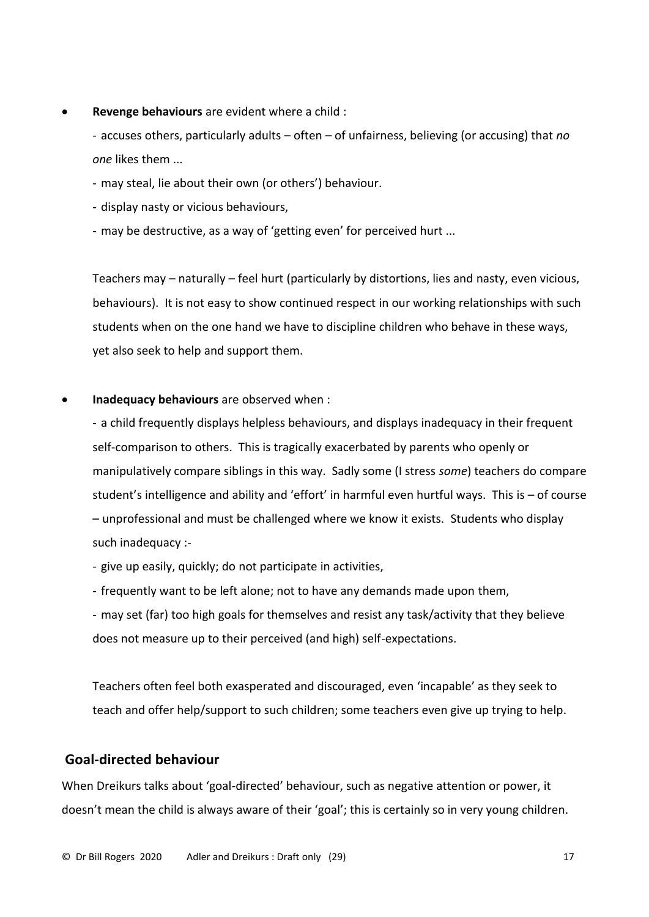- **Revenge behaviours** are evident where a child :

  - accuses others, particularly adults – often – of unfairness, believing (or accusing) that *no one* likes them ...
  - may steal, lie about their own (or others') behaviour.
  - display nasty or vicious behaviours,
  - may be destructive, as a way of 'getting even' for perceived hurt ...

  Teachers may – naturally – feel hurt (particularly by distortions, lies and nasty, even vicious, behaviours). It is not easy to show continued respect in our working relationships with such students when on the one hand we have to discipline children who behave in these ways, yet also seek to help and support them.

- **Inadequacy behaviours** are observed when :

  - a child frequently displays helpless behaviours, and displays inadequacy in their frequent self-comparison to others. This is tragically exacerbated by parents who openly or manipulatively compare siblings in this way. Sadly some (I stress *some*) teachers do compare student's intelligence and ability and 'effort' in harmful even hurtful ways. This is – of course – unprofessional and must be challenged where we know it exists. Students who display such inadequacy :-
  - give up easily, quickly; do not participate in activities,
  - frequently want to be left alone; not to have any demands made upon them,
  - may set (far) too high goals for themselves and resist any task/activity that they believe does not measure up to their perceived (and high) self-expectations.

  Teachers often feel both exasperated and discouraged, even 'incapable' as they seek to teach and offer help/support to such children; some teachers even give up trying to help.

## Goal-directed behaviour

When Dreikurs talks about 'goal-directed' behaviour, such as negative attention or power, it doesn't mean the child is always aware of their 'goal'; this is certainly so in very young children.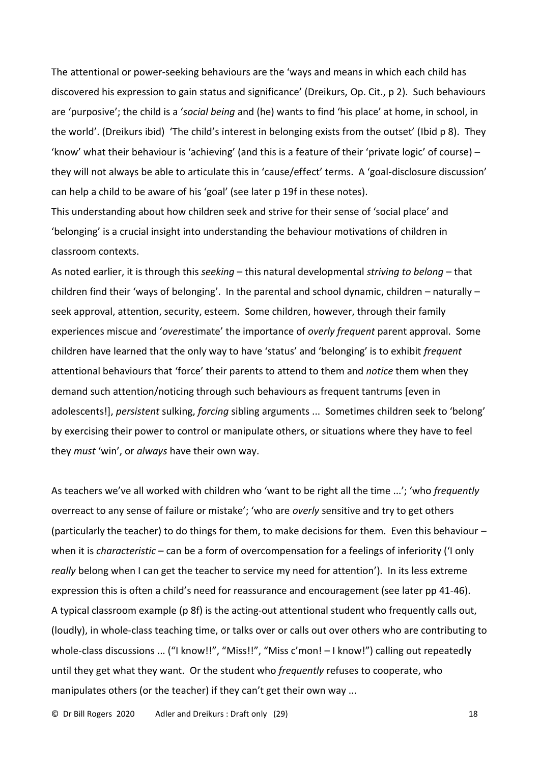The attentional or power-seeking behaviours are the 'ways and means in which each child has discovered his expression to gain status and significance' (Dreikurs, Op. Cit., p 2). Such behaviours are 'purposive'; the child is a '*social being* and (he) wants to find 'his place' at home, in school, in the world'. (Dreikurs ibid) 'The child's interest in belonging exists from the outset' (Ibid p 8). They 'know' what their behaviour is 'achieving' (and this is a feature of their 'private logic' of course) – they will not always be able to articulate this in 'cause/effect' terms. A 'goal-disclosure discussion' can help a child to be aware of his 'goal' (see later p 19f in these notes).
This understanding about how children seek and strive for their sense of 'social place' and 'belonging' is a crucial insight into understanding the behaviour motivations of children in classroom contexts.
As noted earlier, it is through this *seeking* – this natural developmental *striving to belong* – that children find their 'ways of belonging'. In the parental and school dynamic, children – naturally – seek approval, attention, security, esteem. Some children, however, through their family experiences miscue and '*over*estimate' the importance of *overly frequent* parent approval. Some children have learned that the only way to have 'status' and 'belonging' is to exhibit *frequent* attentional behaviours that 'force' their parents to attend to them and *notice* them when they demand such attention/noticing through such behaviours as frequent tantrums [even in adolescents!], *persistent* sulking, *forcing* sibling arguments ... Sometimes children seek to 'belong' by exercising their power to control or manipulate others, or situations where they have to feel they *must* 'win', or *always* have their own way.

As teachers we've all worked with children who 'want to be right all the time ...'; 'who *frequently* overreact to any sense of failure or mistake'; 'who are *overly* sensitive and try to get others (particularly the teacher) to do things for them, to make decisions for them. Even this behaviour – when it is *characteristic* – can be a form of overcompensation for a feelings of inferiority ('I only *really* belong when I can get the teacher to service my need for attention'). In its less extreme expression this is often a child's need for reassurance and encouragement (see later pp 41-46).
A typical classroom example (p 8f) is the acting-out attentional student who frequently calls out, (loudly), in whole-class teaching time, or talks over or calls out over others who are contributing to whole-class discussions ... ("I know!!", "Miss!!", "Miss c'mon! – I know!") calling out repeatedly until they get what they want. Or the student who *frequently* refuses to cooperate, who manipulates others (or the teacher) if they can't get their own way ...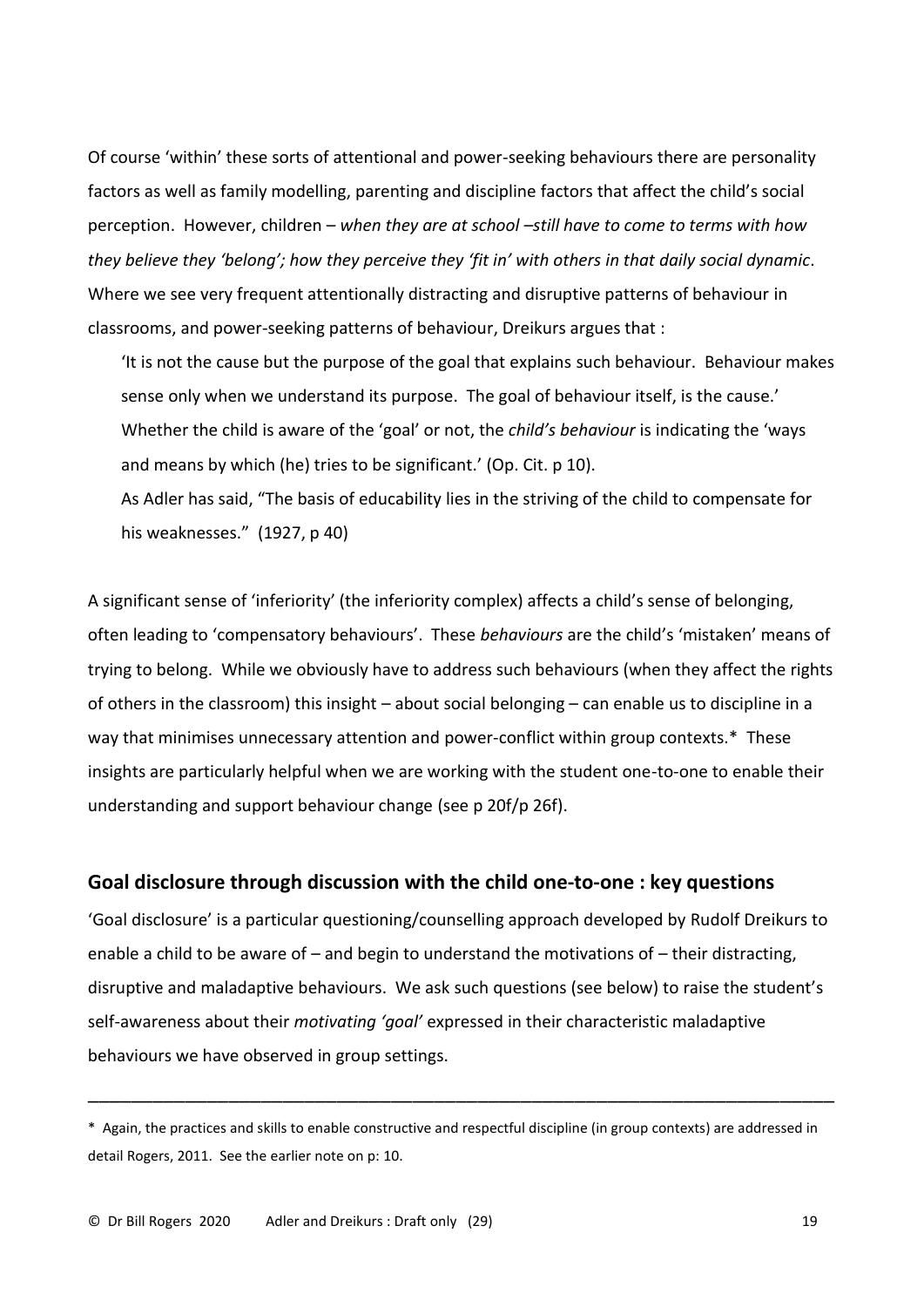Of course 'within' these sorts of attentional and power-seeking behaviours there are personality factors as well as family modelling, parenting and discipline factors that affect the child's social perception. However, children – *when they are at school –still have to come to terms with how they believe they 'belong'; how they perceive they 'fit in' with others in that daily social dynamic*. Where we see very frequent attentionally distracting and disruptive patterns of behaviour in classrooms, and power-seeking patterns of behaviour, Dreikurs argues that :

> 'It is not the cause but the purpose of the goal that explains such behaviour. Behaviour makes sense only when we understand its purpose. The goal of behaviour itself, is the cause.' Whether the child is aware of the 'goal' or not, the *child's behaviour* is indicating the 'ways and means by which (he) tries to be significant.' (Op. Cit. p 10).
>
> As Adler has said, "The basis of educability lies in the striving of the child to compensate for his weaknesses." (1927, p 40)

A significant sense of 'inferiority' (the inferiority complex) affects a child's sense of belonging, often leading to 'compensatory behaviours'. These *behaviours* are the child's 'mistaken' means of trying to belong. While we obviously have to address such behaviours (when they affect the rights of others in the classroom) this insight – about social belonging – can enable us to discipline in a way that minimises unnecessary attention and power-conflict within group contexts.* These insights are particularly helpful when we are working with the student one-to-one to enable their understanding and support behaviour change (see p 20f/p 26f).

## Goal disclosure through discussion with the child one-to-one : key questions

'Goal disclosure' is a particular questioning/counselling approach developed by Rudolf Dreikurs to enable a child to be aware of – and begin to understand the motivations of – their distracting, disruptive and maladaptive behaviours. We ask such questions (see below) to raise the student's self-awareness about their *motivating 'goal'* expressed in their characteristic maladaptive behaviours we have observed in group settings.

---

* Again, the practices and skills to enable constructive and respectful discipline (in group contexts) are addressed in detail Rogers, 2011. See the earlier note on p: 10.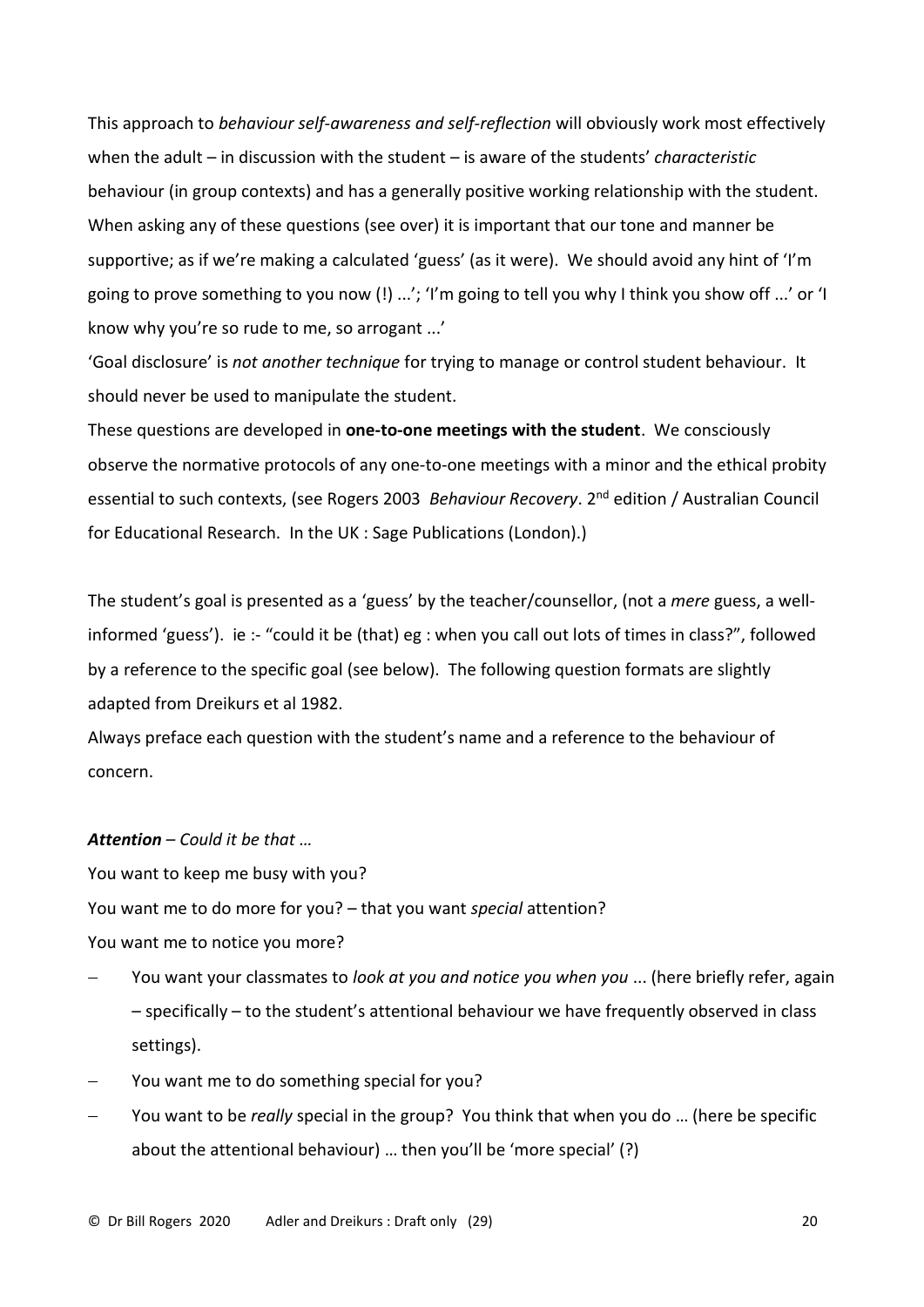This approach to *behaviour self-awareness and self-reflection* will obviously work most effectively when the adult – in discussion with the student – is aware of the students' *characteristic* behaviour (in group contexts) and has a generally positive working relationship with the student. When asking any of these questions (see over) it is important that our tone and manner be supportive; as if we're making a calculated 'guess' (as it were). We should avoid any hint of 'I'm going to prove something to you now (!) ...'; 'I'm going to tell you why I think you show off ...' or 'I know why you're so rude to me, so arrogant ...'

'Goal disclosure' is *not another technique* for trying to manage or control student behaviour. It should never be used to manipulate the student.

These questions are developed in **one-to-one meetings with the student**. We consciously observe the normative protocols of any one-to-one meetings with a minor and the ethical probity essential to such contexts, (see Rogers 2003 *Behaviour Recovery*. 2nd edition / Australian Council for Educational Research. In the UK : Sage Publications (London).)

The student's goal is presented as a 'guess' by the teacher/counsellor, (not a *mere* guess, a well-informed 'guess'). ie :- "could it be (that) eg : when you call out lots of times in class?", followed by a reference to the specific goal (see below). The following question formats are slightly adapted from Dreikurs et al 1982.

Always preface each question with the student's name and a reference to the behaviour of concern.

***Attention*** *– Could it be that …*

You want to keep me busy with you?

You want me to do more for you? – that you want *special* attention?

You want me to notice you more?

- You want your classmates to *look at you and notice you when you* ... (here briefly refer, again – specifically – to the student's attentional behaviour we have frequently observed in class settings).
- You want me to do something special for you?
- You want to be *really* special in the group? You think that when you do … (here be specific about the attentional behaviour) … then you'll be 'more special' (?)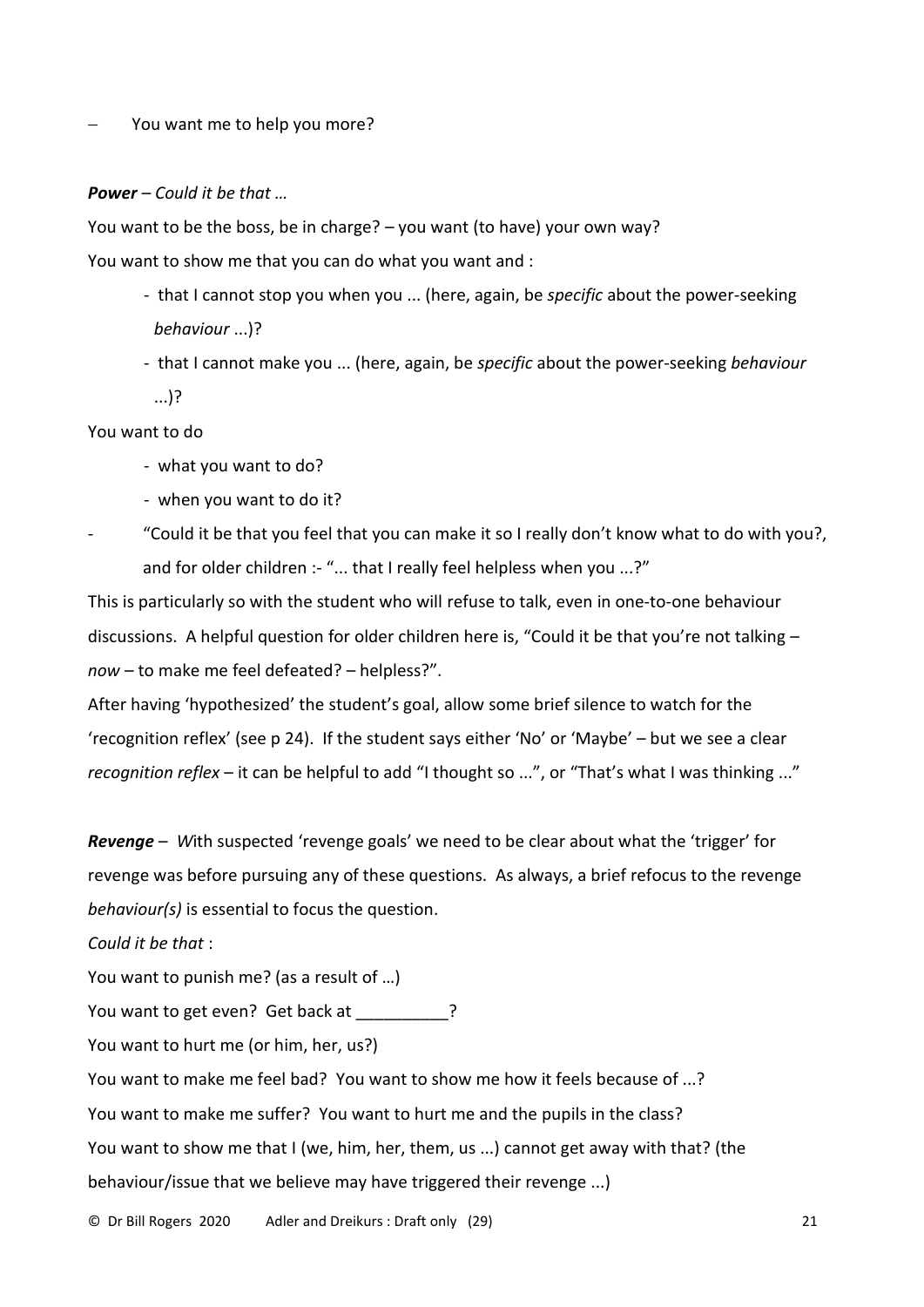– You want me to help you more?

***Power*** *– Could it be that …*

You want to be the boss, be in charge? – you want (to have) your own way?

You want to show me that you can do what you want and :

- that I cannot stop you when you ... (here, again, be *specific* about the power-seeking *behaviour* ...)?
- that I cannot make you ... (here, again, be *specific* about the power-seeking *behaviour* ...)?

You want to do

- what you want to do?
- when you want to do it?

- “Could it be that you feel that you can make it so I really don’t know what to do with you?, and for older children :- “... that I really feel helpless when you ...?”

This is particularly so with the student who will refuse to talk, even in one-to-one behaviour discussions. A helpful question for older children here is, “Could it be that you’re not talking – *now* – to make me feel defeated? – helpless?”.

After having ‘hypothesized’ the student’s goal, allow some brief silence to watch for the ‘recognition reflex’ (see p 24). If the student says either ‘No’ or ‘Maybe’ – but we see a clear *recognition reflex* – it can be helpful to add “I thought so ...”, or “That’s what I was thinking ...”

***Revenge*** – *W*ith suspected ‘revenge goals’ we need to be clear about what the ‘trigger’ for revenge was before pursuing any of these questions. As always, a brief refocus to the revenge *behaviour(s)* is essential to focus the question.

*Could it be that* :

You want to punish me? (as a result of …)

You want to get even? Get back at __________?

You want to hurt me (or him, her, us?)

You want to make me feel bad? You want to show me how it feels because of ...?

You want to make me suffer? You want to hurt me and the pupils in the class?

You want to show me that I (we, him, her, them, us ...) cannot get away with that? (the behaviour/issue that we believe may have triggered their revenge ...)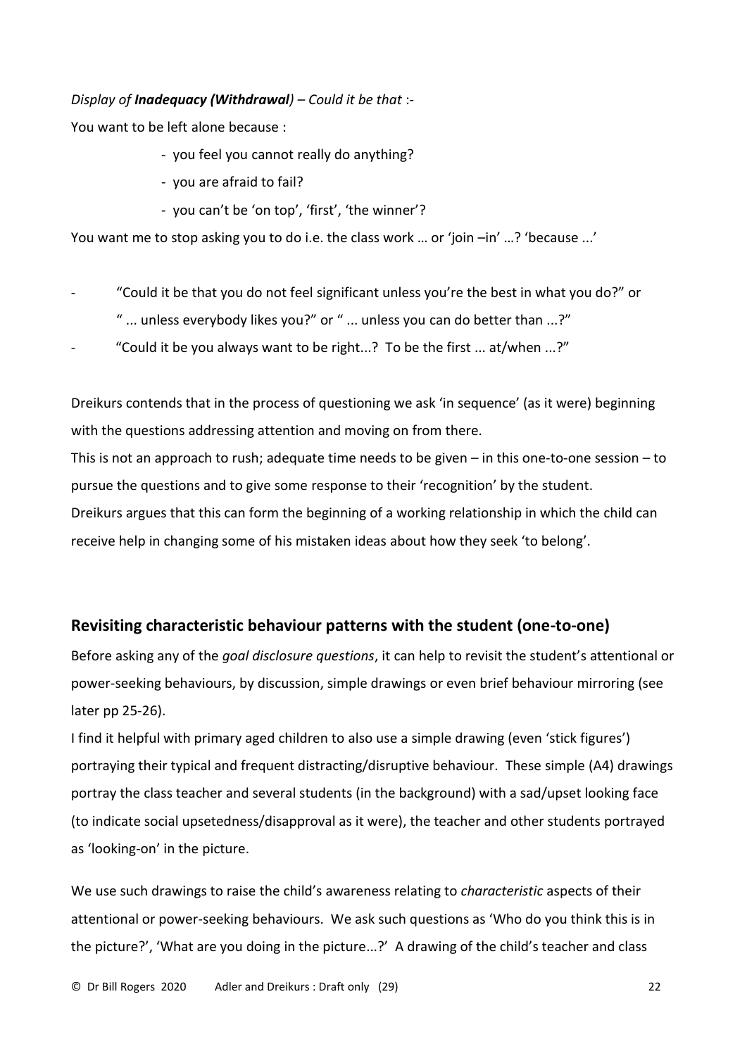*Display of **Inadequacy (Withdrawal)** – Could it be that* :-

You want to be left alone because :

- you feel you cannot really do anything?
- you are afraid to fail?
- you can't be 'on top', 'first', 'the winner'?

You want me to stop asking you to do i.e. the class work … or 'join –in' …? 'because ...'

- "Could it be that you do not feel significant unless you're the best in what you do?" or " ... unless everybody likes you?" or " ... unless you can do better than ...?"
- "Could it be you always want to be right...? To be the first ... at/when ...?"

Dreikurs contends that in the process of questioning we ask 'in sequence' (as it were) beginning with the questions addressing attention and moving on from there.

This is not an approach to rush; adequate time needs to be given – in this one-to-one session – to pursue the questions and to give some response to their 'recognition' by the student.

Dreikurs argues that this can form the beginning of a working relationship in which the child can receive help in changing some of his mistaken ideas about how they seek 'to belong'.

## Revisiting characteristic behaviour patterns with the student (one-to-one)

Before asking any of the *goal disclosure questions*, it can help to revisit the student's attentional or power-seeking behaviours, by discussion, simple drawings or even brief behaviour mirroring (see later pp 25-26).

I find it helpful with primary aged children to also use a simple drawing (even 'stick figures') portraying their typical and frequent distracting/disruptive behaviour. These simple (A4) drawings portray the class teacher and several students (in the background) with a sad/upset looking face (to indicate social upsetedness/disapproval as it were), the teacher and other students portrayed as 'looking-on' in the picture.

We use such drawings to raise the child's awareness relating to *characteristic* aspects of their attentional or power-seeking behaviours. We ask such questions as 'Who do you think this is in the picture?', 'What are you doing in the picture...?' A drawing of the child's teacher and class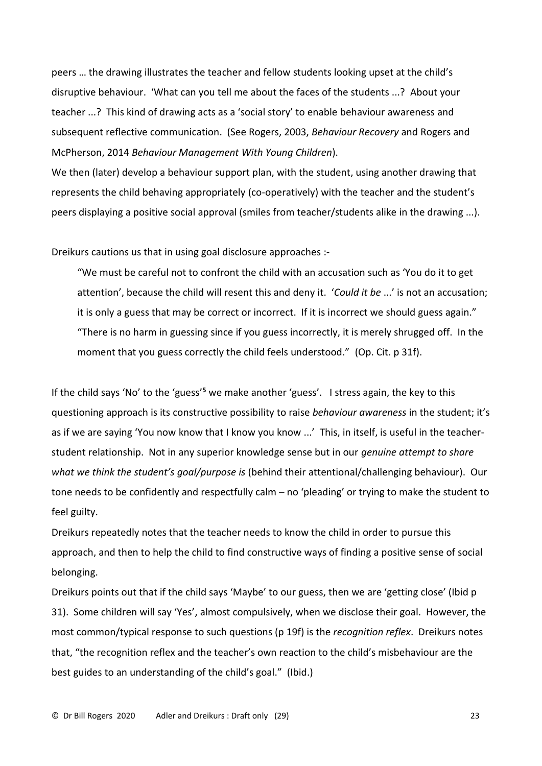peers … the drawing illustrates the teacher and fellow students looking upset at the child's disruptive behaviour. 'What can you tell me about the faces of the students ...? About your teacher ...? This kind of drawing acts as a 'social story' to enable behaviour awareness and subsequent reflective communication. (See Rogers, 2003, *Behaviour Recovery* and Rogers and McPherson, 2014 *Behaviour Management With Young Children*).

We then (later) develop a behaviour support plan, with the student, using another drawing that represents the child behaving appropriately (co-operatively) with the teacher and the student's peers displaying a positive social approval (smiles from teacher/students alike in the drawing ...).

Dreikurs cautions us that in using goal disclosure approaches :-

> "We must be careful not to confront the child with an accusation such as 'You do it to get attention', because the child will resent this and deny it. '*Could it be* ...' is not an accusation; it is only a guess that may be correct or incorrect. If it is incorrect we should guess again." "There is no harm in guessing since if you guess incorrectly, it is merely shrugged off. In the moment that you guess correctly the child feels understood." (Op. Cit. p 31f).

If the child says 'No' to the 'guess'[5] we make another 'guess'. I stress again, the key to this questioning approach is its constructive possibility to raise *behaviour awareness* in the student; it's as if we are saying 'You now know that I know you know ...' This, in itself, is useful in the teacher-student relationship. Not in any superior knowledge sense but in our *genuine attempt to share what we think the student's goal/purpose is* (behind their attentional/challenging behaviour). Our tone needs to be confidently and respectfully calm – no 'pleading' or trying to make the student to feel guilty.

Dreikurs repeatedly notes that the teacher needs to know the child in order to pursue this approach, and then to help the child to find constructive ways of finding a positive sense of social belonging.

Dreikurs points out that if the child says 'Maybe' to our guess, then we are 'getting close' (Ibid p 31). Some children will say 'Yes', almost compulsively, when we disclose their goal. However, the most common/typical response to such questions (p 19f) is the *recognition reflex*. Dreikurs notes that, "the recognition reflex and the teacher's own reaction to the child's misbehaviour are the best guides to an understanding of the child's goal." (Ibid.)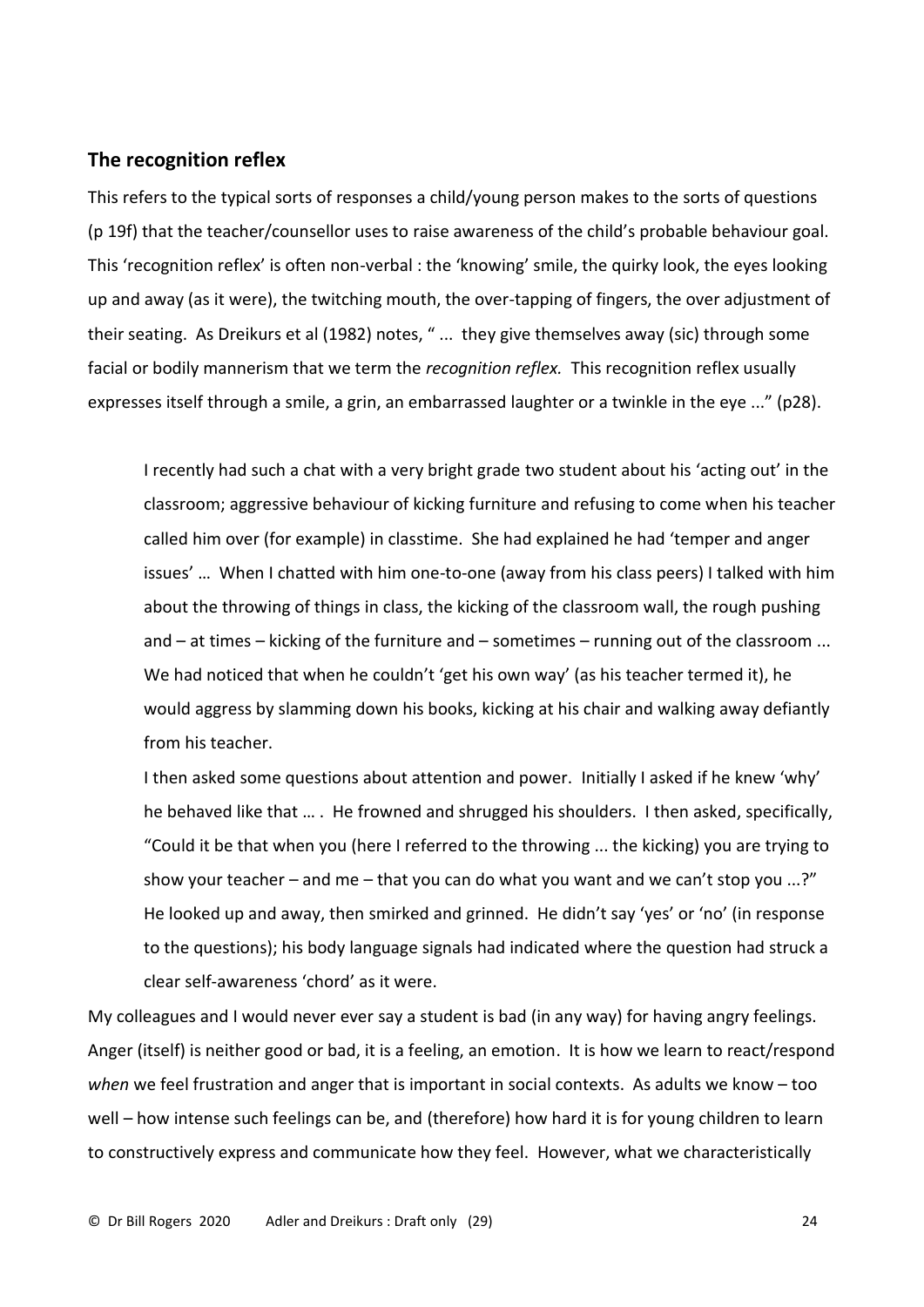## The recognition reflex

This refers to the typical sorts of responses a child/young person makes to the sorts of questions (p 19f) that the teacher/counsellor uses to raise awareness of the child's probable behaviour goal. This 'recognition reflex' is often non-verbal : the 'knowing' smile, the quirky look, the eyes looking up and away (as it were), the twitching mouth, the over-tapping of fingers, the over adjustment of their seating. As Dreikurs et al (1982) notes, " ... they give themselves away (sic) through some facial or bodily mannerism that we term the *recognition reflex.* This recognition reflex usually expresses itself through a smile, a grin, an embarrassed laughter or a twinkle in the eye ..." (p28).

> I recently had such a chat with a very bright grade two student about his 'acting out' in the classroom; aggressive behaviour of kicking furniture and refusing to come when his teacher called him over (for example) in classtime. She had explained he had 'temper and anger issues' … When I chatted with him one-to-one (away from his class peers) I talked with him about the throwing of things in class, the kicking of the classroom wall, the rough pushing and – at times – kicking of the furniture and – sometimes – running out of the classroom ... We had noticed that when he couldn't 'get his own way' (as his teacher termed it), he would aggress by slamming down his books, kicking at his chair and walking away defiantly from his teacher.
>
> I then asked some questions about attention and power. Initially I asked if he knew 'why' he behaved like that … . He frowned and shrugged his shoulders. I then asked, specifically, "Could it be that when you (here I referred to the throwing ... the kicking) you are trying to show your teacher – and me – that you can do what you want and we can't stop you ...?" He looked up and away, then smirked and grinned. He didn't say 'yes' or 'no' (in response to the questions); his body language signals had indicated where the question had struck a clear self-awareness 'chord' as it were.

My colleagues and I would never ever say a student is bad (in any way) for having angry feelings. Anger (itself) is neither good or bad, it is a feeling, an emotion. It is how we learn to react/respond *when* we feel frustration and anger that is important in social contexts. As adults we know – too well – how intense such feelings can be, and (therefore) how hard it is for young children to learn to constructively express and communicate how they feel. However, what we characteristically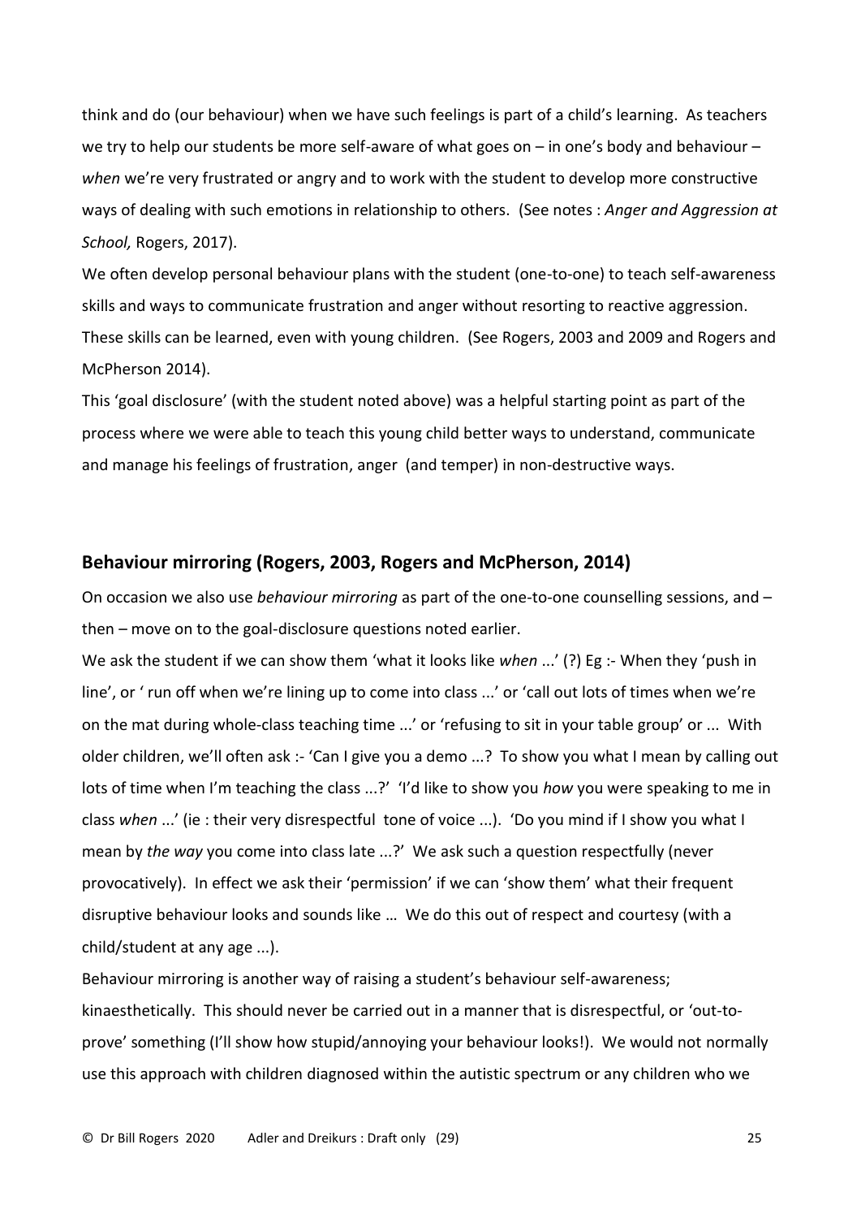think and do (our behaviour) when we have such feelings is part of a child's learning. As teachers we try to help our students be more self-aware of what goes on – in one's body and behaviour – *when* we're very frustrated or angry and to work with the student to develop more constructive ways of dealing with such emotions in relationship to others. (See notes : *Anger and Aggression at School,* Rogers, 2017).

We often develop personal behaviour plans with the student (one-to-one) to teach self-awareness skills and ways to communicate frustration and anger without resorting to reactive aggression. These skills can be learned, even with young children. (See Rogers, 2003 and 2009 and Rogers and McPherson 2014).

This 'goal disclosure' (with the student noted above) was a helpful starting point as part of the process where we were able to teach this young child better ways to understand, communicate and manage his feelings of frustration, anger (and temper) in non-destructive ways.

## Behaviour mirroring (Rogers, 2003, Rogers and McPherson, 2014)

On occasion we also use *behaviour mirroring* as part of the one-to-one counselling sessions, and – then – move on to the goal-disclosure questions noted earlier.

We ask the student if we can show them 'what it looks like *when* ...' (?) Eg :- When they 'push in line', or ' run off when we're lining up to come into class ...' or 'call out lots of times when we're on the mat during whole-class teaching time ...' or 'refusing to sit in your table group' or ... With older children, we'll often ask :- 'Can I give you a demo ...? To show you what I mean by calling out lots of time when I'm teaching the class ...?' 'I'd like to show you *how* you were speaking to me in class *when* ...' (ie : their very disrespectful tone of voice ...). 'Do you mind if I show you what I mean by *the way* you come into class late ...?' We ask such a question respectfully (never provocatively). In effect we ask their 'permission' if we can 'show them' what their frequent disruptive behaviour looks and sounds like … We do this out of respect and courtesy (with a child/student at any age ...).

Behaviour mirroring is another way of raising a student's behaviour self-awareness; kinaesthetically. This should never be carried out in a manner that is disrespectful, or 'out-to-prove' something (I'll show how stupid/annoying your behaviour looks!). We would not normally use this approach with children diagnosed within the autistic spectrum or any children who we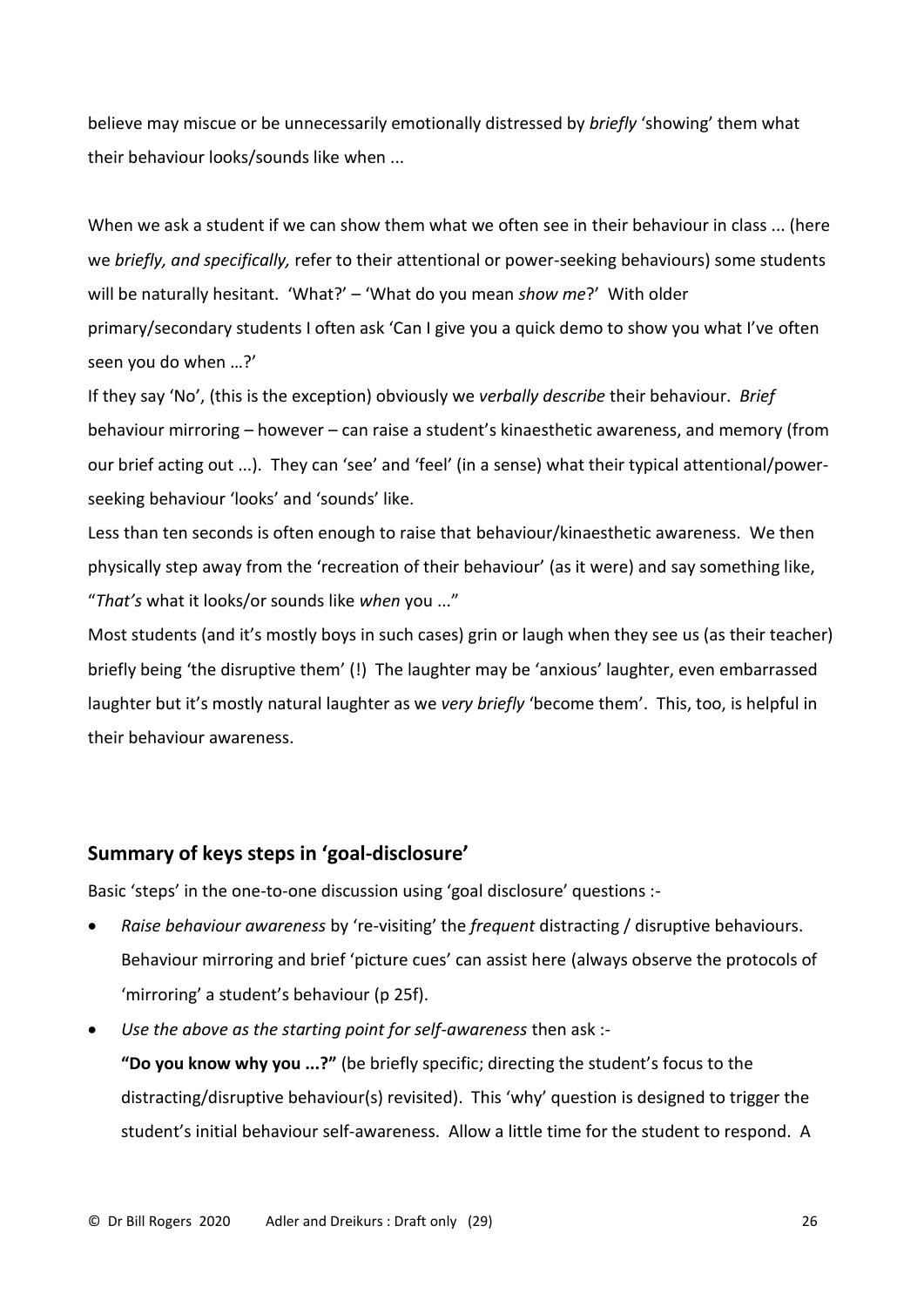believe may miscue or be unnecessarily emotionally distressed by *briefly* 'showing' them what their behaviour looks/sounds like when ...

When we ask a student if we can show them what we often see in their behaviour in class ... (here we *briefly, and specifically,* refer to their attentional or power-seeking behaviours) some students will be naturally hesitant. 'What?' – 'What do you mean *show me*?' With older primary/secondary students I often ask 'Can I give you a quick demo to show you what I've often seen you do when …?'

If they say 'No', (this is the exception) obviously we *verbally describe* their behaviour. *Brief* behaviour mirroring – however – can raise a student's kinaesthetic awareness, and memory (from our brief acting out ...). They can 'see' and 'feel' (in a sense) what their typical attentional/power-seeking behaviour 'looks' and 'sounds' like.

Less than ten seconds is often enough to raise that behaviour/kinaesthetic awareness. We then physically step away from the 'recreation of their behaviour' (as it were) and say something like, "*That's* what it looks/or sounds like *when* you ..."

Most students (and it's mostly boys in such cases) grin or laugh when they see us (as their teacher) briefly being 'the disruptive them' (!) The laughter may be 'anxious' laughter, even embarrassed laughter but it's mostly natural laughter as we *very briefly* 'become them'. This, too, is helpful in their behaviour awareness.

## Summary of keys steps in 'goal-disclosure'

Basic 'steps' in the one-to-one discussion using 'goal disclosure' questions :-

- *Raise behaviour awareness* by 're-visiting' the *frequent* distracting / disruptive behaviours. Behaviour mirroring and brief 'picture cues' can assist here (always observe the protocols of 'mirroring' a student's behaviour (p 25f).
- *Use the above as the starting point for self-awareness* then ask :-
  **"Do you know why you ...?"** (be briefly specific; directing the student's focus to the distracting/disruptive behaviour(s) revisited). This 'why' question is designed to trigger the student's initial behaviour self-awareness. Allow a little time for the student to respond. A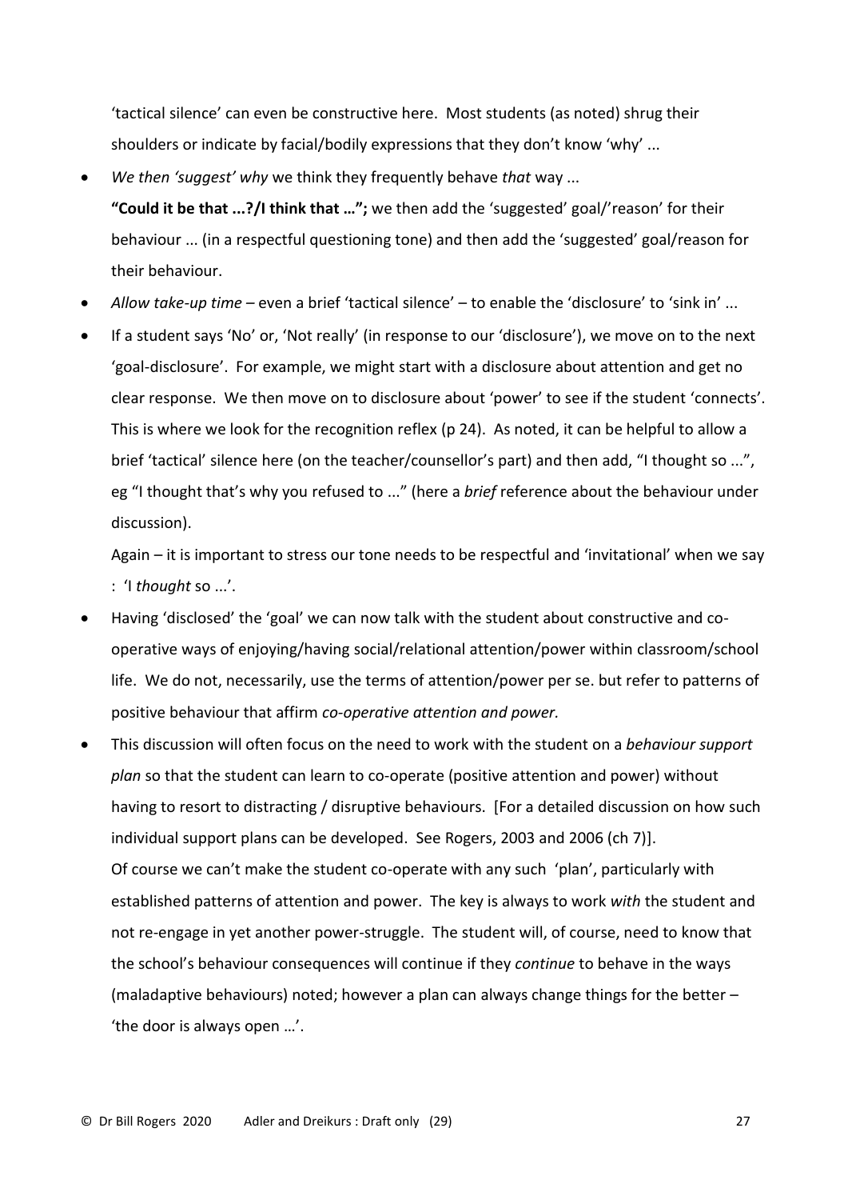'tactical silence' can even be constructive here. Most students (as noted) shrug their shoulders or indicate by facial/bodily expressions that they don't know 'why' ...

- *We then 'suggest' why* we think they frequently behave *that* way ...
  **"Could it be that ...?/I think that …";** we then add the 'suggested' goal/'reason' for their behaviour ... (in a respectful questioning tone) and then add the 'suggested' goal/reason for their behaviour.
- *Allow take-up time* – even a brief 'tactical silence' – to enable the 'disclosure' to 'sink in' ...
- If a student says 'No' or, 'Not really' (in response to our 'disclosure'), we move on to the next 'goal-disclosure'. For example, we might start with a disclosure about attention and get no clear response. We then move on to disclosure about 'power' to see if the student 'connects'. This is where we look for the recognition reflex (p 24). As noted, it can be helpful to allow a brief 'tactical' silence here (on the teacher/counsellor's part) and then add, "I thought so ...", eg "I thought that's why you refused to ..." (here a *brief* reference about the behaviour under discussion).

  Again – it is important to stress our tone needs to be respectful and 'invitational' when we say : 'I *thought* so ...'.
- Having 'disclosed' the 'goal' we can now talk with the student about constructive and co-operative ways of enjoying/having social/relational attention/power within classroom/school life. We do not, necessarily, use the terms of attention/power per se. but refer to patterns of positive behaviour that affirm *co-operative attention and power.*
- This discussion will often focus on the need to work with the student on a *behaviour support plan* so that the student can learn to co-operate (positive attention and power) without having to resort to distracting / disruptive behaviours. [For a detailed discussion on how such individual support plans can be developed. See Rogers, 2003 and 2006 (ch 7)].
  Of course we can't make the student co-operate with any such 'plan', particularly with established patterns of attention and power. The key is always to work *with* the student and not re-engage in yet another power-struggle. The student will, of course, need to know that the school's behaviour consequences will continue if they *continue* to behave in the ways (maladaptive behaviours) noted; however a plan can always change things for the better – 'the door is always open …'.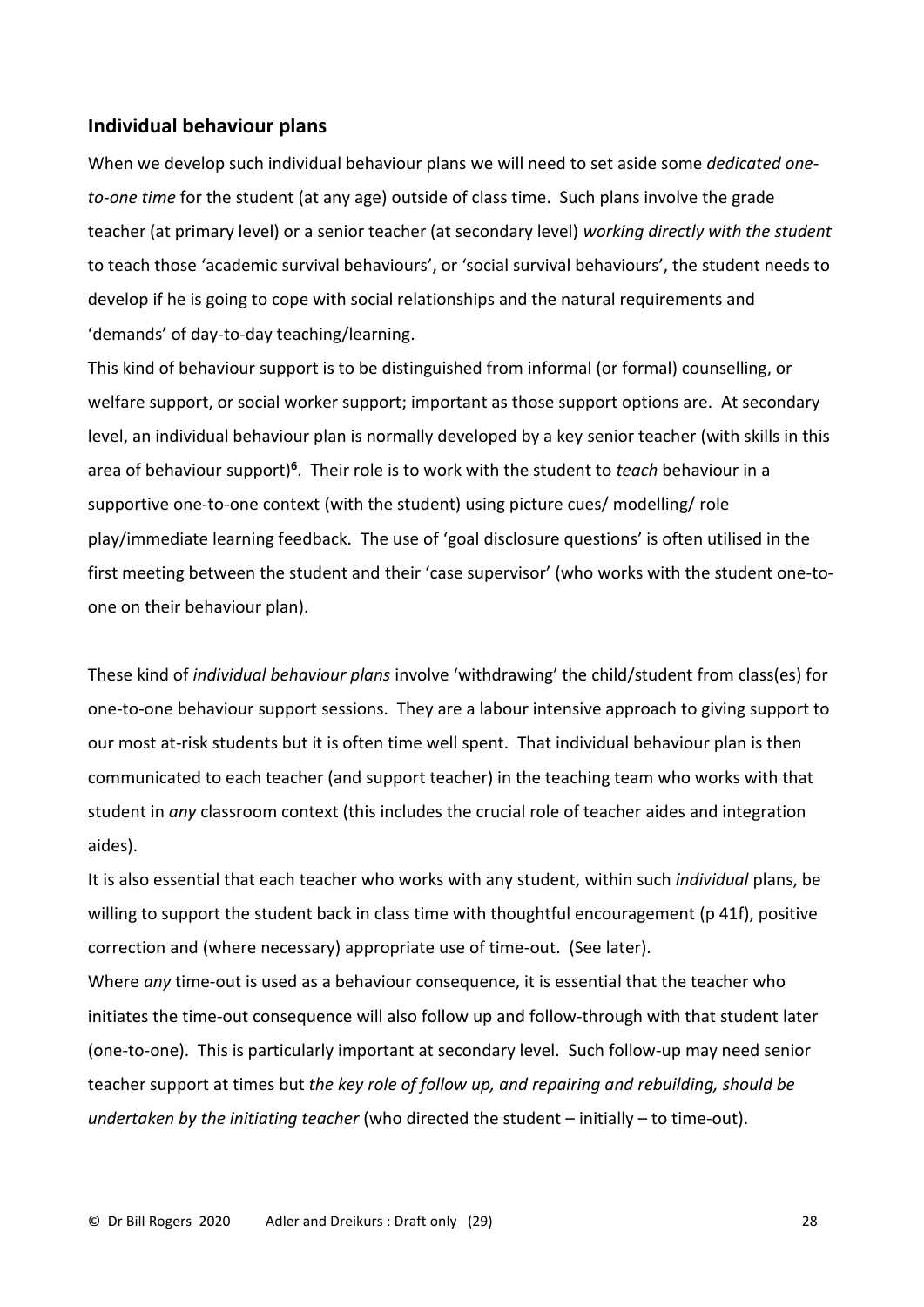## Individual behaviour plans

When we develop such individual behaviour plans we will need to set aside some *dedicated one-to-one time* for the student (at any age) outside of class time. Such plans involve the grade teacher (at primary level) or a senior teacher (at secondary level) *working directly with the student* to teach those 'academic survival behaviours', or 'social survival behaviours', the student needs to develop if he is going to cope with social relationships and the natural requirements and 'demands' of day-to-day teaching/learning.

This kind of behaviour support is to be distinguished from informal (or formal) counselling, or welfare support, or social worker support; important as those support options are. At secondary level, an individual behaviour plan is normally developed by a key senior teacher (with skills in this area of behaviour support)[6]. Their role is to work with the student to *teach* behaviour in a supportive one-to-one context (with the student) using picture cues/ modelling/ role play/immediate learning feedback. The use of 'goal disclosure questions' is often utilised in the first meeting between the student and their 'case supervisor' (who works with the student one-to-one on their behaviour plan).

These kind of *individual behaviour plans* involve 'withdrawing' the child/student from class(es) for one-to-one behaviour support sessions. They are a labour intensive approach to giving support to our most at-risk students but it is often time well spent. That individual behaviour plan is then communicated to each teacher (and support teacher) in the teaching team who works with that student in *any* classroom context (this includes the crucial role of teacher aides and integration aides).

It is also essential that each teacher who works with any student, within such *individual* plans, be willing to support the student back in class time with thoughtful encouragement (p 41f), positive correction and (where necessary) appropriate use of time-out. (See later).

Where *any* time-out is used as a behaviour consequence, it is essential that the teacher who initiates the time-out consequence will also follow up and follow-through with that student later (one-to-one). This is particularly important at secondary level. Such follow-up may need senior teacher support at times but *the key role of follow up, and repairing and rebuilding, should be undertaken by the initiating teacher* (who directed the student – initially – to time-out).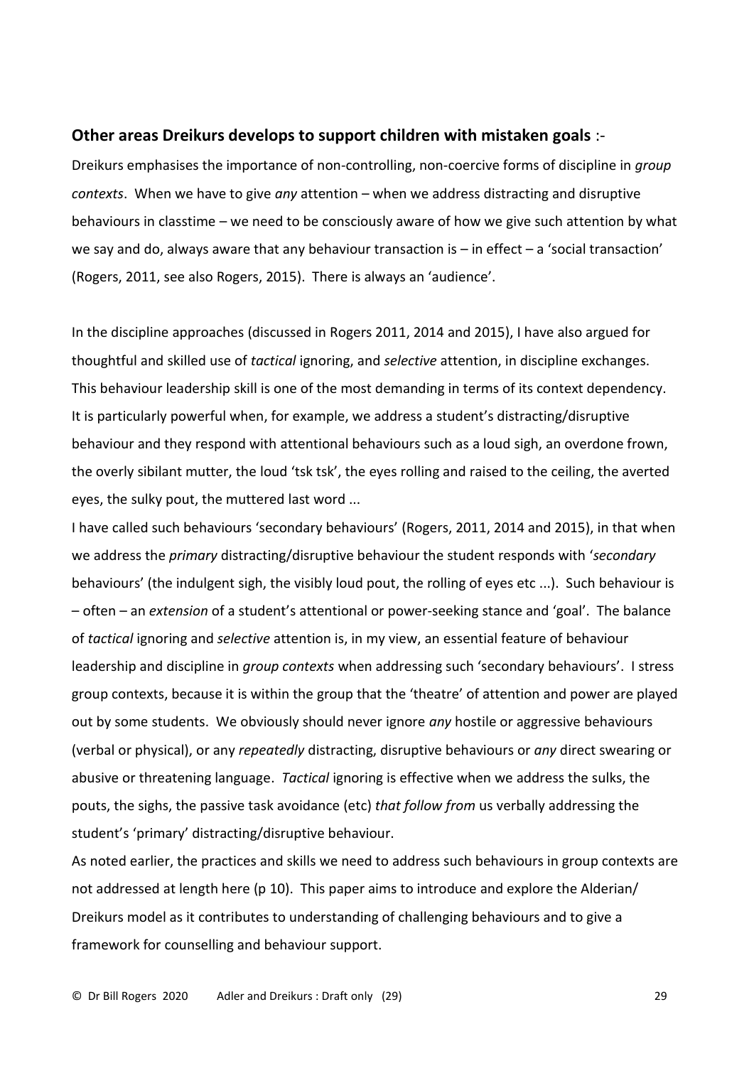## **Other areas Dreikurs develops to support children with mistaken goals** :-

Dreikurs emphasises the importance of non-controlling, non-coercive forms of discipline in *group contexts*. When we have to give *any* attention – when we address distracting and disruptive behaviours in classtime – we need to be consciously aware of how we give such attention by what we say and do, always aware that any behaviour transaction is – in effect – a 'social transaction' (Rogers, 2011, see also Rogers, 2015). There is always an 'audience'.

In the discipline approaches (discussed in Rogers 2011, 2014 and 2015), I have also argued for thoughtful and skilled use of *tactical* ignoring, and *selective* attention, in discipline exchanges. This behaviour leadership skill is one of the most demanding in terms of its context dependency. It is particularly powerful when, for example, we address a student's distracting/disruptive behaviour and they respond with attentional behaviours such as a loud sigh, an overdone frown, the overly sibilant mutter, the loud 'tsk tsk', the eyes rolling and raised to the ceiling, the averted eyes, the sulky pout, the muttered last word ...

I have called such behaviours 'secondary behaviours' (Rogers, 2011, 2014 and 2015), in that when we address the *primary* distracting/disruptive behaviour the student responds with '*secondary* behaviours' (the indulgent sigh, the visibly loud pout, the rolling of eyes etc ...). Such behaviour is – often – an *extension* of a student's attentional or power-seeking stance and 'goal'. The balance of *tactical* ignoring and *selective* attention is, in my view, an essential feature of behaviour leadership and discipline in *group contexts* when addressing such 'secondary behaviours'. I stress group contexts, because it is within the group that the 'theatre' of attention and power are played out by some students. We obviously should never ignore *any* hostile or aggressive behaviours (verbal or physical), or any *repeatedly* distracting, disruptive behaviours or *any* direct swearing or abusive or threatening language. *Tactical* ignoring is effective when we address the sulks, the pouts, the sighs, the passive task avoidance (etc) *that follow from* us verbally addressing the student's 'primary' distracting/disruptive behaviour.

As noted earlier, the practices and skills we need to address such behaviours in group contexts are not addressed at length here (p 10). This paper aims to introduce and explore the Alderian/ Dreikurs model as it contributes to understanding of challenging behaviours and to give a framework for counselling and behaviour support.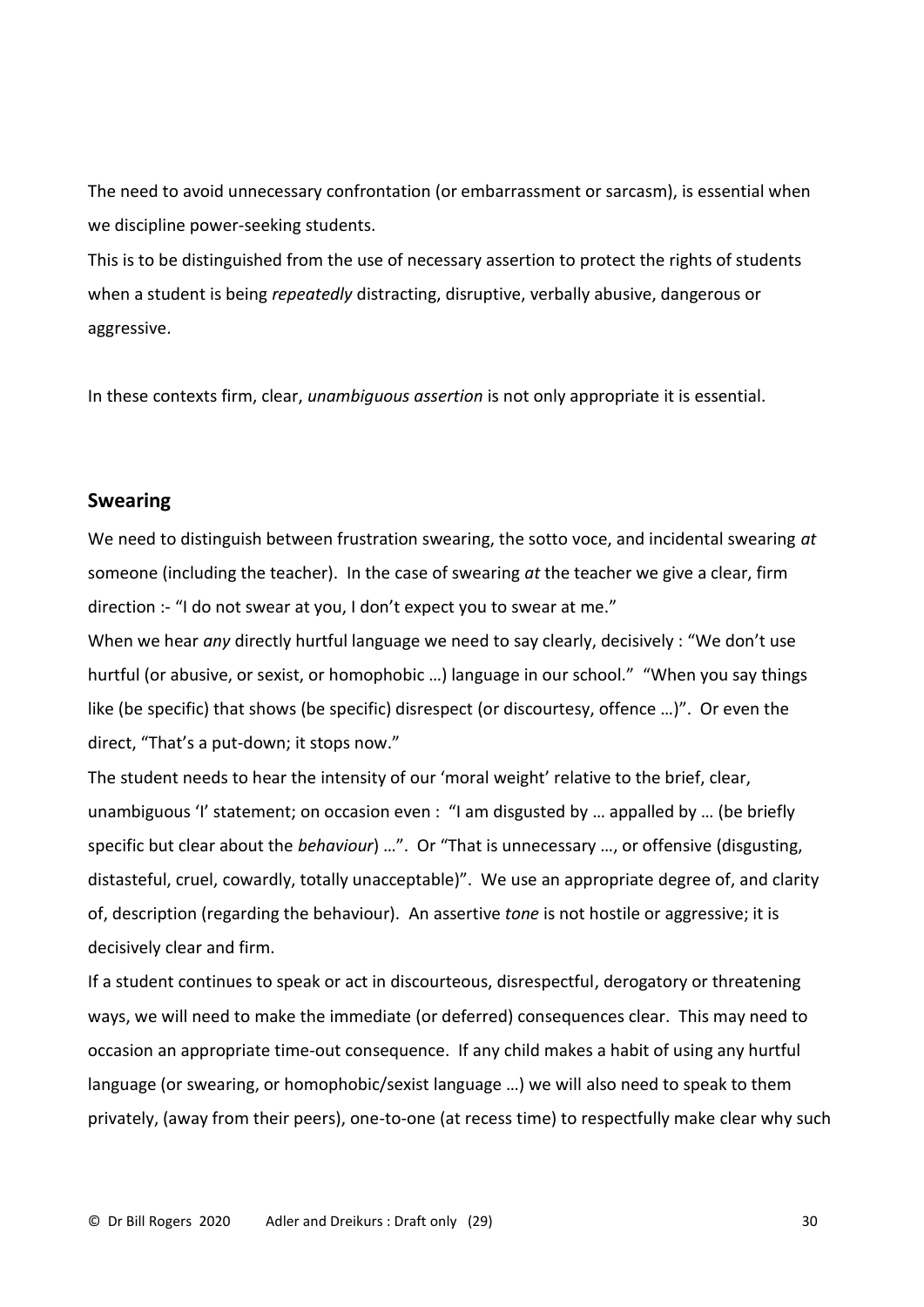The need to avoid unnecessary confrontation (or embarrassment or sarcasm), is essential when we discipline power-seeking students.

This is to be distinguished from the use of necessary assertion to protect the rights of students when a student is being *repeatedly* distracting, disruptive, verbally abusive, dangerous or aggressive.

In these contexts firm, clear, *unambiguous assertion* is not only appropriate it is essential.

## Swearing

We need to distinguish between frustration swearing, the sotto voce, and incidental swearing *at* someone (including the teacher). In the case of swearing *at* the teacher we give a clear, firm direction :- "I do not swear at you, I don't expect you to swear at me."

When we hear *any* directly hurtful language we need to say clearly, decisively : "We don't use hurtful (or abusive, or sexist, or homophobic …) language in our school." "When you say things like (be specific) that shows (be specific) disrespect (or discourtesy, offence …)". Or even the direct, "That's a put-down; it stops now."

The student needs to hear the intensity of our 'moral weight' relative to the brief, clear, unambiguous 'I' statement; on occasion even : "I am disgusted by … appalled by … (be briefly specific but clear about the *behaviour*) …". Or "That is unnecessary …, or offensive (disgusting, distasteful, cruel, cowardly, totally unacceptable)". We use an appropriate degree of, and clarity of, description (regarding the behaviour). An assertive *tone* is not hostile or aggressive; it is decisively clear and firm.

If a student continues to speak or act in discourteous, disrespectful, derogatory or threatening ways, we will need to make the immediate (or deferred) consequences clear. This may need to occasion an appropriate time-out consequence. If any child makes a habit of using any hurtful language (or swearing, or homophobic/sexist language …) we will also need to speak to them privately, (away from their peers), one-to-one (at recess time) to respectfully make clear why such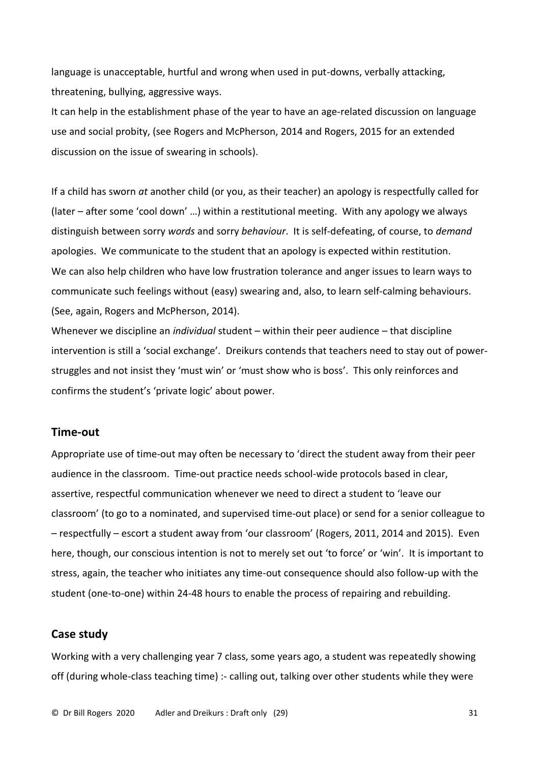language is unacceptable, hurtful and wrong when used in put-downs, verbally attacking, threatening, bullying, aggressive ways.

It can help in the establishment phase of the year to have an age-related discussion on language use and social probity, (see Rogers and McPherson, 2014 and Rogers, 2015 for an extended discussion on the issue of swearing in schools).

If a child has sworn *at* another child (or you, as their teacher) an apology is respectfully called for (later – after some 'cool down' …) within a restitutional meeting. With any apology we always distinguish between sorry *words* and sorry *behaviour*. It is self-defeating, of course, to *demand* apologies. We communicate to the student that an apology is expected within restitution.

We can also help children who have low frustration tolerance and anger issues to learn ways to communicate such feelings without (easy) swearing and, also, to learn self-calming behaviours. (See, again, Rogers and McPherson, 2014).

Whenever we discipline an *individual* student – within their peer audience – that discipline intervention is still a 'social exchange'. Dreikurs contends that teachers need to stay out of power-struggles and not insist they 'must win' or 'must show who is boss'. This only reinforces and confirms the student's 'private logic' about power.

## Time-out

Appropriate use of time-out may often be necessary to 'direct the student away from their peer audience in the classroom. Time-out practice needs school-wide protocols based in clear, assertive, respectful communication whenever we need to direct a student to 'leave our classroom' (to go to a nominated, and supervised time-out place) or send for a senior colleague to – respectfully – escort a student away from 'our classroom' (Rogers, 2011, 2014 and 2015). Even here, though, our conscious intention is not to merely set out 'to force' or 'win'. It is important to stress, again, the teacher who initiates any time-out consequence should also follow-up with the student (one-to-one) within 24-48 hours to enable the process of repairing and rebuilding.

## Case study

Working with a very challenging year 7 class, some years ago, a student was repeatedly showing off (during whole-class teaching time) :- calling out, talking over other students while they were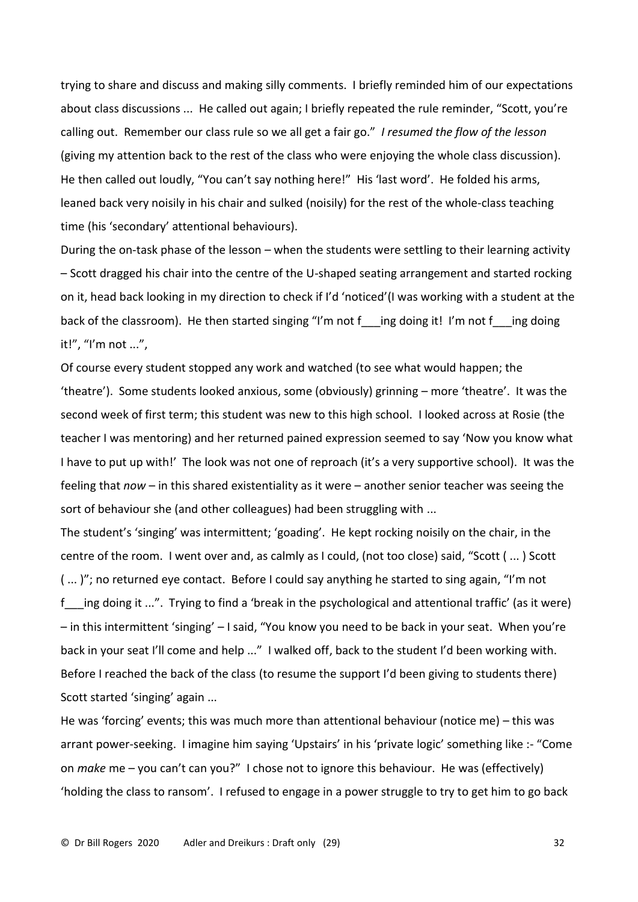trying to share and discuss and making silly comments. I briefly reminded him of our expectations about class discussions ... He called out again; I briefly repeated the rule reminder, "Scott, you're calling out. Remember our class rule so we all get a fair go." *I resumed the flow of the lesson* (giving my attention back to the rest of the class who were enjoying the whole class discussion). He then called out loudly, "You can't say nothing here!" His 'last word'. He folded his arms, leaned back very noisily in his chair and sulked (noisily) for the rest of the whole-class teaching time (his 'secondary' attentional behaviours).

During the on-task phase of the lesson – when the students were settling to their learning activity – Scott dragged his chair into the centre of the U-shaped seating arrangement and started rocking on it, head back looking in my direction to check if I'd 'noticed'(I was working with a student at the back of the classroom). He then started singing "I'm not f___ing doing it! I'm not f___ing doing it!", "I'm not ...",

Of course every student stopped any work and watched (to see what would happen; the 'theatre'). Some students looked anxious, some (obviously) grinning – more 'theatre'. It was the second week of first term; this student was new to this high school. I looked across at Rosie (the teacher I was mentoring) and her returned pained expression seemed to say 'Now you know what I have to put up with!' The look was not one of reproach (it's a very supportive school). It was the feeling that *now* – in this shared existentiality as it were – another senior teacher was seeing the sort of behaviour she (and other colleagues) had been struggling with ...

The student's 'singing' was intermittent; 'goading'. He kept rocking noisily on the chair, in the centre of the room. I went over and, as calmly as I could, (not too close) said, "Scott ( ... ) Scott ( ... )"; no returned eye contact. Before I could say anything he started to sing again, "I'm not f___ing doing it ...". Trying to find a 'break in the psychological and attentional traffic' (as it were) – in this intermittent 'singing' – I said, "You know you need to be back in your seat. When you're back in your seat I'll come and help ..." I walked off, back to the student I'd been working with. Before I reached the back of the class (to resume the support I'd been giving to students there) Scott started 'singing' again ...

He was 'forcing' events; this was much more than attentional behaviour (notice me) – this was arrant power-seeking. I imagine him saying 'Upstairs' in his 'private logic' something like :- "Come on *make* me – you can't can you?" I chose not to ignore this behaviour. He was (effectively) 'holding the class to ransom'. I refused to engage in a power struggle to try to get him to go back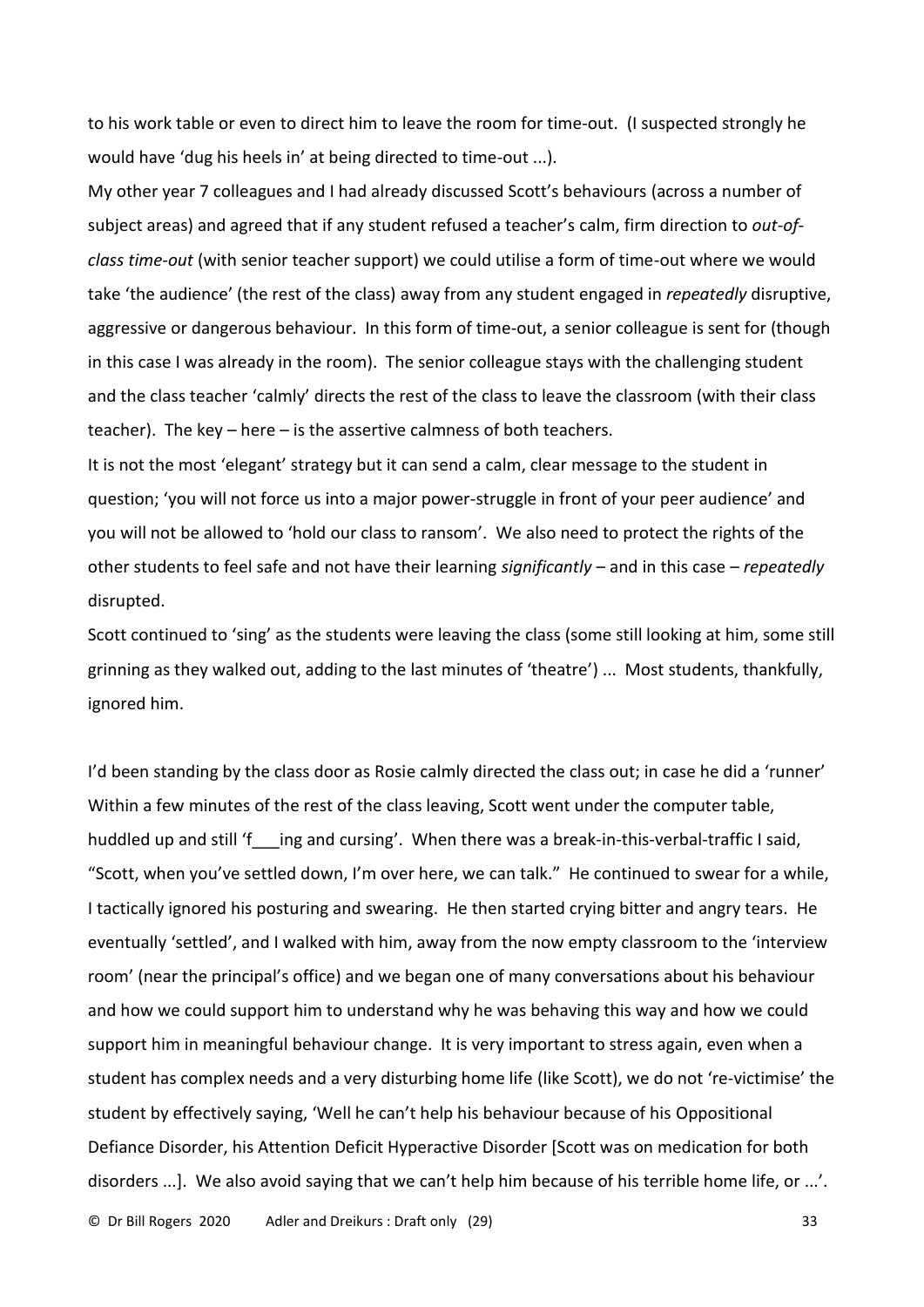to his work table or even to direct him to leave the room for time-out. (I suspected strongly he would have 'dug his heels in' at being directed to time-out ...).

My other year 7 colleagues and I had already discussed Scott's behaviours (across a number of subject areas) and agreed that if any student refused a teacher's calm, firm direction to *out-of-class time-out* (with senior teacher support) we could utilise a form of time-out where we would take 'the audience' (the rest of the class) away from any student engaged in *repeatedly* disruptive, aggressive or dangerous behaviour. In this form of time-out, a senior colleague is sent for (though in this case I was already in the room). The senior colleague stays with the challenging student and the class teacher 'calmly' directs the rest of the class to leave the classroom (with their class teacher). The key – here – is the assertive calmness of both teachers.

It is not the most 'elegant' strategy but it can send a calm, clear message to the student in question; 'you will not force us into a major power-struggle in front of your peer audience' and you will not be allowed to 'hold our class to ransom'. We also need to protect the rights of the other students to feel safe and not have their learning *significantly* – and in this case – *repeatedly* disrupted.

Scott continued to 'sing' as the students were leaving the class (some still looking at him, some still grinning as they walked out, adding to the last minutes of 'theatre') ... Most students, thankfully, ignored him.

I'd been standing by the class door as Rosie calmly directed the class out; in case he did a 'runner' Within a few minutes of the rest of the class leaving, Scott went under the computer table, huddled up and still 'f___ing and cursing'. When there was a break-in-this-verbal-traffic I said, "Scott, when you've settled down, I'm over here, we can talk." He continued to swear for a while, I tactically ignored his posturing and swearing. He then started crying bitter and angry tears. He eventually 'settled', and I walked with him, away from the now empty classroom to the 'interview room' (near the principal's office) and we began one of many conversations about his behaviour and how we could support him to understand why he was behaving this way and how we could support him in meaningful behaviour change. It is very important to stress again, even when a student has complex needs and a very disturbing home life (like Scott), we do not 're-victimise' the student by effectively saying, 'Well he can't help his behaviour because of his Oppositional Defiance Disorder, his Attention Deficit Hyperactive Disorder [Scott was on medication for both disorders ...]. We also avoid saying that we can't help him because of his terrible home life, or ...'.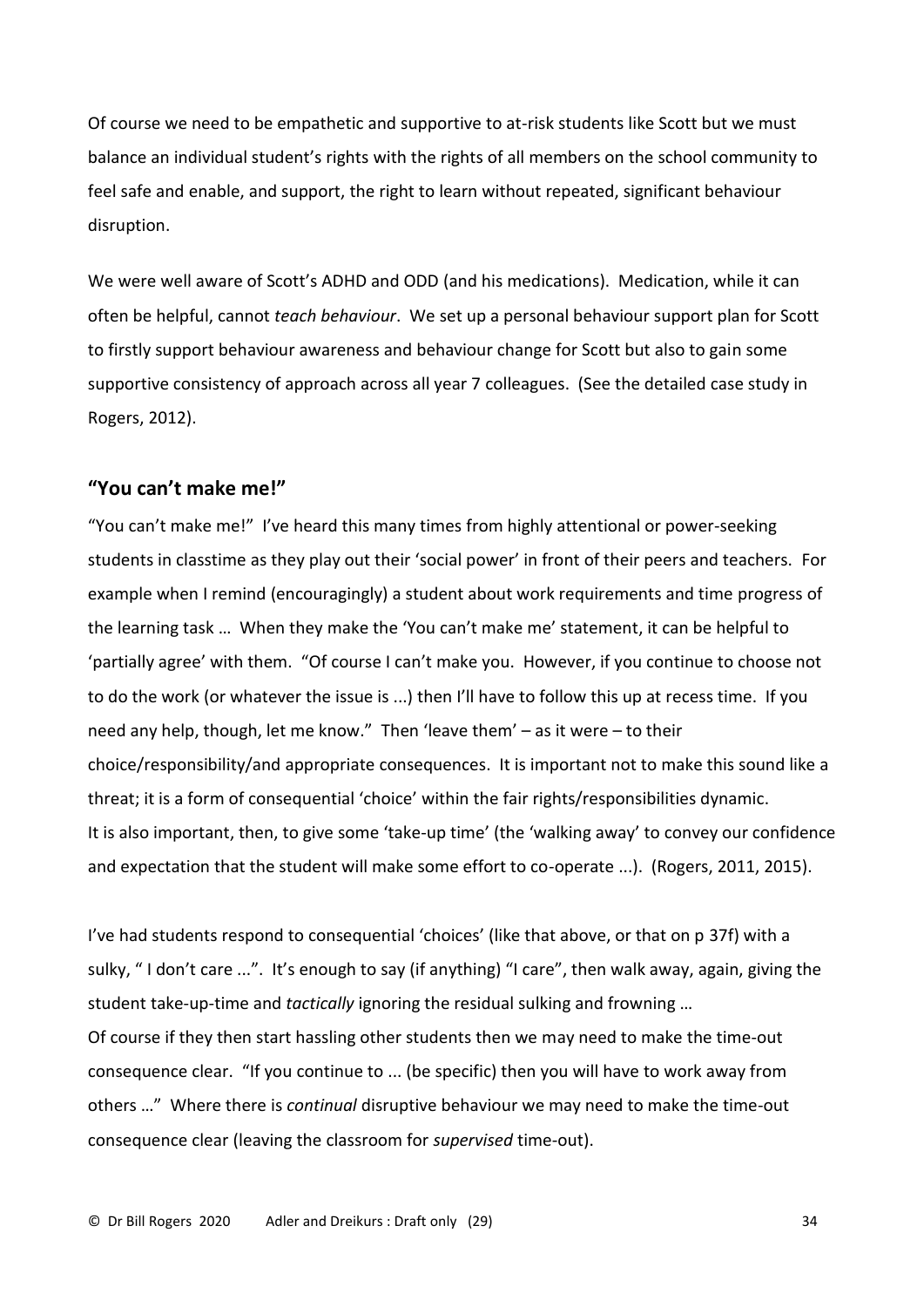Of course we need to be empathetic and supportive to at-risk students like Scott but we must balance an individual student's rights with the rights of all members on the school community to feel safe and enable, and support, the right to learn without repeated, significant behaviour disruption.

We were well aware of Scott's ADHD and ODD (and his medications). Medication, while it can often be helpful, cannot *teach behaviour*. We set up a personal behaviour support plan for Scott to firstly support behaviour awareness and behaviour change for Scott but also to gain some supportive consistency of approach across all year 7 colleagues. (See the detailed case study in Rogers, 2012).

## "You can't make me!"

"You can't make me!" I've heard this many times from highly attentional or power-seeking students in classtime as they play out their 'social power' in front of their peers and teachers. For example when I remind (encouragingly) a student about work requirements and time progress of the learning task … When they make the 'You can't make me' statement, it can be helpful to 'partially agree' with them. "Of course I can't make you. However, if you continue to choose not to do the work (or whatever the issue is ...) then I'll have to follow this up at recess time. If you need any help, though, let me know." Then 'leave them' – as it were – to their choice/responsibility/and appropriate consequences. It is important not to make this sound like a threat; it is a form of consequential 'choice' within the fair rights/responsibilities dynamic. It is also important, then, to give some 'take-up time' (the 'walking away' to convey our confidence and expectation that the student will make some effort to co-operate ...). (Rogers, 2011, 2015).

I've had students respond to consequential 'choices' (like that above, or that on p 37f) with a sulky, " I don't care ...". It's enough to say (if anything) "I care", then walk away, again, giving the student take-up-time and *tactically* ignoring the residual sulking and frowning …
Of course if they then start hassling other students then we may need to make the time-out consequence clear. "If you continue to ... (be specific) then you will have to work away from others …" Where there is *continual* disruptive behaviour we may need to make the time-out consequence clear (leaving the classroom for *supervised* time-out).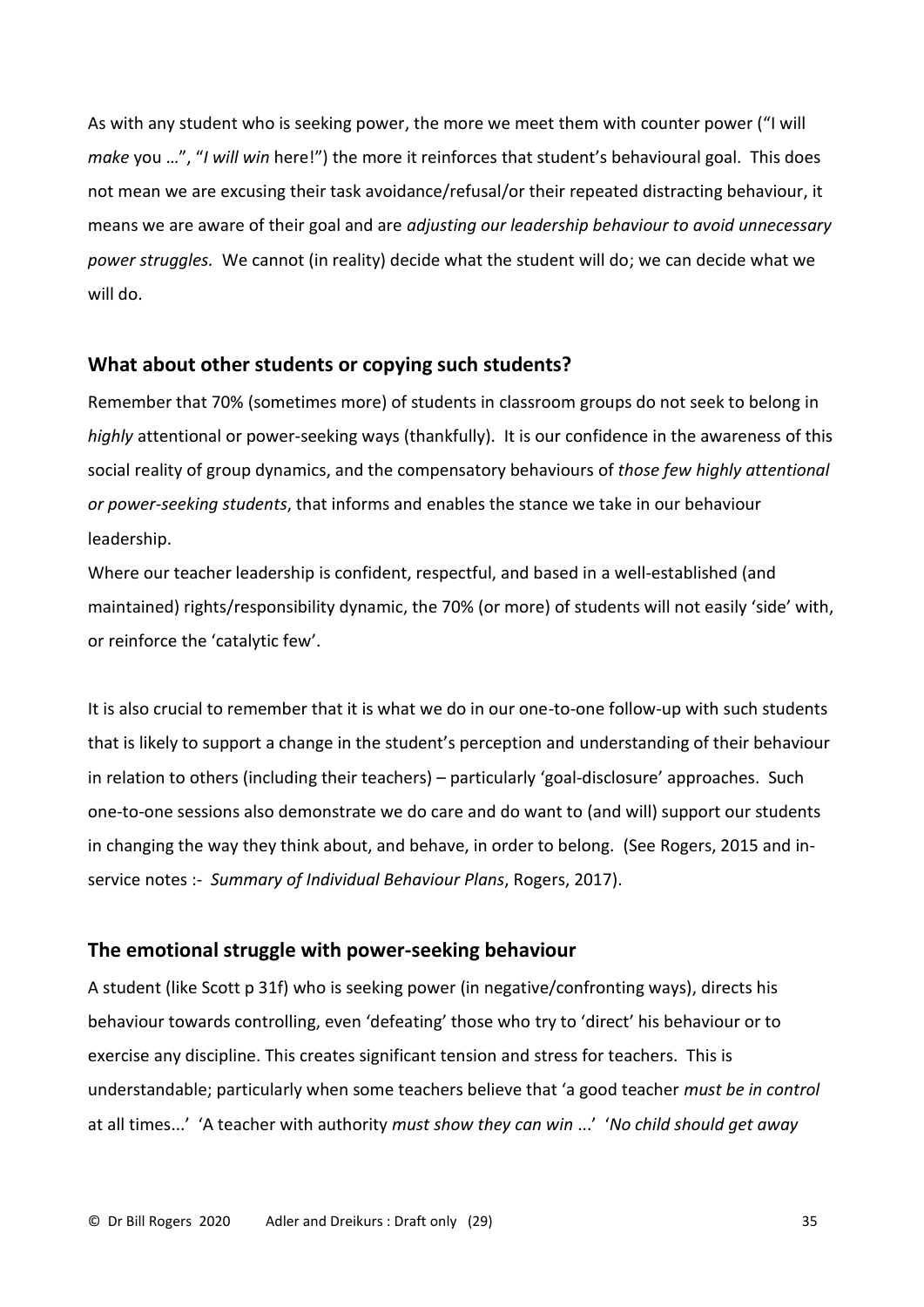As with any student who is seeking power, the more we meet them with counter power ("I will *make* you …", "*I will win* here!") the more it reinforces that student's behavioural goal. This does not mean we are excusing their task avoidance/refusal/or their repeated distracting behaviour, it means we are aware of their goal and are *adjusting our leadership behaviour to avoid unnecessary power struggles.* We cannot (in reality) decide what the student will do; we can decide what we will do.

### What about other students or copying such students?

Remember that 70% (sometimes more) of students in classroom groups do not seek to belong in *highly* attentional or power-seeking ways (thankfully). It is our confidence in the awareness of this social reality of group dynamics, and the compensatory behaviours of *those few highly attentional or power-seeking students*, that informs and enables the stance we take in our behaviour leadership.

Where our teacher leadership is confident, respectful, and based in a well-established (and maintained) rights/responsibility dynamic, the 70% (or more) of students will not easily 'side' with, or reinforce the 'catalytic few'.

It is also crucial to remember that it is what we do in our one-to-one follow-up with such students that is likely to support a change in the student's perception and understanding of their behaviour in relation to others (including their teachers) – particularly 'goal-disclosure' approaches. Such one-to-one sessions also demonstrate we do care and do want to (and will) support our students in changing the way they think about, and behave, in order to belong. (See Rogers, 2015 and in-service notes :- *Summary of Individual Behaviour Plans*, Rogers, 2017).

### The emotional struggle with power-seeking behaviour

A student (like Scott p 31f) who is seeking power (in negative/confronting ways), directs his behaviour towards controlling, even 'defeating' those who try to 'direct' his behaviour or to exercise any discipline. This creates significant tension and stress for teachers. This is understandable; particularly when some teachers believe that 'a good teacher *must be in control* at all times...' 'A teacher with authority *must show they can win* ...' '*No child should get away*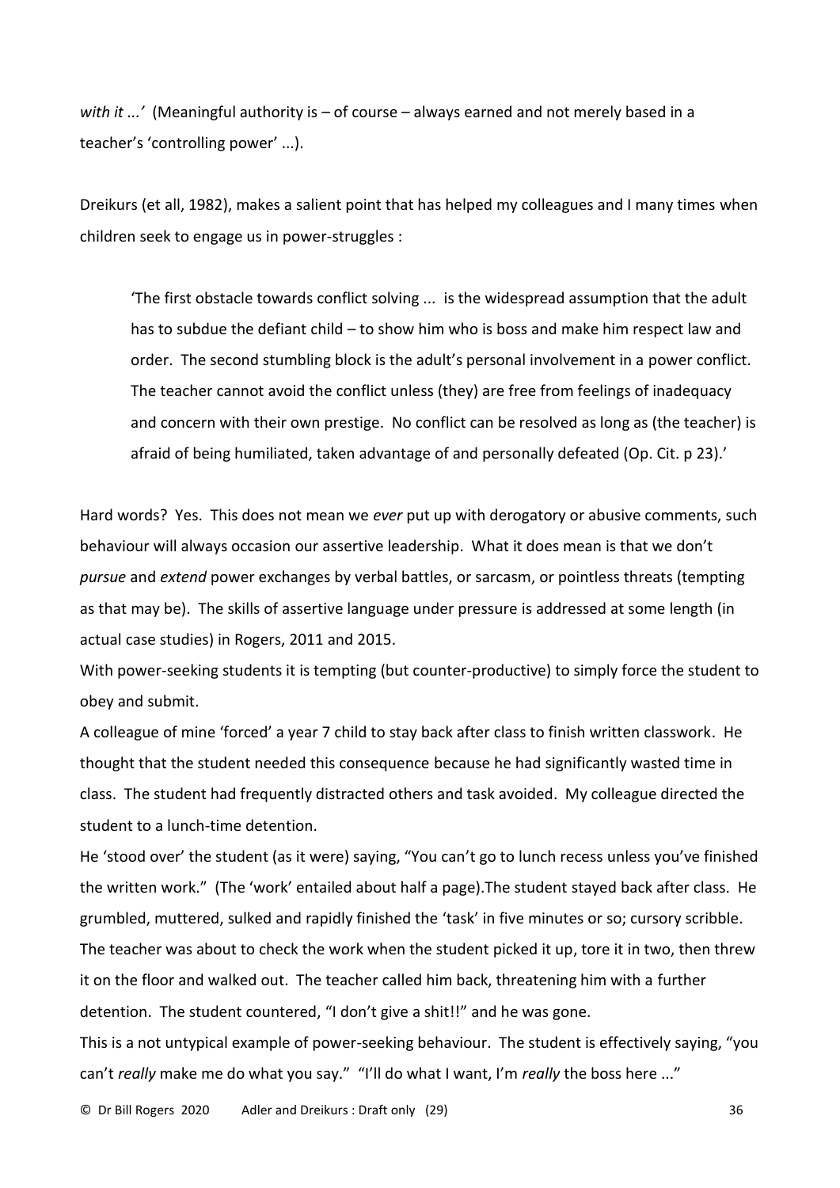*with it ...'* (Meaningful authority is – of course – always earned and not merely based in a teacher's 'controlling power' ...).

Dreikurs (et all, 1982), makes a salient point that has helped my colleagues and I many times when children seek to engage us in power-struggles :

> 'The first obstacle towards conflict solving ... is the widespread assumption that the adult has to subdue the defiant child – to show him who is boss and make him respect law and order. The second stumbling block is the adult's personal involvement in a power conflict. The teacher cannot avoid the conflict unless (they) are free from feelings of inadequacy and concern with their own prestige. No conflict can be resolved as long as (the teacher) is afraid of being humiliated, taken advantage of and personally defeated (Op. Cit. p 23).'

Hard words? Yes. This does not mean we *ever* put up with derogatory or abusive comments, such behaviour will always occasion our assertive leadership. What it does mean is that we don't *pursue* and *extend* power exchanges by verbal battles, or sarcasm, or pointless threats (tempting as that may be). The skills of assertive language under pressure is addressed at some length (in actual case studies) in Rogers, 2011 and 2015.

With power-seeking students it is tempting (but counter-productive) to simply force the student to obey and submit.

A colleague of mine 'forced' a year 7 child to stay back after class to finish written classwork. He thought that the student needed this consequence because he had significantly wasted time in class. The student had frequently distracted others and task avoided. My colleague directed the student to a lunch-time detention.

He 'stood over' the student (as it were) saying, "You can't go to lunch recess unless you've finished the written work." (The 'work' entailed about half a page).The student stayed back after class. He grumbled, muttered, sulked and rapidly finished the 'task' in five minutes or so; cursory scribble. The teacher was about to check the work when the student picked it up, tore it in two, then threw it on the floor and walked out. The teacher called him back, threatening him with a further detention. The student countered, "I don't give a shit!!" and he was gone.

This is a not untypical example of power-seeking behaviour. The student is effectively saying, "you can't *really* make me do what you say." "I'll do what I want, I'm *really* the boss here ..."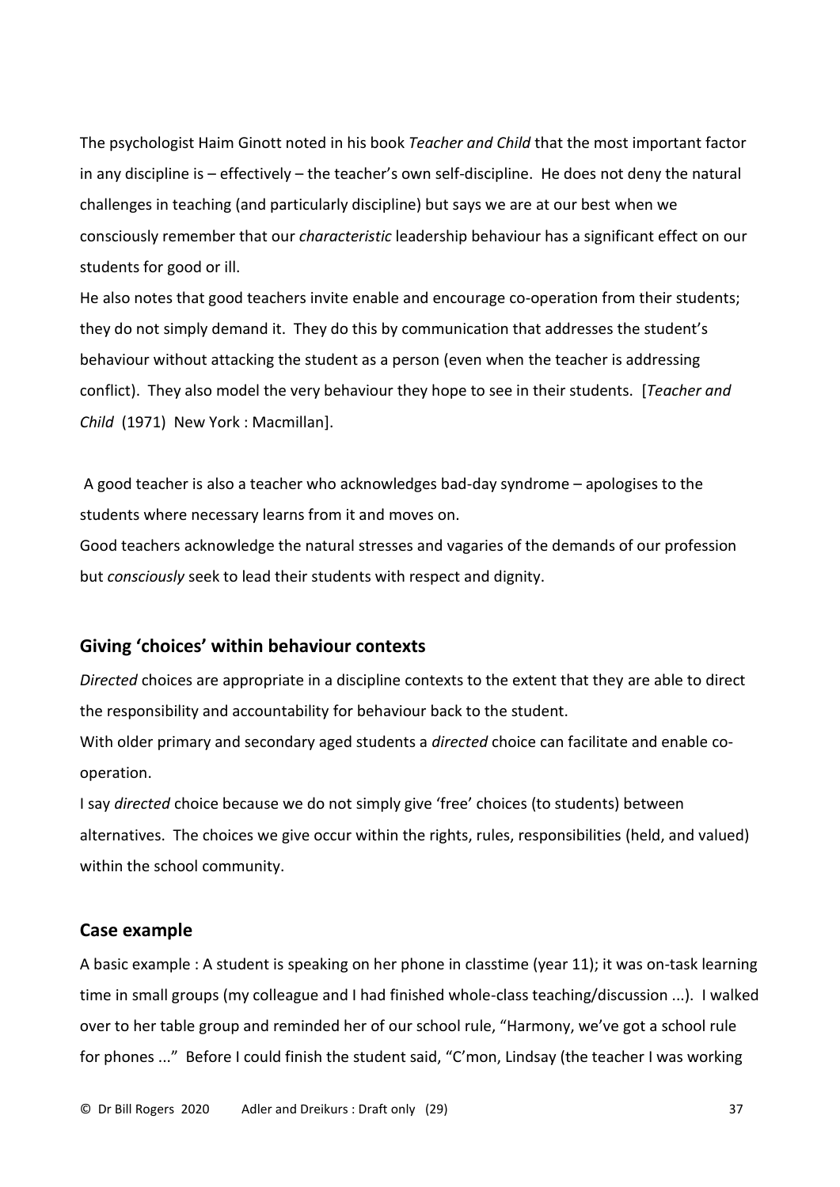The psychologist Haim Ginott noted in his book *Teacher and Child* that the most important factor in any discipline is – effectively – the teacher's own self-discipline. He does not deny the natural challenges in teaching (and particularly discipline) but says we are at our best when we consciously remember that our *characteristic* leadership behaviour has a significant effect on our students for good or ill.

He also notes that good teachers invite enable and encourage co-operation from their students; they do not simply demand it. They do this by communication that addresses the student's behaviour without attacking the student as a person (even when the teacher is addressing conflict). They also model the very behaviour they hope to see in their students. [*Teacher and Child* (1971) New York : Macmillan].

A good teacher is also a teacher who acknowledges bad-day syndrome – apologises to the students where necessary learns from it and moves on.

Good teachers acknowledge the natural stresses and vagaries of the demands of our profession but *consciously* seek to lead their students with respect and dignity.

## Giving 'choices' within behaviour contexts

*Directed* choices are appropriate in a discipline contexts to the extent that they are able to direct the responsibility and accountability for behaviour back to the student.

With older primary and secondary aged students a *directed* choice can facilitate and enable co-operation.

I say *directed* choice because we do not simply give 'free' choices (to students) between alternatives. The choices we give occur within the rights, rules, responsibilities (held, and valued) within the school community.

## Case example

A basic example : A student is speaking on her phone in classtime (year 11); it was on-task learning time in small groups (my colleague and I had finished whole-class teaching/discussion ...). I walked over to her table group and reminded her of our school rule, "Harmony, we've got a school rule for phones ..." Before I could finish the student said, "C'mon, Lindsay (the teacher I was working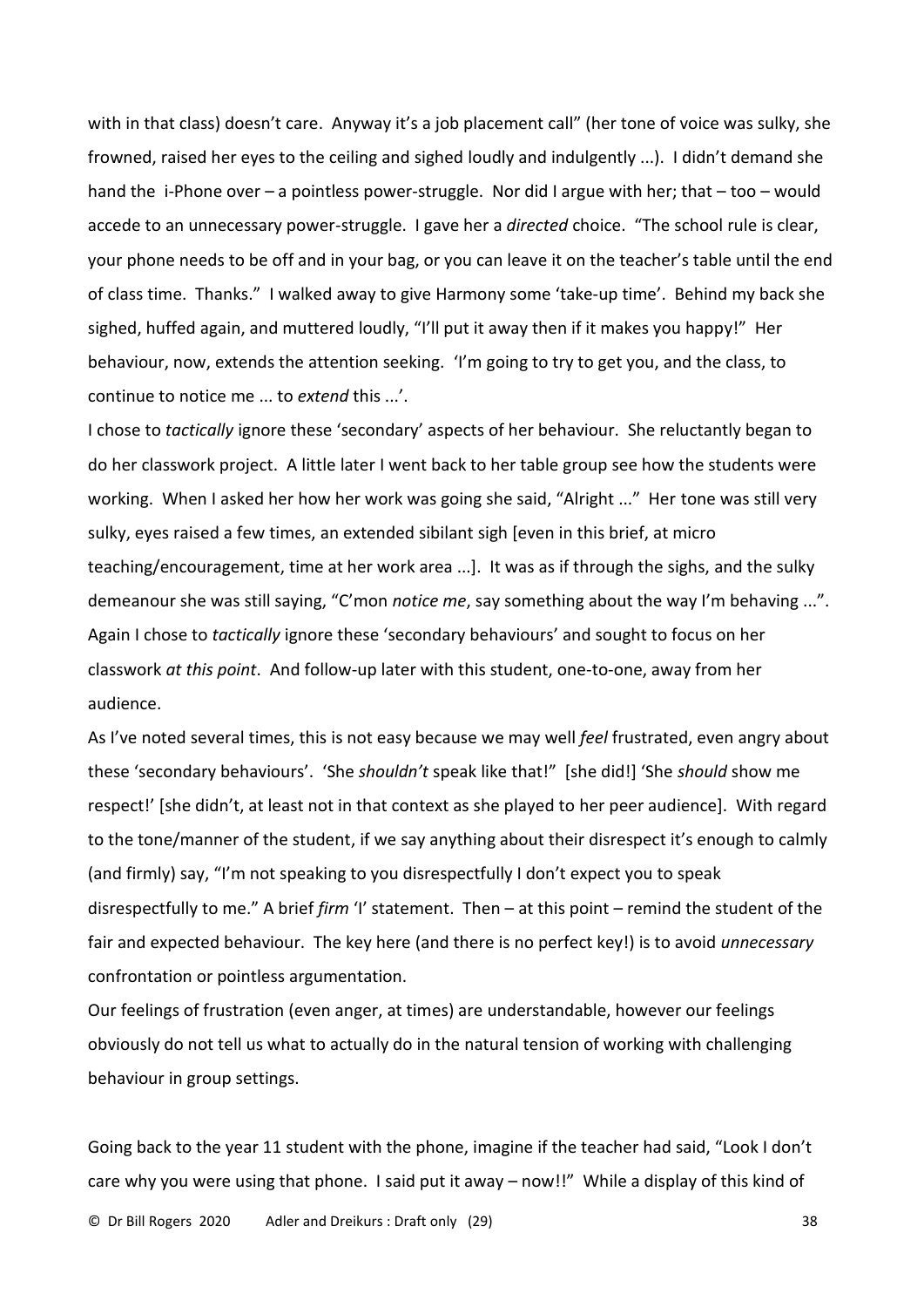with in that class) doesn't care. Anyway it's a job placement call" (her tone of voice was sulky, she frowned, raised her eyes to the ceiling and sighed loudly and indulgently ...). I didn't demand she hand the i-Phone over – a pointless power-struggle. Nor did I argue with her; that – too – would accede to an unnecessary power-struggle. I gave her a *directed* choice. "The school rule is clear, your phone needs to be off and in your bag, or you can leave it on the teacher's table until the end of class time. Thanks." I walked away to give Harmony some 'take-up time'. Behind my back she sighed, huffed again, and muttered loudly, "I'll put it away then if it makes you happy!" Her behaviour, now, extends the attention seeking. 'I'm going to try to get you, and the class, to continue to notice me ... to *extend* this ...'.

I chose to *tactically* ignore these 'secondary' aspects of her behaviour. She reluctantly began to do her classwork project. A little later I went back to her table group see how the students were working. When I asked her how her work was going she said, "Alright ..." Her tone was still very sulky, eyes raised a few times, an extended sibilant sigh [even in this brief, at micro teaching/encouragement, time at her work area ...]. It was as if through the sighs, and the sulky demeanour she was still saying, "C'mon *notice me*, say something about the way I'm behaving ...". Again I chose to *tactically* ignore these 'secondary behaviours' and sought to focus on her classwork *at this point*. And follow-up later with this student, one-to-one, away from her audience.

As I've noted several times, this is not easy because we may well *feel* frustrated, even angry about these 'secondary behaviours'. 'She *shouldn't* speak like that!" [she did!] 'She *should* show me respect!' [she didn't, at least not in that context as she played to her peer audience]. With regard to the tone/manner of the student, if we say anything about their disrespect it's enough to calmly (and firmly) say, "I'm not speaking to you disrespectfully I don't expect you to speak disrespectfully to me." A brief *firm* 'I' statement. Then – at this point – remind the student of the fair and expected behaviour. The key here (and there is no perfect key!) is to avoid *unnecessary* confrontation or pointless argumentation.

Our feelings of frustration (even anger, at times) are understandable, however our feelings obviously do not tell us what to actually do in the natural tension of working with challenging behaviour in group settings.

Going back to the year 11 student with the phone, imagine if the teacher had said, "Look I don't care why you were using that phone. I said put it away – now!!" While a display of this kind of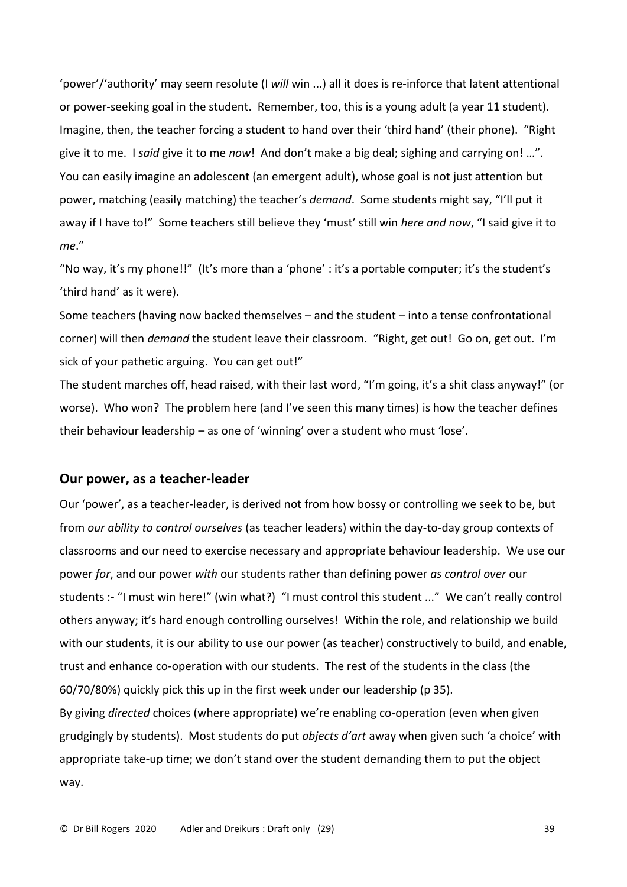'power'/'authority' may seem resolute (I *will* win ...) all it does is re-inforce that latent attentional or power-seeking goal in the student. Remember, too, this is a young adult (a year 11 student). Imagine, then, the teacher forcing a student to hand over their 'third hand' (their phone). "Right give it to me. I *said* give it to me *now*! And don't make a big deal; sighing and carrying on**!** …". You can easily imagine an adolescent (an emergent adult), whose goal is not just attention but power, matching (easily matching) the teacher's *demand*. Some students might say, "I'll put it away if I have to!" Some teachers still believe they 'must' still win *here and now*, "I said give it to *me*."

"No way, it's my phone!!" (It's more than a 'phone' : it's a portable computer; it's the student's 'third hand' as it were).

Some teachers (having now backed themselves – and the student – into a tense confrontational corner) will then *demand* the student leave their classroom. "Right, get out! Go on, get out. I'm sick of your pathetic arguing. You can get out!"

The student marches off, head raised, with their last word, "I'm going, it's a shit class anyway!" (or worse). Who won? The problem here (and I've seen this many times) is how the teacher defines their behaviour leadership – as one of 'winning' over a student who must 'lose'.

## Our power, as a teacher-leader

Our 'power', as a teacher-leader, is derived not from how bossy or controlling we seek to be, but from *our ability to control ourselves* (as teacher leaders) within the day-to-day group contexts of classrooms and our need to exercise necessary and appropriate behaviour leadership. We use our power *for*, and our power *with* our students rather than defining power *as control over* our students :- "I must win here!" (win what?) "I must control this student ..." We can't really control others anyway; it's hard enough controlling ourselves! Within the role, and relationship we build with our students, it is our ability to use our power (as teacher) constructively to build, and enable, trust and enhance co-operation with our students. The rest of the students in the class (the 60/70/80%) quickly pick this up in the first week under our leadership (p 35).

By giving *directed* choices (where appropriate) we're enabling co-operation (even when given grudgingly by students). Most students do put *objects d'art* away when given such 'a choice' with appropriate take-up time; we don't stand over the student demanding them to put the object way.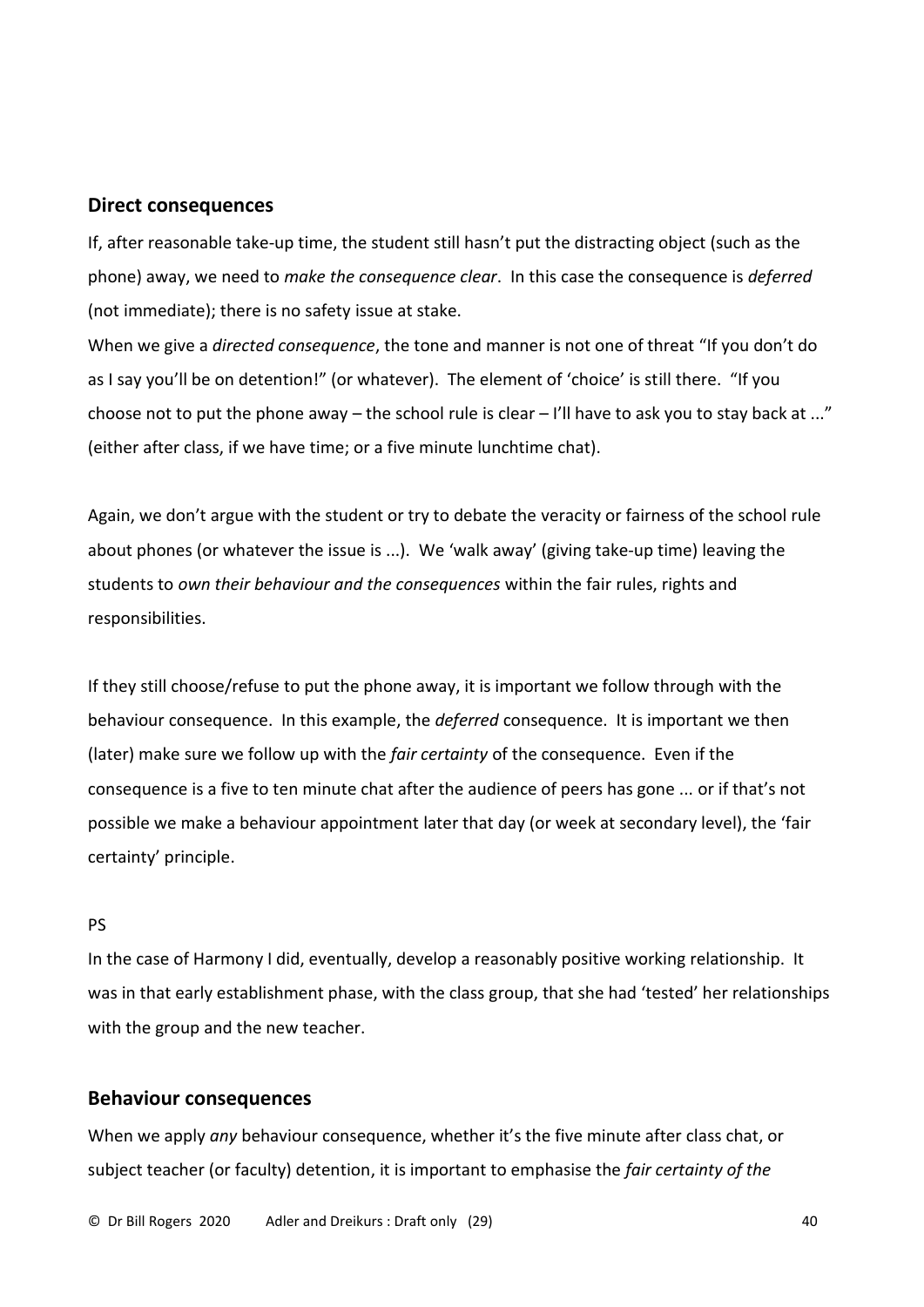## Direct consequences

If, after reasonable take-up time, the student still hasn't put the distracting object (such as the phone) away, we need to *make the consequence clear*. In this case the consequence is *deferred* (not immediate); there is no safety issue at stake.

When we give a *directed consequence*, the tone and manner is not one of threat "If you don't do as I say you'll be on detention!" (or whatever). The element of 'choice' is still there. "If you choose not to put the phone away – the school rule is clear – I'll have to ask you to stay back at ..." (either after class, if we have time; or a five minute lunchtime chat).

Again, we don't argue with the student or try to debate the veracity or fairness of the school rule about phones (or whatever the issue is ...). We 'walk away' (giving take-up time) leaving the students to *own their behaviour and the consequences* within the fair rules, rights and responsibilities.

If they still choose/refuse to put the phone away, it is important we follow through with the behaviour consequence. In this example, the *deferred* consequence. It is important we then (later) make sure we follow up with the *fair certainty* of the consequence. Even if the consequence is a five to ten minute chat after the audience of peers has gone ... or if that's not possible we make a behaviour appointment later that day (or week at secondary level), the 'fair certainty' principle.

PS

In the case of Harmony I did, eventually, develop a reasonably positive working relationship. It was in that early establishment phase, with the class group, that she had 'tested' her relationships with the group and the new teacher.

## Behaviour consequences

When we apply *any* behaviour consequence, whether it's the five minute after class chat, or subject teacher (or faculty) detention, it is important to emphasise the *fair certainty of the*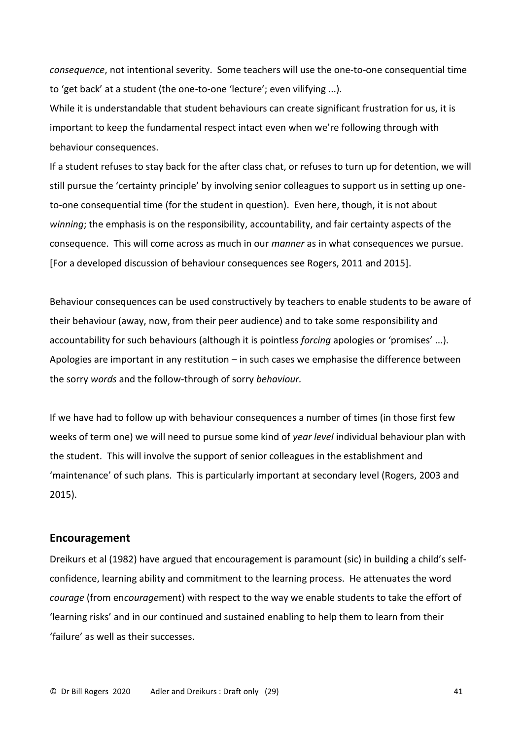*consequence*, not intentional severity. Some teachers will use the one-to-one consequential time to 'get back' at a student (the one-to-one 'lecture'; even vilifying ...).
While it is understandable that student behaviours can create significant frustration for us, it is important to keep the fundamental respect intact even when we're following through with behaviour consequences.
If a student refuses to stay back for the after class chat, or refuses to turn up for detention, we will still pursue the 'certainty principle' by involving senior colleagues to support us in setting up one-to-one consequential time (for the student in question). Even here, though, it is not about *winning*; the emphasis is on the responsibility, accountability, and fair certainty aspects of the consequence. This will come across as much in our *manner* as in what consequences we pursue. [For a developed discussion of behaviour consequences see Rogers, 2011 and 2015].

Behaviour consequences can be used constructively by teachers to enable students to be aware of their behaviour (away, now, from their peer audience) and to take some responsibility and accountability for such behaviours (although it is pointless *forcing* apologies or 'promises' ...). Apologies are important in any restitution – in such cases we emphasise the difference between the sorry *words* and the follow-through of sorry *behaviour.*

If we have had to follow up with behaviour consequences a number of times (in those first few weeks of term one) we will need to pursue some kind of *year level* individual behaviour plan with the student. This will involve the support of senior colleagues in the establishment and 'maintenance' of such plans. This is particularly important at secondary level (Rogers, 2003 and 2015).

## Encouragement

Dreikurs et al (1982) have argued that encouragement is paramount (sic) in building a child's self-confidence, learning ability and commitment to the learning process. He attenuates the word *courage* (from en*courage*ment) with respect to the way we enable students to take the effort of 'learning risks' and in our continued and sustained enabling to help them to learn from their 'failure' as well as their successes.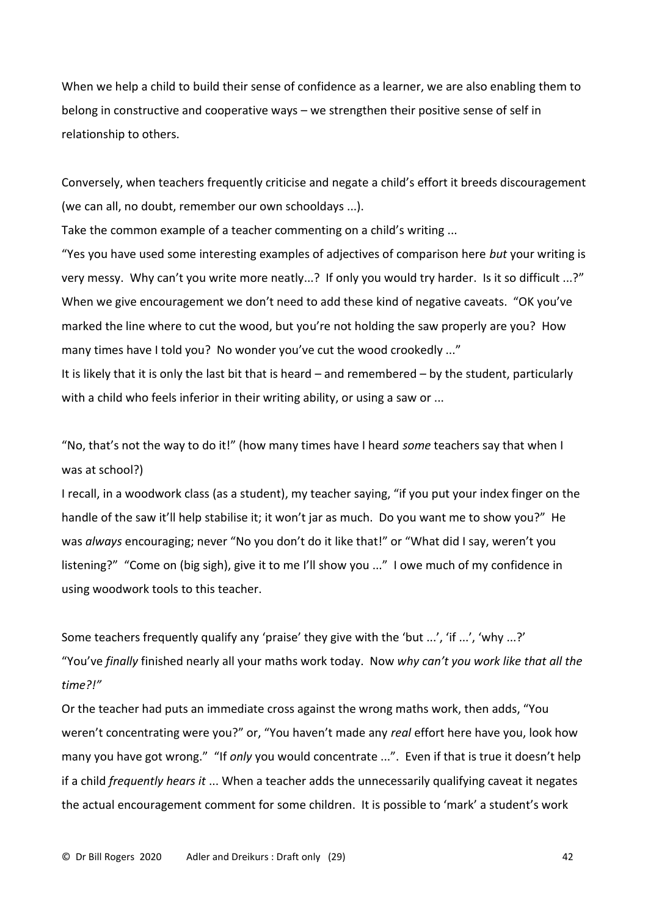When we help a child to build their sense of confidence as a learner, we are also enabling them to belong in constructive and cooperative ways – we strengthen their positive sense of self in relationship to others.

Conversely, when teachers frequently criticise and negate a child's effort it breeds discouragement (we can all, no doubt, remember our own schooldays ...).

Take the common example of a teacher commenting on a child's writing ...

"Yes you have used some interesting examples of adjectives of comparison here *but* your writing is very messy. Why can't you write more neatly...? If only you would try harder. Is it so difficult ...?" When we give encouragement we don't need to add these kind of negative caveats. "OK you've marked the line where to cut the wood, but you're not holding the saw properly are you? How many times have I told you? No wonder you've cut the wood crookedly ..."

It is likely that it is only the last bit that is heard – and remembered – by the student, particularly with a child who feels inferior in their writing ability, or using a saw or ...

"No, that's not the way to do it!" (how many times have I heard *some* teachers say that when I was at school?)

I recall, in a woodwork class (as a student), my teacher saying, "if you put your index finger on the handle of the saw it'll help stabilise it; it won't jar as much. Do you want me to show you?" He was *always* encouraging; never "No you don't do it like that!" or "What did I say, weren't you listening?" "Come on (big sigh), give it to me I'll show you ..." I owe much of my confidence in using woodwork tools to this teacher.

Some teachers frequently qualify any 'praise' they give with the 'but ...', 'if ...', 'why ...?'

"You've *finally* finished nearly all your maths work today. Now *why can't you work like that all the time?!"*

Or the teacher had puts an immediate cross against the wrong maths work, then adds, "You weren't concentrating were you?" or, "You haven't made any *real* effort here have you, look how many you have got wrong." "If *only* you would concentrate ...". Even if that is true it doesn't help if a child *frequently hears it* ... When a teacher adds the unnecessarily qualifying caveat it negates the actual encouragement comment for some children. It is possible to 'mark' a student's work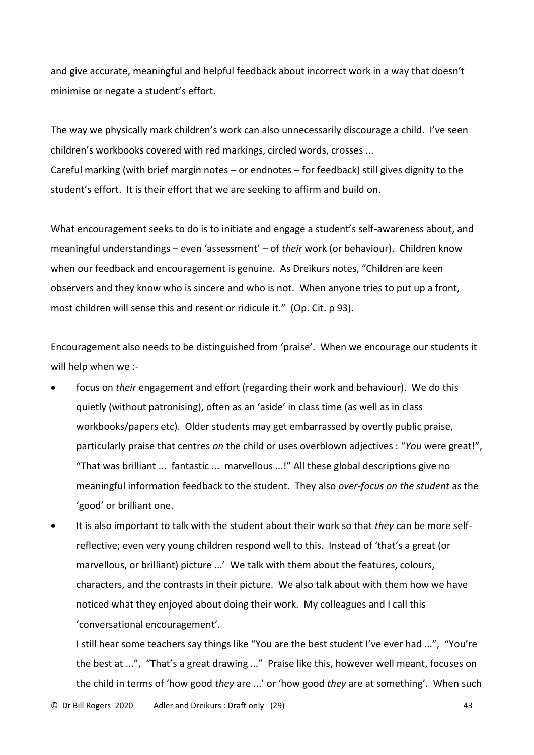and give accurate, meaningful and helpful feedback about incorrect work in a way that doesn't minimise or negate a student's effort.

The way we physically mark children's work can also unnecessarily discourage a child. I've seen children's workbooks covered with red markings, circled words, crosses ...
Careful marking (with brief margin notes – or endnotes – for feedback) still gives dignity to the student's effort. It is their effort that we are seeking to affirm and build on.

What encouragement seeks to do is to initiate and engage a student's self-awareness about, and meaningful understandings – even 'assessment' – of *their* work (or behaviour). Children know when our feedback and encouragement is genuine. As Dreikurs notes, "Children are keen observers and they know who is sincere and who is not. When anyone tries to put up a front, most children will sense this and resent or ridicule it." (Op. Cit. p 93).

Encouragement also needs to be distinguished from 'praise'. When we encourage our students it will help when we :-

- focus on *their* engagement and effort (regarding their work and behaviour). We do this quietly (without patronising), often as an 'aside' in class time (as well as in class workbooks/papers etc). Older students may get embarrassed by overtly public praise, particularly praise that centres *on* the child or uses overblown adjectives : "*You* were great!", "That was brilliant ... fantastic ... marvellous ...!" All these global descriptions give no meaningful information feedback to the student. They also *over-focus on the student* as the 'good' or brilliant one.
- It is also important to talk with the student about their work so that *they* can be more self-reflective; even very young children respond well to this. Instead of 'that's a great (or marvellous, or brilliant) picture ...' We talk with them about the features, colours, characters, and the contrasts in their picture. We also talk about with them how we have noticed what they enjoyed about doing their work. My colleagues and I call this 'conversational encouragement'.

  I still hear some teachers say things like "You are the best student I've ever had ...", "You're the best at ...", "That's a great drawing ..." Praise like this, however well meant, focuses on the child in terms of 'how good *they* are ...' or 'how good *they* are at something'. When such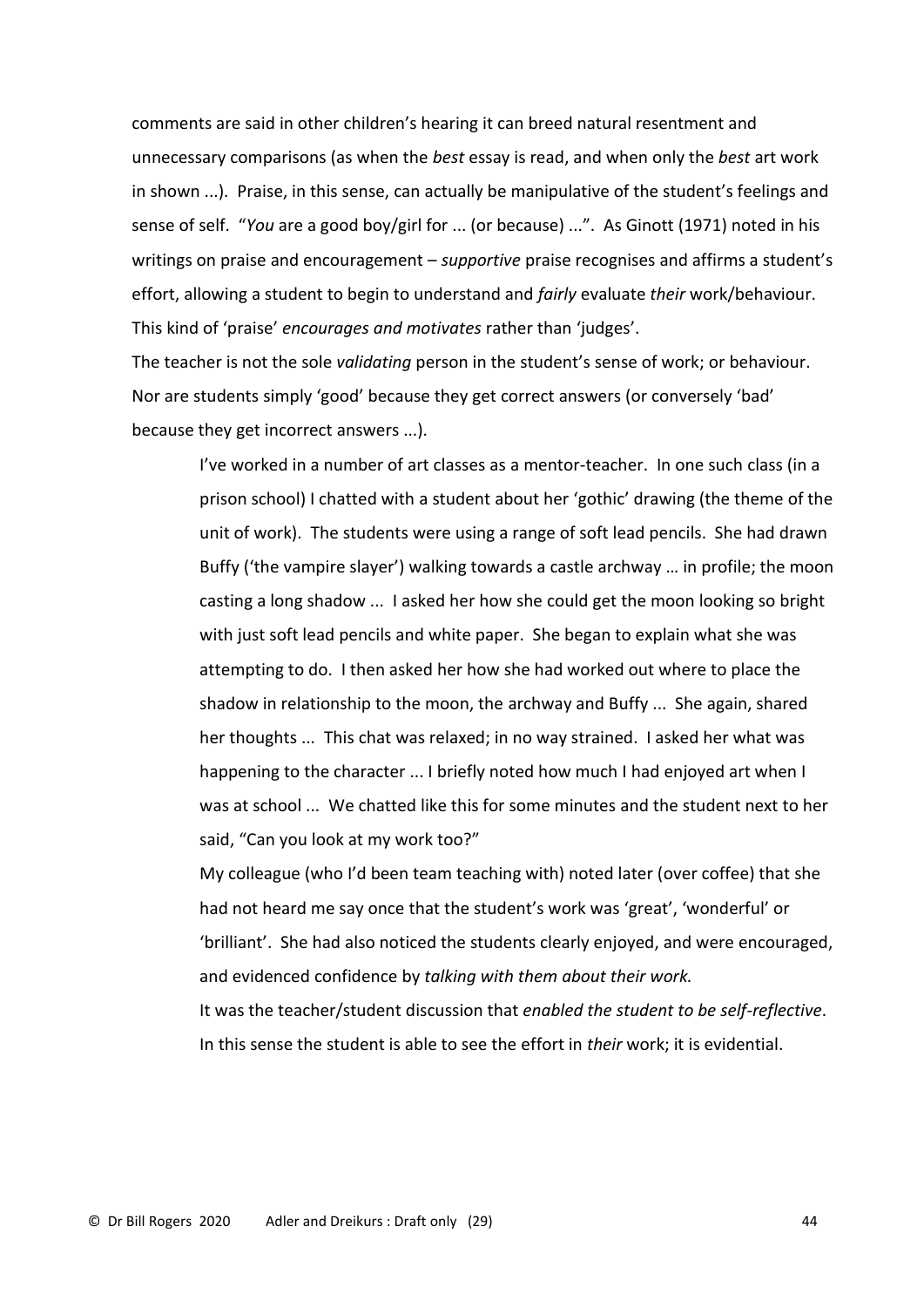comments are said in other children's hearing it can breed natural resentment and unnecessary comparisons (as when the *best* essay is read, and when only the *best* art work in shown ...). Praise, in this sense, can actually be manipulative of the student's feelings and sense of self. "*You* are a good boy/girl for ... (or because) ...". As Ginott (1971) noted in his writings on praise and encouragement – *supportive* praise recognises and affirms a student's effort, allowing a student to begin to understand and *fairly* evaluate *their* work/behaviour. This kind of 'praise' *encourages and motivates* rather than 'judges'.

The teacher is not the sole *validating* person in the student's sense of work; or behaviour. Nor are students simply 'good' because they get correct answers (or conversely 'bad' because they get incorrect answers ...).

> I've worked in a number of art classes as a mentor-teacher. In one such class (in a prison school) I chatted with a student about her 'gothic' drawing (the theme of the unit of work). The students were using a range of soft lead pencils. She had drawn Buffy ('the vampire slayer') walking towards a castle archway … in profile; the moon casting a long shadow ... I asked her how she could get the moon looking so bright with just soft lead pencils and white paper. She began to explain what she was attempting to do. I then asked her how she had worked out where to place the shadow in relationship to the moon, the archway and Buffy ... She again, shared her thoughts ... This chat was relaxed; in no way strained. I asked her what was happening to the character ... I briefly noted how much I had enjoyed art when I was at school ... We chatted like this for some minutes and the student next to her said, "Can you look at my work too?"
>
> My colleague (who I'd been team teaching with) noted later (over coffee) that she had not heard me say once that the student's work was 'great', 'wonderful' or 'brilliant'. She had also noticed the students clearly enjoyed, and were encouraged, and evidenced confidence by *talking with them about their work.*
>
> It was the teacher/student discussion that *enabled the student to be self-reflective*. In this sense the student is able to see the effort in *their* work; it is evidential.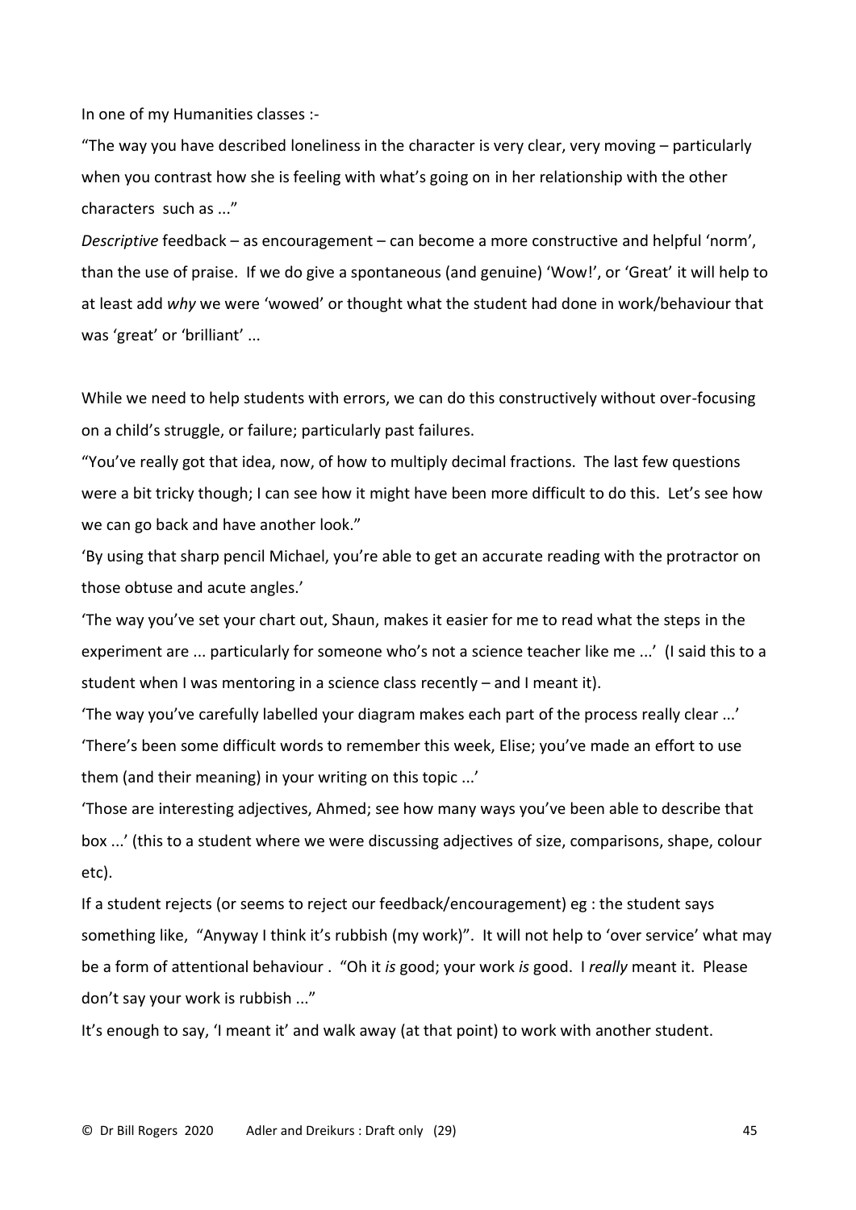In one of my Humanities classes :-

"The way you have described loneliness in the character is very clear, very moving – particularly when you contrast how she is feeling with what's going on in her relationship with the other characters such as ..."

*Descriptive* feedback – as encouragement – can become a more constructive and helpful 'norm', than the use of praise. If we do give a spontaneous (and genuine) 'Wow!', or 'Great' it will help to at least add *why* we were 'wowed' or thought what the student had done in work/behaviour that was 'great' or 'brilliant' ...

While we need to help students with errors, we can do this constructively without over-focusing on a child's struggle, or failure; particularly past failures.

"You've really got that idea, now, of how to multiply decimal fractions. The last few questions were a bit tricky though; I can see how it might have been more difficult to do this. Let's see how we can go back and have another look."

'By using that sharp pencil Michael, you're able to get an accurate reading with the protractor on those obtuse and acute angles.'

'The way you've set your chart out, Shaun, makes it easier for me to read what the steps in the experiment are ... particularly for someone who's not a science teacher like me ...' (I said this to a student when I was mentoring in a science class recently – and I meant it).

'The way you've carefully labelled your diagram makes each part of the process really clear ...'

'There's been some difficult words to remember this week, Elise; you've made an effort to use them (and their meaning) in your writing on this topic ...'

'Those are interesting adjectives, Ahmed; see how many ways you've been able to describe that box ...' (this to a student where we were discussing adjectives of size, comparisons, shape, colour etc).

If a student rejects (or seems to reject our feedback/encouragement) eg : the student says something like, "Anyway I think it's rubbish (my work)". It will not help to 'over service' what may be a form of attentional behaviour . "Oh it *is* good; your work *is* good. I *really* meant it. Please don't say your work is rubbish ..."

It's enough to say, 'I meant it' and walk away (at that point) to work with another student.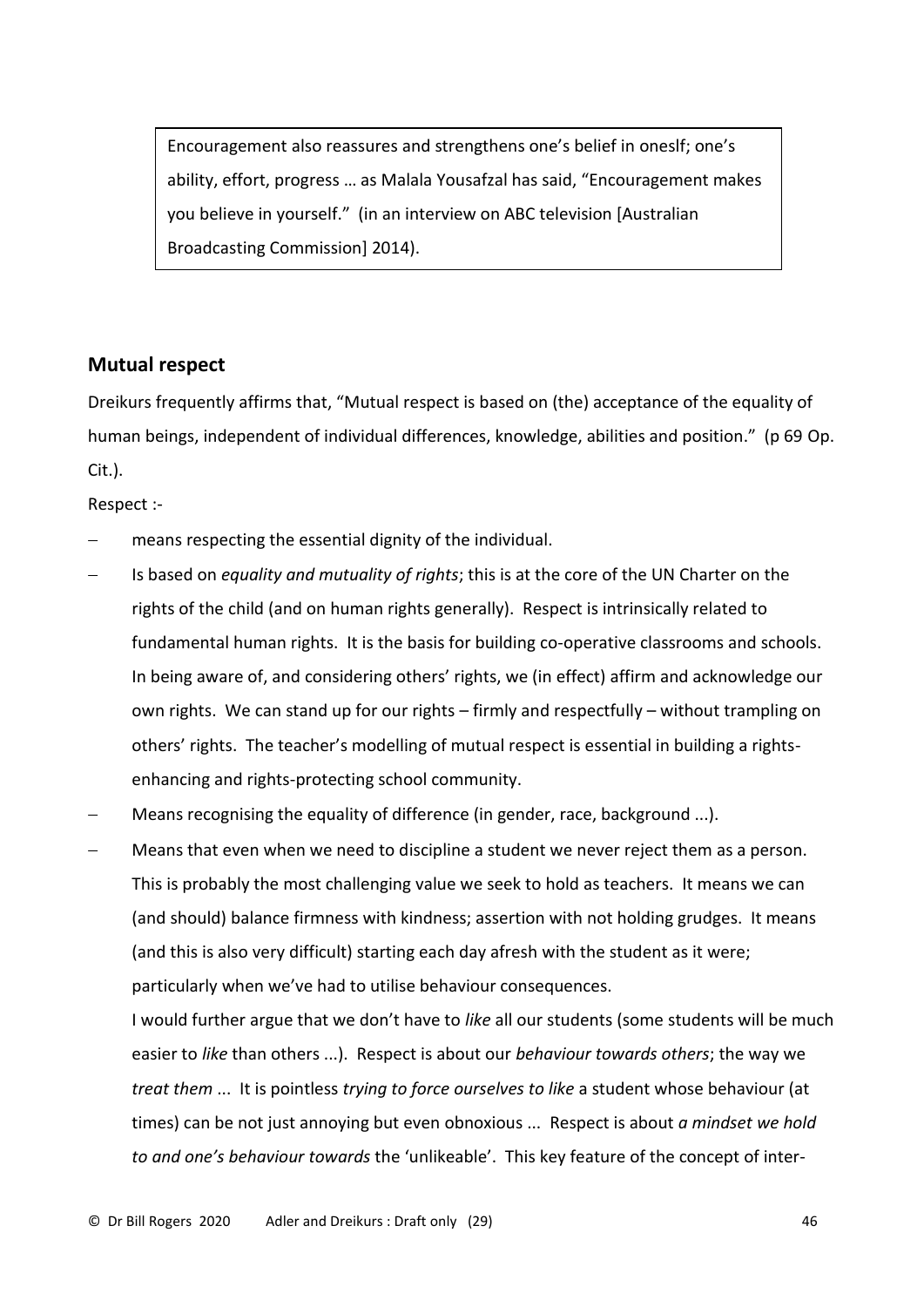Encouragement also reassures and strengthens one's belief in oneslf; one's ability, effort, progress … as Malala Yousafzal has said, "Encouragement makes you believe in yourself." (in an interview on ABC television [Australian Broadcasting Commission] 2014).

## Mutual respect

Dreikurs frequently affirms that, "Mutual respect is based on (the) acceptance of the equality of human beings, independent of individual differences, knowledge, abilities and position." (p 69 Op. Cit.).

Respect :-

- means respecting the essential dignity of the individual.
- Is based on *equality and mutuality of rights*; this is at the core of the UN Charter on the rights of the child (and on human rights generally). Respect is intrinsically related to fundamental human rights. It is the basis for building co-operative classrooms and schools. In being aware of, and considering others' rights, we (in effect) affirm and acknowledge our own rights. We can stand up for our rights – firmly and respectfully – without trampling on others' rights. The teacher's modelling of mutual respect is essential in building a rights-enhancing and rights-protecting school community.
- Means recognising the equality of difference (in gender, race, background ...).
- Means that even when we need to discipline a student we never reject them as a person. This is probably the most challenging value we seek to hold as teachers. It means we can (and should) balance firmness with kindness; assertion with not holding grudges. It means (and this is also very difficult) starting each day afresh with the student as it were; particularly when we've had to utilise behaviour consequences.

  I would further argue that we don't have to *like* all our students (some students will be much easier to *like* than others ...). Respect is about our *behaviour towards others*; the way we *treat them* ... It is pointless *trying to force ourselves to like* a student whose behaviour (at times) can be not just annoying but even obnoxious ... Respect is about *a mindset we hold to and one's behaviour towards* the 'unlikeable'. This key feature of the concept of inter-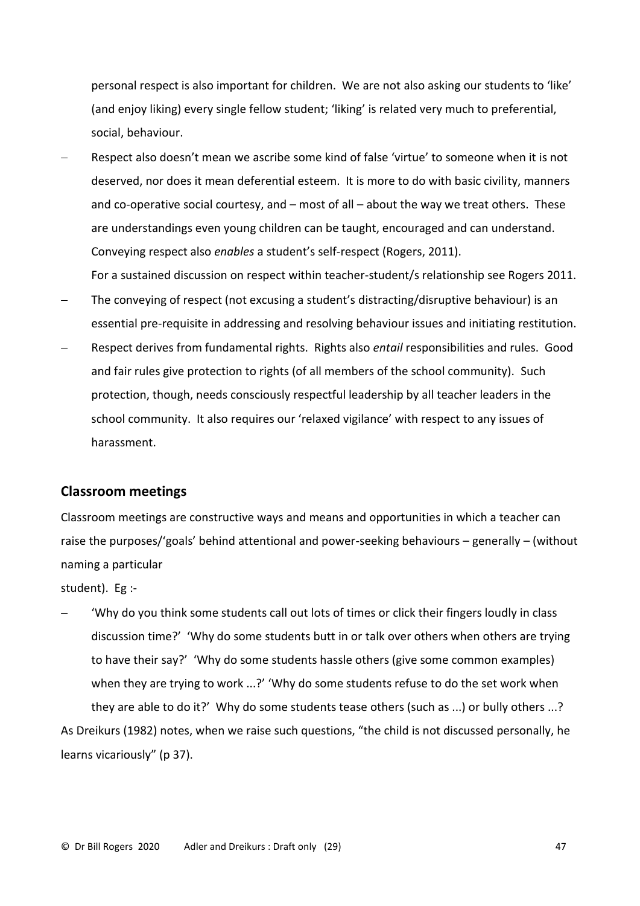personal respect is also important for children. We are not also asking our students to 'like' (and enjoy liking) every single fellow student; 'liking' is related very much to preferential, social, behaviour.

- Respect also doesn't mean we ascribe some kind of false 'virtue' to someone when it is not deserved, nor does it mean deferential esteem. It is more to do with basic civility, manners and co-operative social courtesy, and – most of all – about the way we treat others. These are understandings even young children can be taught, encouraged and can understand. Conveying respect also *enables* a student's self-respect (Rogers, 2011).
  For a sustained discussion on respect within teacher-student/s relationship see Rogers 2011.
- The conveying of respect (not excusing a student's distracting/disruptive behaviour) is an essential pre-requisite in addressing and resolving behaviour issues and initiating restitution.
- Respect derives from fundamental rights. Rights also *entail* responsibilities and rules. Good and fair rules give protection to rights (of all members of the school community). Such protection, though, needs consciously respectful leadership by all teacher leaders in the school community. It also requires our 'relaxed vigilance' with respect to any issues of harassment.

## Classroom meetings

Classroom meetings are constructive ways and means and opportunities in which a teacher can raise the purposes/'goals' behind attentional and power-seeking behaviours – generally – (without naming a particular student). Eg :-

- 'Why do you think some students call out lots of times or click their fingers loudly in class discussion time?' 'Why do some students butt in or talk over others when others are trying to have their say?' 'Why do some students hassle others (give some common examples) when they are trying to work ...?' 'Why do some students refuse to do the set work when they are able to do it?' Why do some students tease others (such as ...) or bully others ...?

As Dreikurs (1982) notes, when we raise such questions, "the child is not discussed personally, he learns vicariously" (p 37).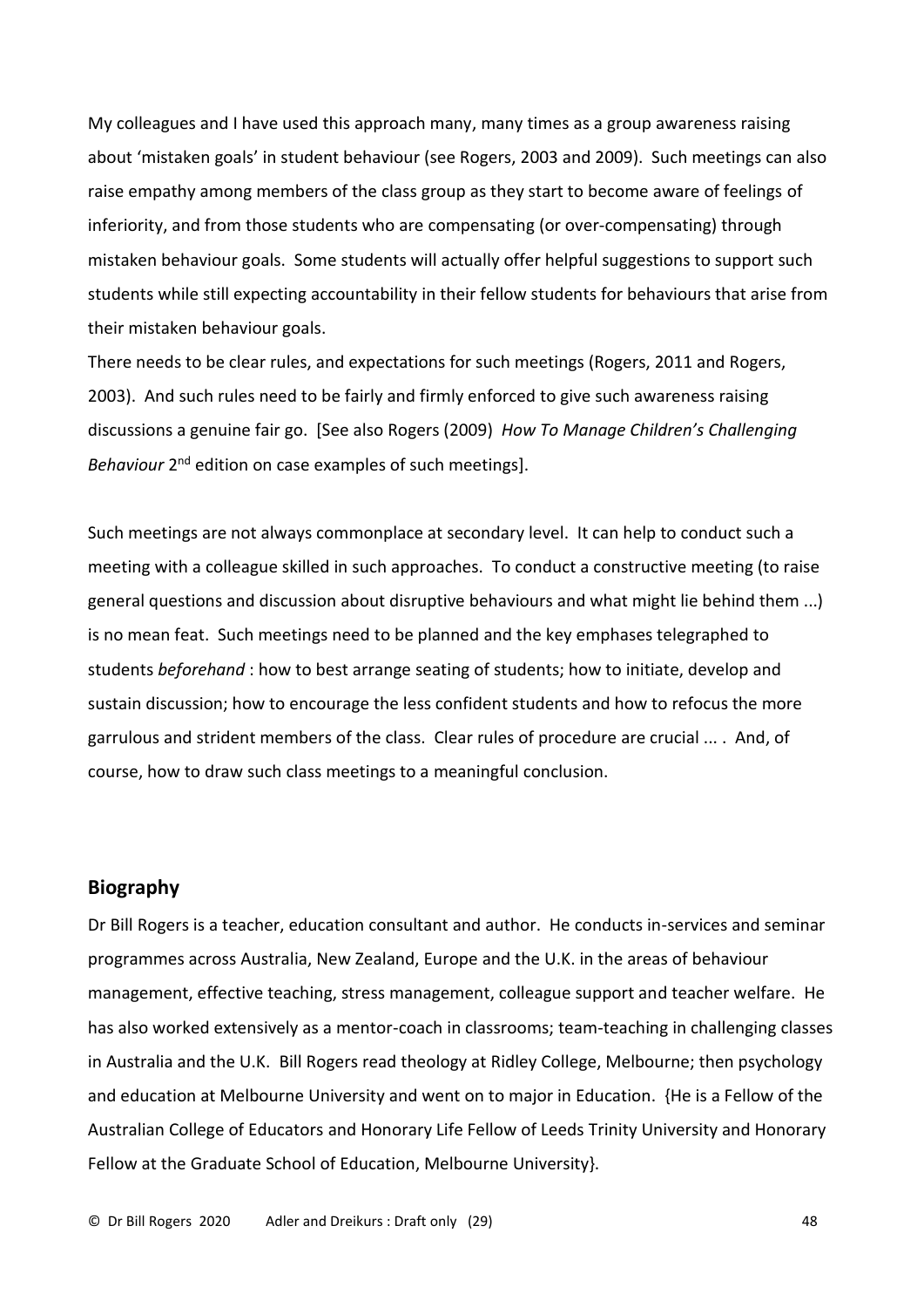My colleagues and I have used this approach many, many times as a group awareness raising about 'mistaken goals' in student behaviour (see Rogers, 2003 and 2009). Such meetings can also raise empathy among members of the class group as they start to become aware of feelings of inferiority, and from those students who are compensating (or over-compensating) through mistaken behaviour goals. Some students will actually offer helpful suggestions to support such students while still expecting accountability in their fellow students for behaviours that arise from their mistaken behaviour goals.

There needs to be clear rules, and expectations for such meetings (Rogers, 2011 and Rogers, 2003). And such rules need to be fairly and firmly enforced to give such awareness raising discussions a genuine fair go. [See also Rogers (2009) *How To Manage Children's Challenging Behaviour* 2nd edition on case examples of such meetings].

Such meetings are not always commonplace at secondary level. It can help to conduct such a meeting with a colleague skilled in such approaches. To conduct a constructive meeting (to raise general questions and discussion about disruptive behaviours and what might lie behind them ...) is no mean feat. Such meetings need to be planned and the key emphases telegraphed to students *beforehand* : how to best arrange seating of students; how to initiate, develop and sustain discussion; how to encourage the less confident students and how to refocus the more garrulous and strident members of the class. Clear rules of procedure are crucial ... . And, of course, how to draw such class meetings to a meaningful conclusion.

## Biography

Dr Bill Rogers is a teacher, education consultant and author. He conducts in-services and seminar programmes across Australia, New Zealand, Europe and the U.K. in the areas of behaviour management, effective teaching, stress management, colleague support and teacher welfare. He has also worked extensively as a mentor-coach in classrooms; team-teaching in challenging classes in Australia and the U.K. Bill Rogers read theology at Ridley College, Melbourne; then psychology and education at Melbourne University and went on to major in Education. {He is a Fellow of the Australian College of Educators and Honorary Life Fellow of Leeds Trinity University and Honorary Fellow at the Graduate School of Education, Melbourne University}.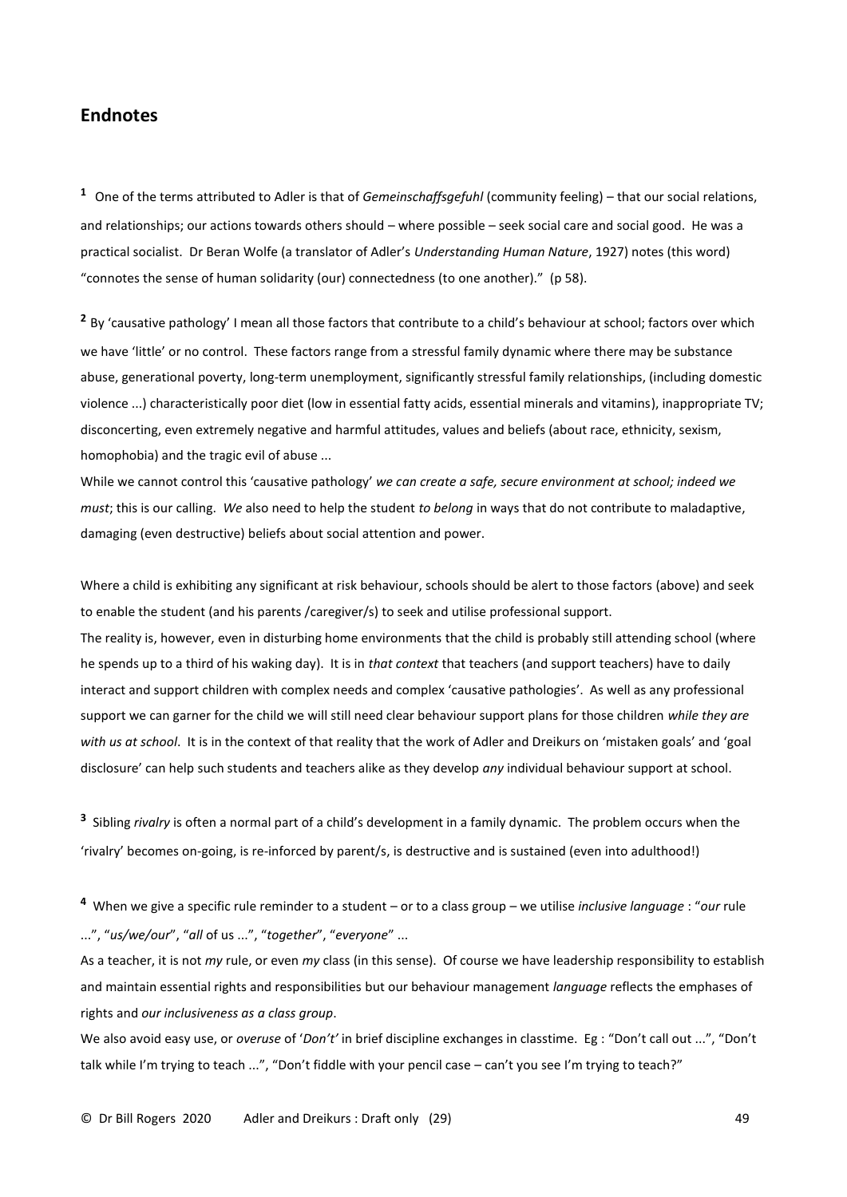## Endnotes

[1] One of the terms attributed to Adler is that of *Gemeinschaffsgefuhl* (community feeling) – that our social relations, and relationships; our actions towards others should – where possible – seek social care and social good. He was a practical socialist. Dr Beran Wolfe (a translator of Adler's *Understanding Human Nature*, 1927) notes (this word) "connotes the sense of human solidarity (our) connectedness (to one another)." (p 58).

[2] By 'causative pathology' I mean all those factors that contribute to a child's behaviour at school; factors over which we have 'little' or no control. These factors range from a stressful family dynamic where there may be substance abuse, generational poverty, long-term unemployment, significantly stressful family relationships, (including domestic violence ...) characteristically poor diet (low in essential fatty acids, essential minerals and vitamins), inappropriate TV; disconcerting, even extremely negative and harmful attitudes, values and beliefs (about race, ethnicity, sexism, homophobia) and the tragic evil of abuse ...

While we cannot control this 'causative pathology' *we can create a safe, secure environment at school; indeed we must*; this is our calling. *We* also need to help the student *to belong* in ways that do not contribute to maladaptive, damaging (even destructive) beliefs about social attention and power.

Where a child is exhibiting any significant at risk behaviour, schools should be alert to those factors (above) and seek to enable the student (and his parents /caregiver/s) to seek and utilise professional support.

The reality is, however, even in disturbing home environments that the child is probably still attending school (where he spends up to a third of his waking day). It is in *that context* that teachers (and support teachers) have to daily interact and support children with complex needs and complex 'causative pathologies'. As well as any professional support we can garner for the child we will still need clear behaviour support plans for those children *while they are with us at school*. It is in the context of that reality that the work of Adler and Dreikurs on 'mistaken goals' and 'goal disclosure' can help such students and teachers alike as they develop *any* individual behaviour support at school.

[3] Sibling *rivalry* is often a normal part of a child's development in a family dynamic. The problem occurs when the 'rivalry' becomes on-going, is re-inforced by parent/s, is destructive and is sustained (even into adulthood!)

[4] When we give a specific rule reminder to a student – or to a class group – we utilise *inclusive language* : "*our* rule ...", "*us/we/our*", "*all* of us ...", "*together*", "*everyone*" ...

As a teacher, it is not *my* rule, or even *my* class (in this sense). Of course we have leadership responsibility to establish and maintain essential rights and responsibilities but our behaviour management *language* reflects the emphases of rights and *our inclusiveness as a class group*.

We also avoid easy use, or *overuse* of '*Don't'* in brief discipline exchanges in classtime. Eg : "Don't call out ...", "Don't talk while I'm trying to teach ...", "Don't fiddle with your pencil case – can't you see I'm trying to teach?"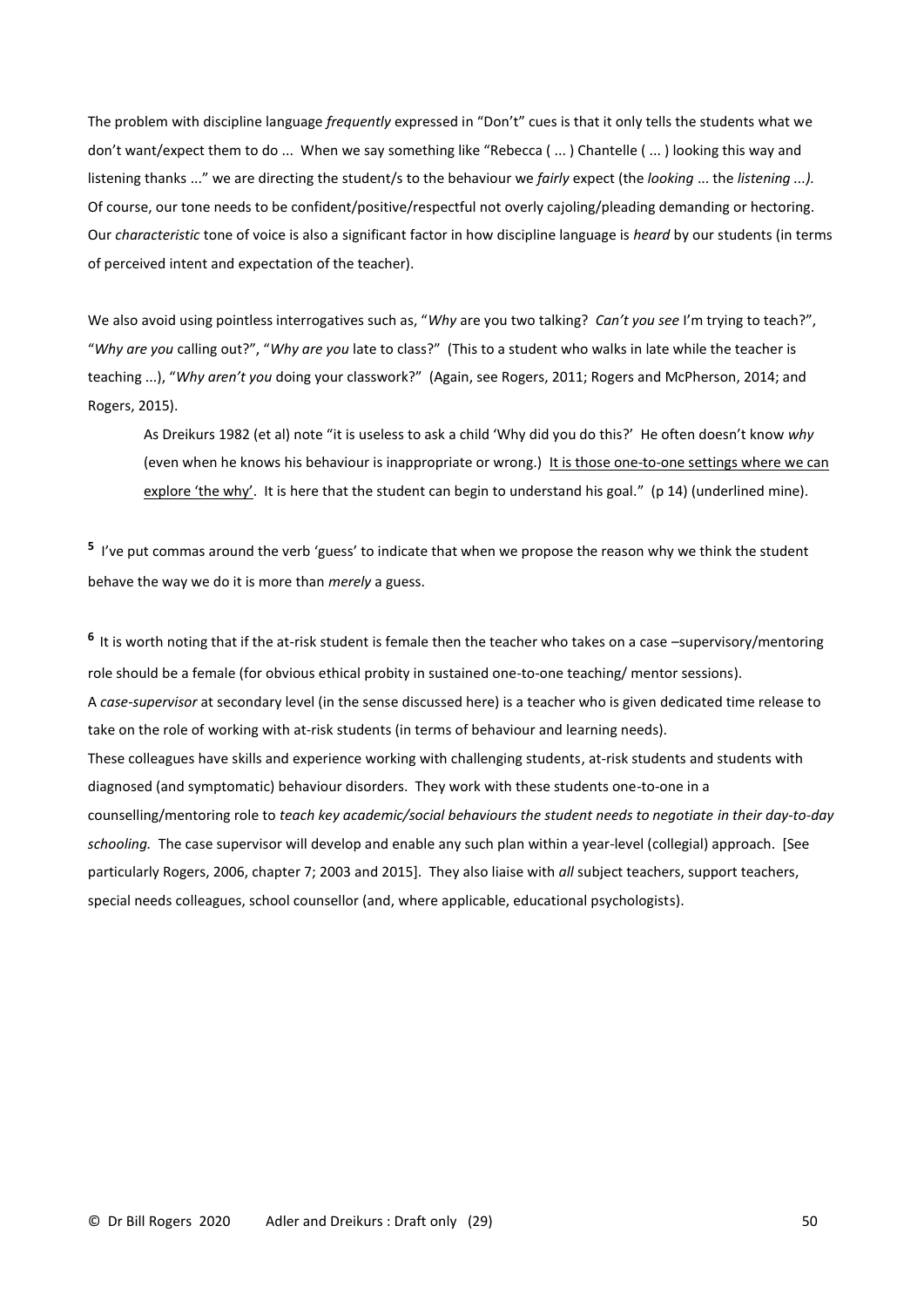The problem with discipline language *frequently* expressed in "Don't" cues is that it only tells the students what we don't want/expect them to do ... When we say something like "Rebecca ( ... ) Chantelle ( ... ) looking this way and listening thanks ..." we are directing the student/s to the behaviour we *fairly* expect (the *looking* ... the *listening ...).* Of course, our tone needs to be confident/positive/respectful not overly cajoling/pleading demanding or hectoring. Our *characteristic* tone of voice is also a significant factor in how discipline language is *heard* by our students (in terms of perceived intent and expectation of the teacher).

We also avoid using pointless interrogatives such as, "*Why* are you two talking? *Can't you see* I'm trying to teach?", "*Why are you* calling out?", "*Why are you* late to class?" (This to a student who walks in late while the teacher is teaching ...), "*Why aren't you* doing your classwork?" (Again, see Rogers, 2011; Rogers and McPherson, 2014; and Rogers, 2015).

> As Dreikurs 1982 (et al) note "it is useless to ask a child 'Why did you do this?' He often doesn't know *why* (even when he knows his behaviour is inappropriate or wrong.) <u>It is those one-to-one settings where we can explore 'the why'</u>. It is here that the student can begin to understand his goal." (p 14) (underlined mine).

**5** I've put commas around the verb 'guess' to indicate that when we propose the reason why we think the student behave the way we do it is more than *merely* a guess.

**6** It is worth noting that if the at-risk student is female then the teacher who takes on a case –supervisory/mentoring role should be a female (for obvious ethical probity in sustained one-to-one teaching/ mentor sessions).
A *case-supervisor* at secondary level (in the sense discussed here) is a teacher who is given dedicated time release to take on the role of working with at-risk students (in terms of behaviour and learning needs).
These colleagues have skills and experience working with challenging students, at-risk students and students with diagnosed (and symptomatic) behaviour disorders. They work with these students one-to-one in a counselling/mentoring role to *teach key academic/social behaviours the student needs to negotiate in their day-to-day schooling.* The case supervisor will develop and enable any such plan within a year-level (collegial) approach. [See particularly Rogers, 2006, chapter 7; 2003 and 2015]. They also liaise with *all* subject teachers, support teachers, special needs colleagues, school counsellor (and, where applicable, educational psychologists).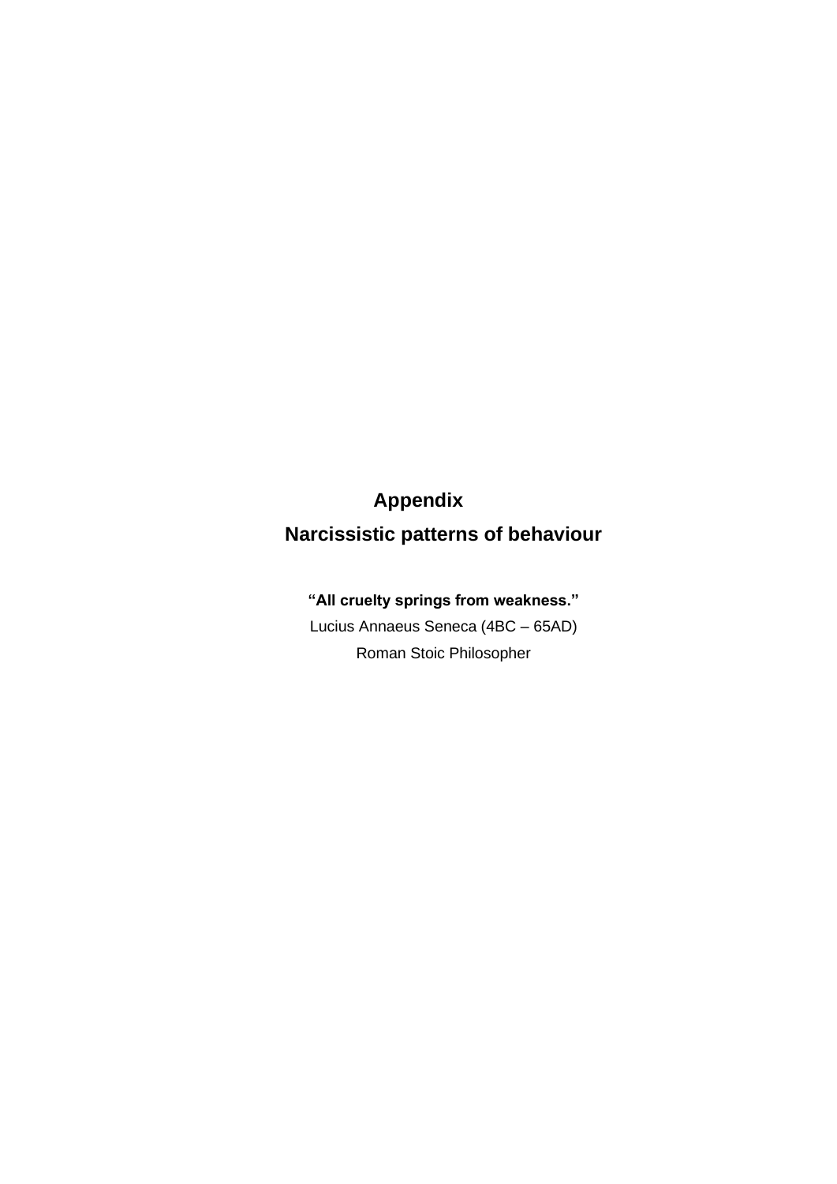# Appendix

## Narcissistic patterns of behaviour

**"All cruelty springs from weakness."**

Lucius Annaeus Seneca (4BC – 65AD)

Roman Stoic Philosopher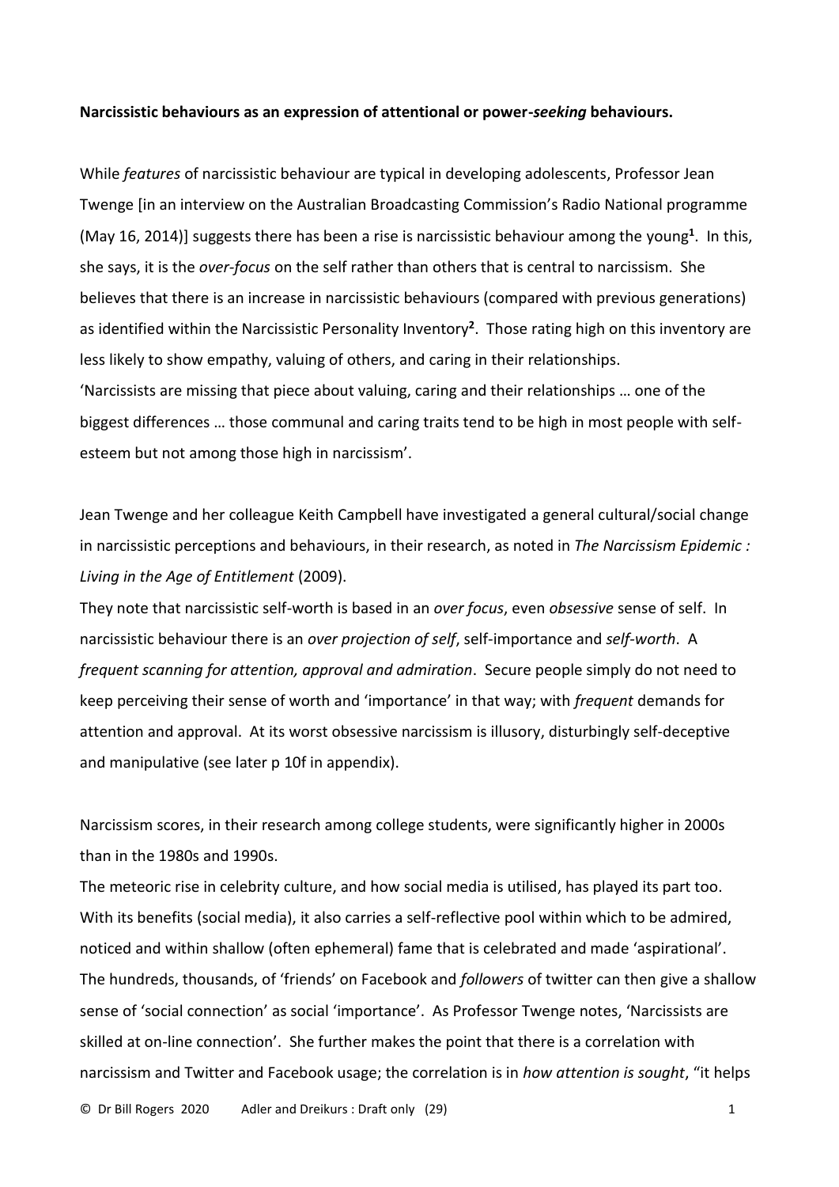**Narcissistic behaviours as an expression of attentional or power-*seeking* behaviours.**

While *features* of narcissistic behaviour are typical in developing adolescents, Professor Jean Twenge [in an interview on the Australian Broadcasting Commission's Radio National programme (May 16, 2014)] suggests there has been a rise is narcissistic behaviour among the young[1]. In this, she says, it is the *over-focus* on the self rather than others that is central to narcissism. She believes that there is an increase in narcissistic behaviours (compared with previous generations) as identified within the Narcissistic Personality Inventory[2]. Those rating high on this inventory are less likely to show empathy, valuing of others, and caring in their relationships.
'Narcissists are missing that piece about valuing, caring and their relationships … one of the biggest differences … those communal and caring traits tend to be high in most people with self-esteem but not among those high in narcissism'.

Jean Twenge and her colleague Keith Campbell have investigated a general cultural/social change in narcissistic perceptions and behaviours, in their research, as noted in *The Narcissism Epidemic : Living in the Age of Entitlement* (2009).
They note that narcissistic self-worth is based in an *over focus*, even *obsessive* sense of self. In narcissistic behaviour there is an *over projection of self*, self-importance and *self-worth*. A *frequent scanning for attention, approval and admiration*. Secure people simply do not need to keep perceiving their sense of worth and 'importance' in that way; with *frequent* demands for attention and approval. At its worst obsessive narcissism is illusory, disturbingly self-deceptive and manipulative (see later p 10f in appendix).

Narcissism scores, in their research among college students, were significantly higher in 2000s than in the 1980s and 1990s.
The meteoric rise in celebrity culture, and how social media is utilised, has played its part too. With its benefits (social media), it also carries a self-reflective pool within which to be admired, noticed and within shallow (often ephemeral) fame that is celebrated and made 'aspirational'. The hundreds, thousands, of 'friends' on Facebook and *followers* of twitter can then give a shallow sense of 'social connection' as social 'importance'. As Professor Twenge notes, 'Narcissists are skilled at on-line connection'. She further makes the point that there is a correlation with narcissism and Twitter and Facebook usage; the correlation is in *how attention is sought*, "it helps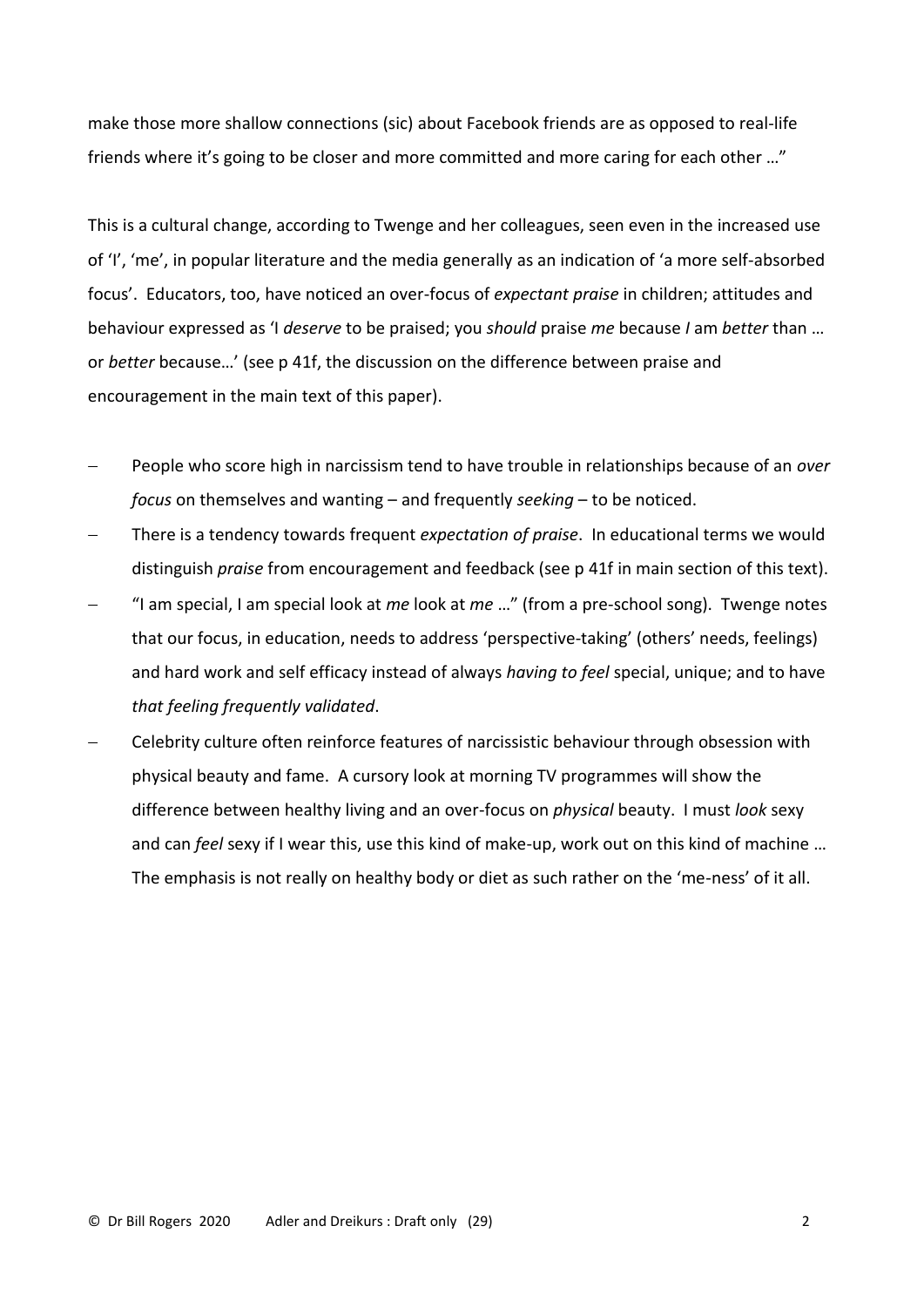make those more shallow connections (sic) about Facebook friends are as opposed to real-life friends where it's going to be closer and more committed and more caring for each other …"

This is a cultural change, according to Twenge and her colleagues, seen even in the increased use of 'I', 'me', in popular literature and the media generally as an indication of 'a more self-absorbed focus'. Educators, too, have noticed an over-focus of *expectant praise* in children; attitudes and behaviour expressed as 'I *deserve* to be praised; you *should* praise *me* because *I* am *better* than … or *better* because…' (see p 41f, the discussion on the difference between praise and encouragement in the main text of this paper).

- People who score high in narcissism tend to have trouble in relationships because of an *over focus* on themselves and wanting – and frequently *seeking* – to be noticed.
- There is a tendency towards frequent *expectation of praise*. In educational terms we would distinguish *praise* from encouragement and feedback (see p 41f in main section of this text).
- "I am special, I am special look at *me* look at *me* …" (from a pre-school song). Twenge notes that our focus, in education, needs to address 'perspective-taking' (others' needs, feelings) and hard work and self efficacy instead of always *having to feel* special, unique; and to have *that feeling frequently validated*.
- Celebrity culture often reinforce features of narcissistic behaviour through obsession with physical beauty and fame. A cursory look at morning TV programmes will show the difference between healthy living and an over-focus on *physical* beauty. I must *look* sexy and can *feel* sexy if I wear this, use this kind of make-up, work out on this kind of machine … The emphasis is not really on healthy body or diet as such rather on the 'me-ness' of it all.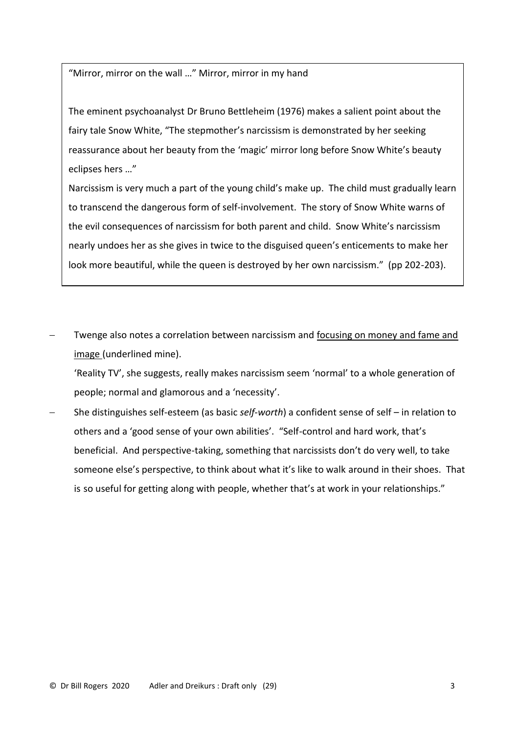"Mirror, mirror on the wall …" Mirror, mirror in my hand

The eminent psychoanalyst Dr Bruno Bettleheim (1976) makes a salient point about the fairy tale Snow White, "The stepmother's narcissism is demonstrated by her seeking reassurance about her beauty from the 'magic' mirror long before Snow White's beauty eclipses hers …"

Narcissism is very much a part of the young child's make up. The child must gradually learn to transcend the dangerous form of self-involvement. The story of Snow White warns of the evil consequences of narcissism for both parent and child. Snow White's narcissism nearly undoes her as she gives in twice to the disguised queen's enticements to make her look more beautiful, while the queen is destroyed by her own narcissism." (pp 202-203).

- Twenge also notes a correlation between narcissism and <u>focusing on money and fame and image</u> (underlined mine).

  'Reality TV', she suggests, really makes narcissism seem 'normal' to a whole generation of people; normal and glamorous and a 'necessity'.

- She distinguishes self-esteem (as basic *self-worth*) a confident sense of self – in relation to others and a 'good sense of your own abilities'. "Self-control and hard work, that's beneficial. And perspective-taking, something that narcissists don't do very well, to take someone else's perspective, to think about what it's like to walk around in their shoes. That is so useful for getting along with people, whether that's at work in your relationships."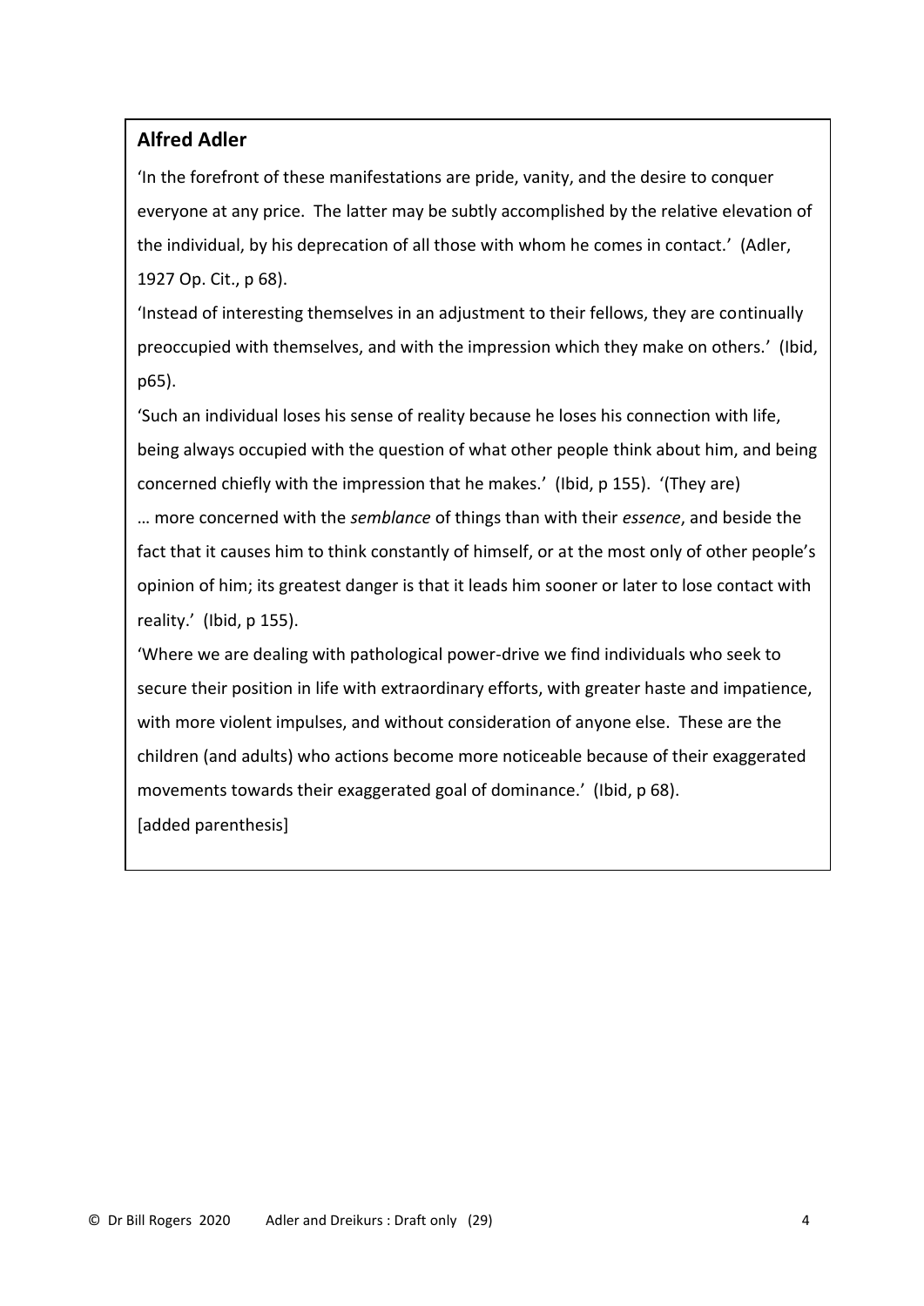## Alfred Adler

'In the forefront of these manifestations are pride, vanity, and the desire to conquer everyone at any price. The latter may be subtly accomplished by the relative elevation of the individual, by his deprecation of all those with whom he comes in contact.' (Adler, 1927 Op. Cit., p 68).

'Instead of interesting themselves in an adjustment to their fellows, they are continually preoccupied with themselves, and with the impression which they make on others.' (Ibid, p65).

'Such an individual loses his sense of reality because he loses his connection with life, being always occupied with the question of what other people think about him, and being concerned chiefly with the impression that he makes.' (Ibid, p 155). '(They are) … more concerned with the *semblance* of things than with their *essence*, and beside the fact that it causes him to think constantly of himself, or at the most only of other people's opinion of him; its greatest danger is that it leads him sooner or later to lose contact with reality.' (Ibid, p 155).

'Where we are dealing with pathological power-drive we find individuals who seek to secure their position in life with extraordinary efforts, with greater haste and impatience, with more violent impulses, and without consideration of anyone else. These are the children (and adults) who actions become more noticeable because of their exaggerated movements towards their exaggerated goal of dominance.' (Ibid, p 68).

[added parenthesis]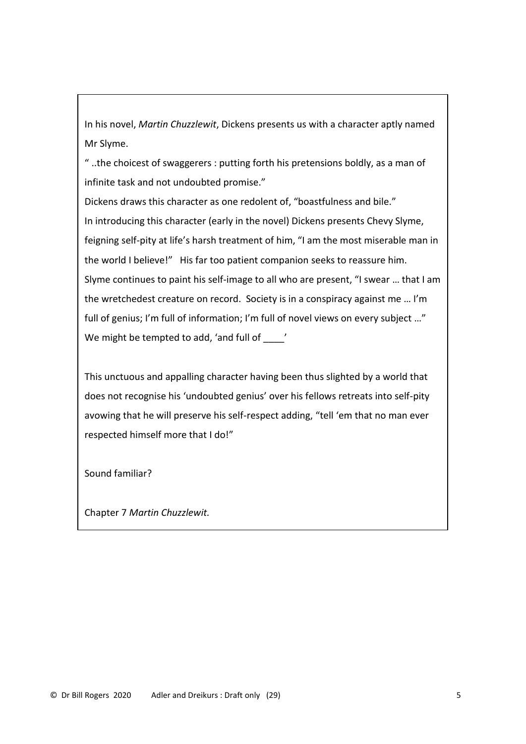In his novel, *Martin Chuzzlewit*, Dickens presents us with a character aptly named Mr Slyme.

" ..the choicest of swaggerers : putting forth his pretensions boldly, as a man of infinite task and not undoubted promise."

Dickens draws this character as one redolent of, "boastfulness and bile."

In introducing this character (early in the novel) Dickens presents Chevy Slyme, feigning self-pity at life's harsh treatment of him, "I am the most miserable man in the world I believe!" His far too patient companion seeks to reassure him.

Slyme continues to paint his self-image to all who are present, "I swear … that I am the wretchedest creature on record. Society is in a conspiracy against me … I'm full of genius; I'm full of information; I'm full of novel views on every subject …"

We might be tempted to add, 'and full of ____'

This unctuous and appalling character having been thus slighted by a world that does not recognise his 'undoubted genius' over his fellows retreats into self-pity avowing that he will preserve his self-respect adding, "tell 'em that no man ever respected himself more that I do!"

Sound familiar?

Chapter 7 *Martin Chuzzlewit.*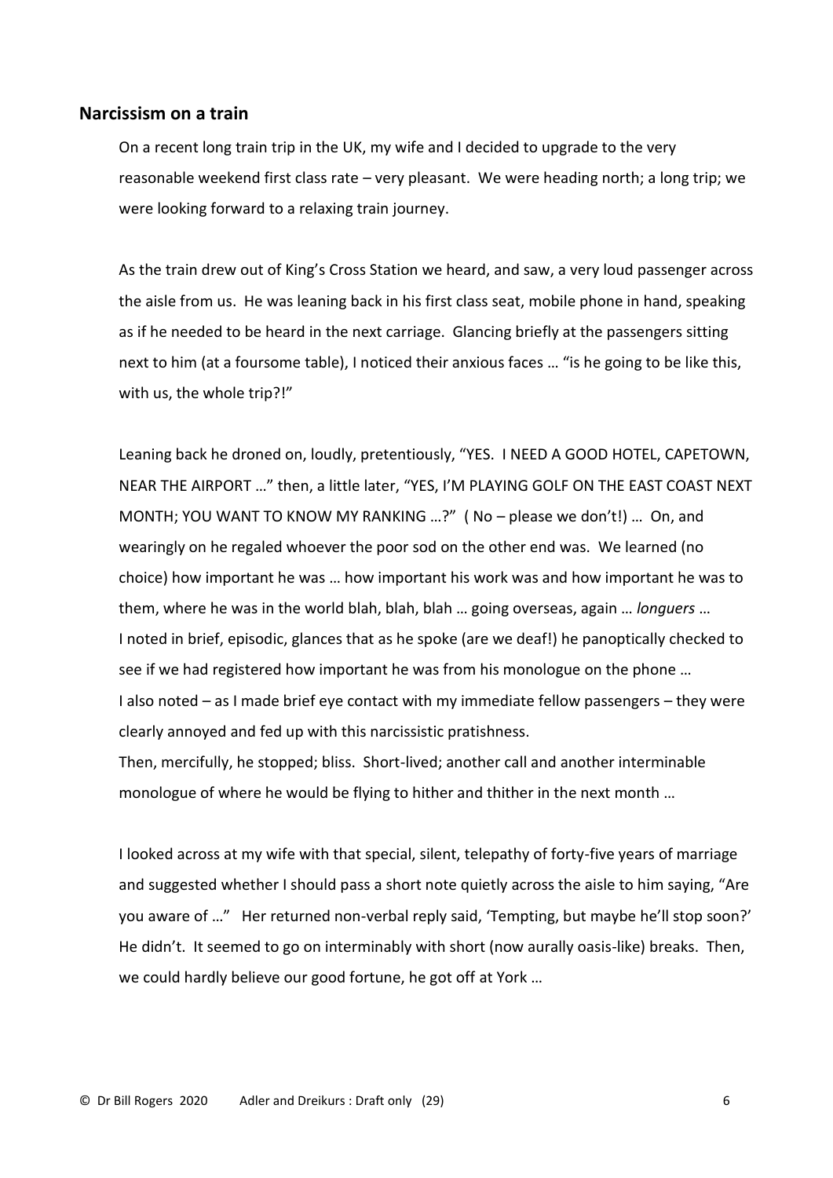## Narcissism on a train

On a recent long train trip in the UK, my wife and I decided to upgrade to the very reasonable weekend first class rate – very pleasant. We were heading north; a long trip; we were looking forward to a relaxing train journey.

As the train drew out of King's Cross Station we heard, and saw, a very loud passenger across the aisle from us. He was leaning back in his first class seat, mobile phone in hand, speaking as if he needed to be heard in the next carriage. Glancing briefly at the passengers sitting next to him (at a foursome table), I noticed their anxious faces … "is he going to be like this, with us, the whole trip?!"

Leaning back he droned on, loudly, pretentiously, "YES. I NEED A GOOD HOTEL, CAPETOWN, NEAR THE AIRPORT …" then, a little later, "YES, I'M PLAYING GOLF ON THE EAST COAST NEXT MONTH; YOU WANT TO KNOW MY RANKING …?" ( No – please we don't!) … On, and wearingly on he regaled whoever the poor sod on the other end was. We learned (no choice) how important he was … how important his work was and how important he was to them, where he was in the world blah, blah, blah … going overseas, again … *longuers* …
I noted in brief, episodic, glances that as he spoke (are we deaf!) he panoptically checked to see if we had registered how important he was from his monologue on the phone …
I also noted – as I made brief eye contact with my immediate fellow passengers – they were clearly annoyed and fed up with this narcissistic pratishness.
Then, mercifully, he stopped; bliss. Short-lived; another call and another interminable monologue of where he would be flying to hither and thither in the next month …

I looked across at my wife with that special, silent, telepathy of forty-five years of marriage and suggested whether I should pass a short note quietly across the aisle to him saying, "Are you aware of …" Her returned non-verbal reply said, 'Tempting, but maybe he'll stop soon?' He didn't. It seemed to go on interminably with short (now aurally oasis-like) breaks. Then, we could hardly believe our good fortune, he got off at York …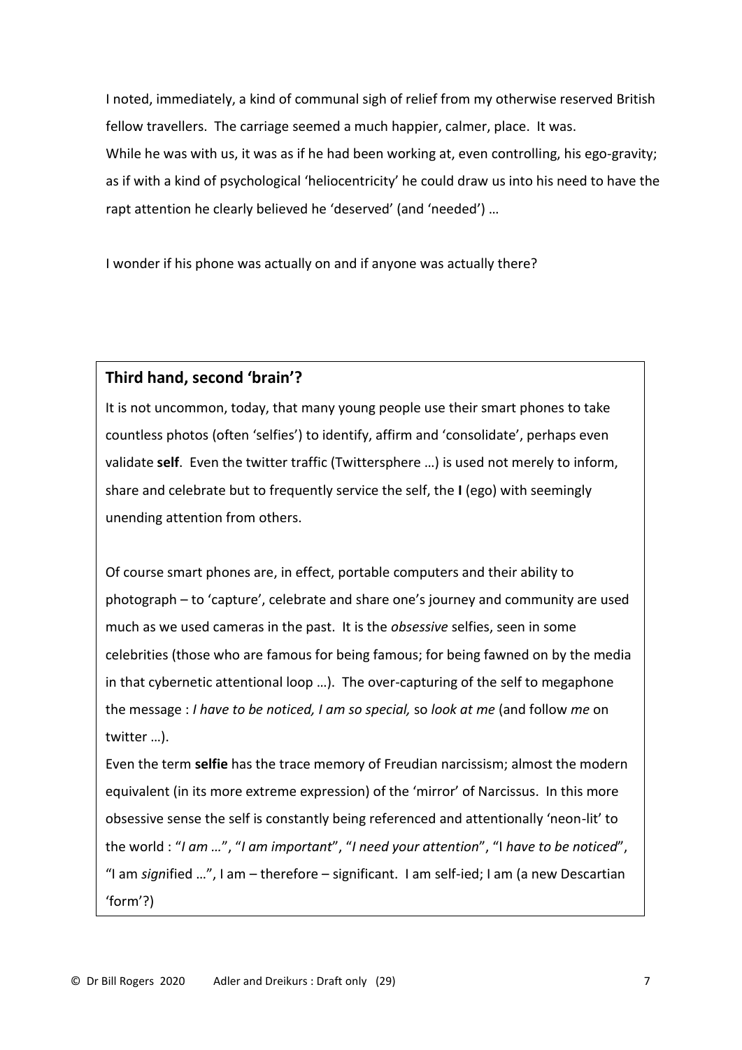I noted, immediately, a kind of communal sigh of relief from my otherwise reserved British fellow travellers. The carriage seemed a much happier, calmer, place. It was.
While he was with us, it was as if he had been working at, even controlling, his ego-gravity; as if with a kind of psychological 'heliocentricity' he could draw us into his need to have the rapt attention he clearly believed he 'deserved' (and 'needed') …

I wonder if his phone was actually on and if anyone was actually there?

### Third hand, second 'brain'?

It is not uncommon, today, that many young people use their smart phones to take countless photos (often 'selfies') to identify, affirm and 'consolidate', perhaps even validate **self**. Even the twitter traffic (Twittersphere …) is used not merely to inform, share and celebrate but to frequently service the self, the **I** (ego) with seemingly unending attention from others.

Of course smart phones are, in effect, portable computers and their ability to photograph – to 'capture', celebrate and share one's journey and community are used much as we used cameras in the past. It is the *obsessive* selfies, seen in some celebrities (those who are famous for being famous; for being fawned on by the media in that cybernetic attentional loop …). The over-capturing of the self to megaphone the message : *I have to be noticed, I am so special,* so *look at me* (and follow *me* on twitter …).
Even the term **selfie** has the trace memory of Freudian narcissism; almost the modern equivalent (in its more extreme expression) of the 'mirror' of Narcissus. In this more obsessive sense the self is constantly being referenced and attentionally 'neon-lit' to the world : "*I am …*", "*I am important*", "*I need your attention*", "I *have to be noticed*", "I am *sign*ified …", I am – therefore – significant. I am self-ied; I am (a new Descartian 'form'?)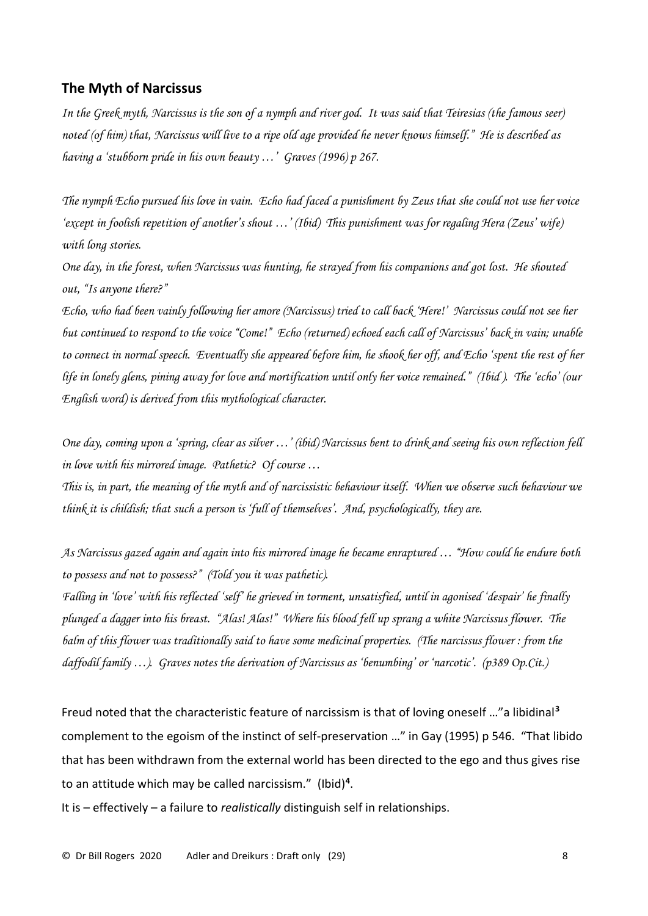## The Myth of Narcissus

*In the Greek myth, Narcissus is the son of a nymph and river god. It was said that Teiresias (the famous seer) noted (of him) that, Narcissus will live to a ripe old age provided he never knows himself." He is described as having a 'stubborn pride in his own beauty …' Graves (1996) p 267.*

*The nymph Echo pursued his love in vain. Echo had faced a punishment by Zeus that she could not use her voice 'except in foolish repetition of another's shout …' (Ibid) This punishment was for regaling Hera (Zeus' wife) with long stories.*

*One day, in the forest, when Narcissus was hunting, he strayed from his companions and got lost. He shouted out, "Is anyone there?"*

*Echo, who had been vainly following her amore (Narcissus) tried to call back 'Here!' Narcissus could not see her but continued to respond to the voice "Come!" Echo (returned) echoed each call of Narcissus' back in vain; unable to connect in normal speech. Eventually she appeared before him, he shook her off, and Echo 'spent the rest of her life in lonely glens, pining away for love and mortification until only her voice remained." (Ibid ). The 'echo' (our English word) is derived from this mythological character.*

*One day, coming upon a 'spring, clear as silver …' (ibid) Narcissus bent to drink and seeing his own reflection fell in love with his mirrored image. Pathetic? Of course …*

*This is, in part, the meaning of the myth and of narcissistic behaviour itself. When we observe such behaviour we think it is childish; that such a person is 'full of themselves'. And, psychologically, they are.*

*As Narcissus gazed again and again into his mirrored image he became enraptured … "How could he endure both to possess and not to possess?" (Told you it was pathetic).*

*Falling in 'love' with his reflected 'self' he grieved in torment, unsatisfied, until in agonised 'despair' he finally plunged a dagger into his breast. "Alas! Alas!" Where his blood fell up sprang a white Narcissus flower. The balm of this flower was traditionally said to have some medicinal properties. (The narcissus flower : from the daffodil family …). Graves notes the derivation of Narcissus as 'benumbing' or 'narcotic'. (p389 Op.Cit.)*

Freud noted that the characteristic feature of narcissism is that of loving oneself …"a libidinal[3] complement to the egoism of the instinct of self-preservation …" in Gay (1995) p 546. "That libido that has been withdrawn from the external world has been directed to the ego and thus gives rise to an attitude which may be called narcissism." (Ibid)[4].

It is – effectively – a failure to *realistically* distinguish self in relationships.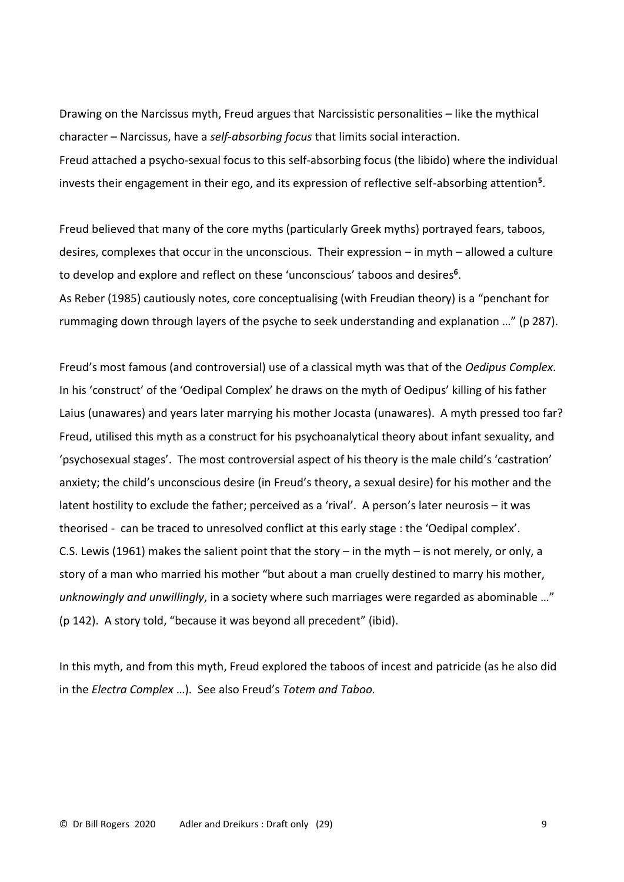Drawing on the Narcissus myth, Freud argues that Narcissistic personalities – like the mythical character – Narcissus, have a *self-absorbing focus* that limits social interaction.
Freud attached a psycho-sexual focus to this self-absorbing focus (the libido) where the individual invests their engagement in their ego, and its expression of reflective self-absorbing attention[5].

Freud believed that many of the core myths (particularly Greek myths) portrayed fears, taboos, desires, complexes that occur in the unconscious. Their expression – in myth – allowed a culture to develop and explore and reflect on these 'unconscious' taboos and desires[6].
As Reber (1985) cautiously notes, core conceptualising (with Freudian theory) is a "penchant for rummaging down through layers of the psyche to seek understanding and explanation …" (p 287).

Freud's most famous (and controversial) use of a classical myth was that of the *Oedipus Complex*. In his 'construct' of the 'Oedipal Complex' he draws on the myth of Oedipus' killing of his father Laius (unawares) and years later marrying his mother Jocasta (unawares). A myth pressed too far? Freud, utilised this myth as a construct for his psychoanalytical theory about infant sexuality, and 'psychosexual stages'. The most controversial aspect of his theory is the male child's 'castration' anxiety; the child's unconscious desire (in Freud's theory, a sexual desire) for his mother and the latent hostility to exclude the father; perceived as a 'rival'. A person's later neurosis – it was theorised - can be traced to unresolved conflict at this early stage : the 'Oedipal complex'.
C.S. Lewis (1961) makes the salient point that the story – in the myth – is not merely, or only, a story of a man who married his mother "but about a man cruelly destined to marry his mother, *unknowingly and unwillingly*, in a society where such marriages were regarded as abominable …" (p 142). A story told, "because it was beyond all precedent" (ibid).

In this myth, and from this myth, Freud explored the taboos of incest and patricide (as he also did in the *Electra Complex* …). See also Freud's *Totem and Taboo.*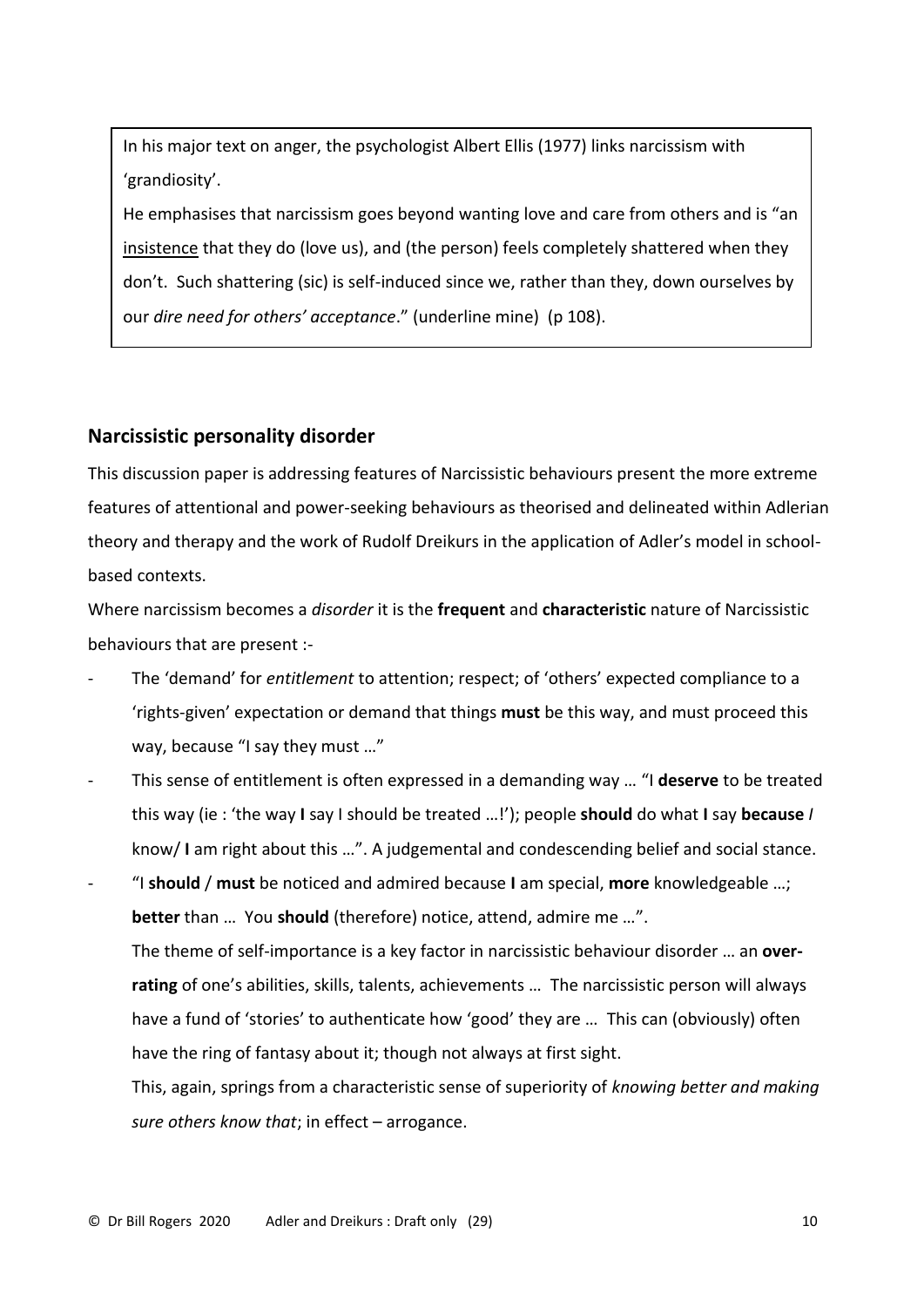In his major text on anger, the psychologist Albert Ellis (1977) links narcissism with 'grandiosity'.
He emphasises that narcissism goes beyond wanting love and care from others and is "an <u>insistence</u> that they do (love us), and (the person) feels completely shattered when they don't. Such shattering (sic) is self-induced since we, rather than they, down ourselves by our *dire need for others' acceptance*." (underline mine) (p 108).

## Narcissistic personality disorder

This discussion paper is addressing features of Narcissistic behaviours present the more extreme features of attentional and power-seeking behaviours as theorised and delineated within Adlerian theory and therapy and the work of Rudolf Dreikurs in the application of Adler's model in school-based contexts.

Where narcissism becomes a *disorder* it is the **frequent** and **characteristic** nature of Narcissistic behaviours that are present :-

- The 'demand' for *entitlement* to attention; respect; of 'others' expected compliance to a 'rights-given' expectation or demand that things **must** be this way, and must proceed this way, because "I say they must …"
- This sense of entitlement is often expressed in a demanding way … "I **deserve** to be treated this way (ie : 'the way **I** say I should be treated …!'); people **should** do what **I** say **because** *I* know/ **I** am right about this …". A judgemental and condescending belief and social stance.
- "I **should** / **must** be noticed and admired because **I** am special, **more** knowledgeable …; **better** than … You **should** (therefore) notice, attend, admire me …".

  The theme of self-importance is a key factor in narcissistic behaviour disorder … an **over-rating** of one's abilities, skills, talents, achievements … The narcissistic person will always have a fund of 'stories' to authenticate how 'good' they are … This can (obviously) often have the ring of fantasy about it; though not always at first sight.

  This, again, springs from a characteristic sense of superiority of *knowing better and making sure others know that*; in effect – arrogance.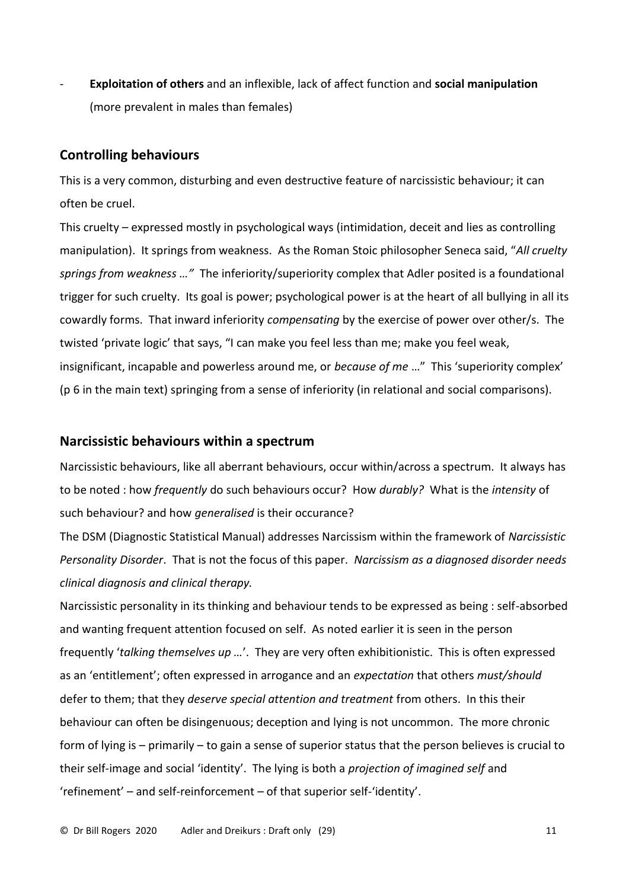- **Exploitation of others** and an inflexible, lack of affect function and **social manipulation** (more prevalent in males than females)

## Controlling behaviours

This is a very common, disturbing and even destructive feature of narcissistic behaviour; it can often be cruel.

This cruelty – expressed mostly in psychological ways (intimidation, deceit and lies as controlling manipulation). It springs from weakness. As the Roman Stoic philosopher Seneca said, "*All cruelty springs from weakness …"* The inferiority/superiority complex that Adler posited is a foundational trigger for such cruelty. Its goal is power; psychological power is at the heart of all bullying in all its cowardly forms. That inward inferiority *compensating* by the exercise of power over other/s. The twisted 'private logic' that says, "I can make you feel less than me; make you feel weak, insignificant, incapable and powerless around me, or *because of me* …" This 'superiority complex' (p 6 in the main text) springing from a sense of inferiority (in relational and social comparisons).

## Narcissistic behaviours within a spectrum

Narcissistic behaviours, like all aberrant behaviours, occur within/across a spectrum. It always has to be noted : how *frequently* do such behaviours occur? How *durably?* What is the *intensity* of such behaviour? and how *generalised* is their occurance?

The DSM (Diagnostic Statistical Manual) addresses Narcissism within the framework of *Narcissistic Personality Disorder*. That is not the focus of this paper. *Narcissism as a diagnosed disorder needs clinical diagnosis and clinical therapy.*

Narcissistic personality in its thinking and behaviour tends to be expressed as being : self-absorbed and wanting frequent attention focused on self. As noted earlier it is seen in the person frequently '*talking themselves up …*'. They are very often exhibitionistic. This is often expressed as an 'entitlement'; often expressed in arrogance and an *expectation* that others *must/should* defer to them; that they *deserve special attention and treatment* from others. In this their behaviour can often be disingenuous; deception and lying is not uncommon. The more chronic form of lying is – primarily – to gain a sense of superior status that the person believes is crucial to their self-image and social 'identity'. The lying is both a *projection of imagined self* and 'refinement' – and self-reinforcement – of that superior self-'identity'.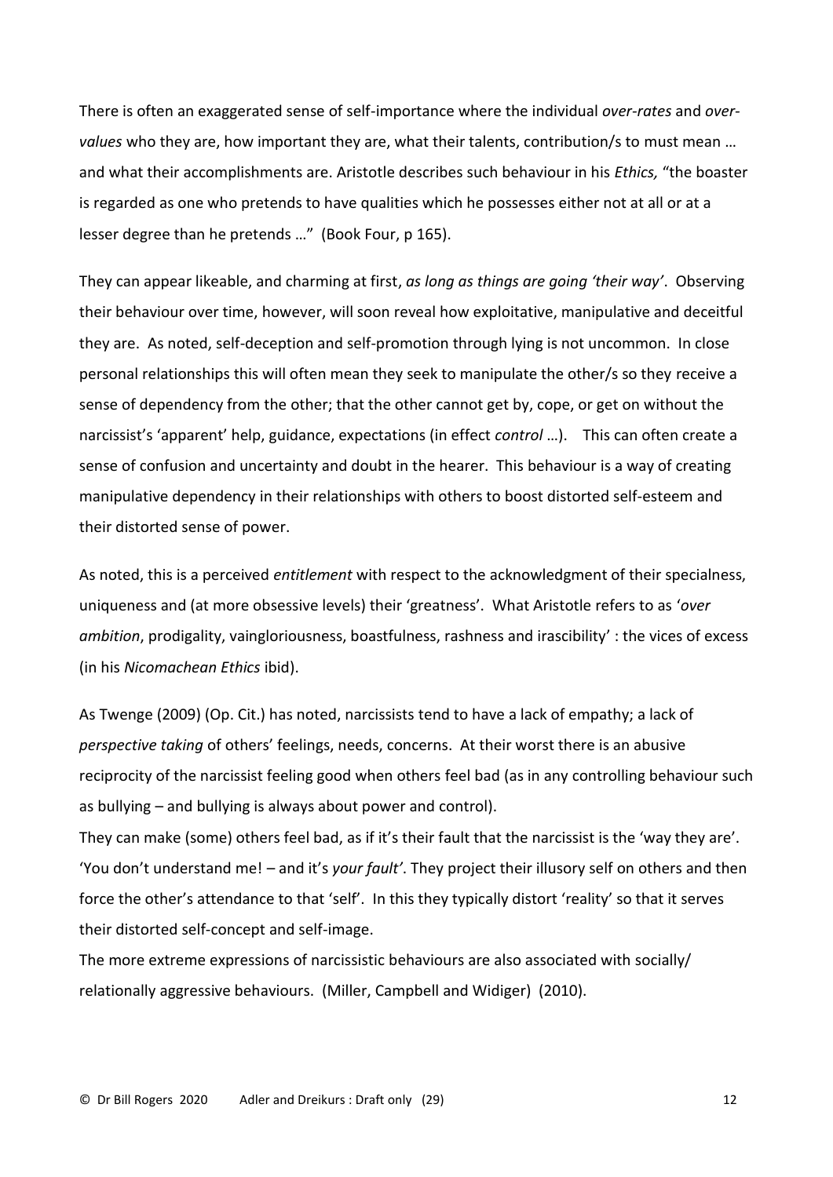There is often an exaggerated sense of self-importance where the individual *over-rates* and *over-values* who they are, how important they are, what their talents, contribution/s to must mean … and what their accomplishments are. Aristotle describes such behaviour in his *Ethics,* "the boaster is regarded as one who pretends to have qualities which he possesses either not at all or at a lesser degree than he pretends …" (Book Four, p 165).

They can appear likeable, and charming at first, *as long as things are going 'their way'*. Observing their behaviour over time, however, will soon reveal how exploitative, manipulative and deceitful they are. As noted, self-deception and self-promotion through lying is not uncommon. In close personal relationships this will often mean they seek to manipulate the other/s so they receive a sense of dependency from the other; that the other cannot get by, cope, or get on without the narcissist's 'apparent' help, guidance, expectations (in effect *control* …). This can often create a sense of confusion and uncertainty and doubt in the hearer. This behaviour is a way of creating manipulative dependency in their relationships with others to boost distorted self-esteem and their distorted sense of power.

As noted, this is a perceived *entitlement* with respect to the acknowledgment of their specialness, uniqueness and (at more obsessive levels) their 'greatness'. What Aristotle refers to as '*over ambition*, prodigality, vaingloriousness, boastfulness, rashness and irascibility' : the vices of excess (in his *Nicomachean Ethics* ibid).

As Twenge (2009) (Op. Cit.) has noted, narcissists tend to have a lack of empathy; a lack of *perspective taking* of others' feelings, needs, concerns. At their worst there is an abusive reciprocity of the narcissist feeling good when others feel bad (as in any controlling behaviour such as bullying – and bullying is always about power and control).

They can make (some) others feel bad, as if it's their fault that the narcissist is the 'way they are'. 'You don't understand me! – and it's *your fault'*. They project their illusory self on others and then force the other's attendance to that 'self'. In this they typically distort 'reality' so that it serves their distorted self-concept and self-image.

The more extreme expressions of narcissistic behaviours are also associated with socially/ relationally aggressive behaviours. (Miller, Campbell and Widiger) (2010).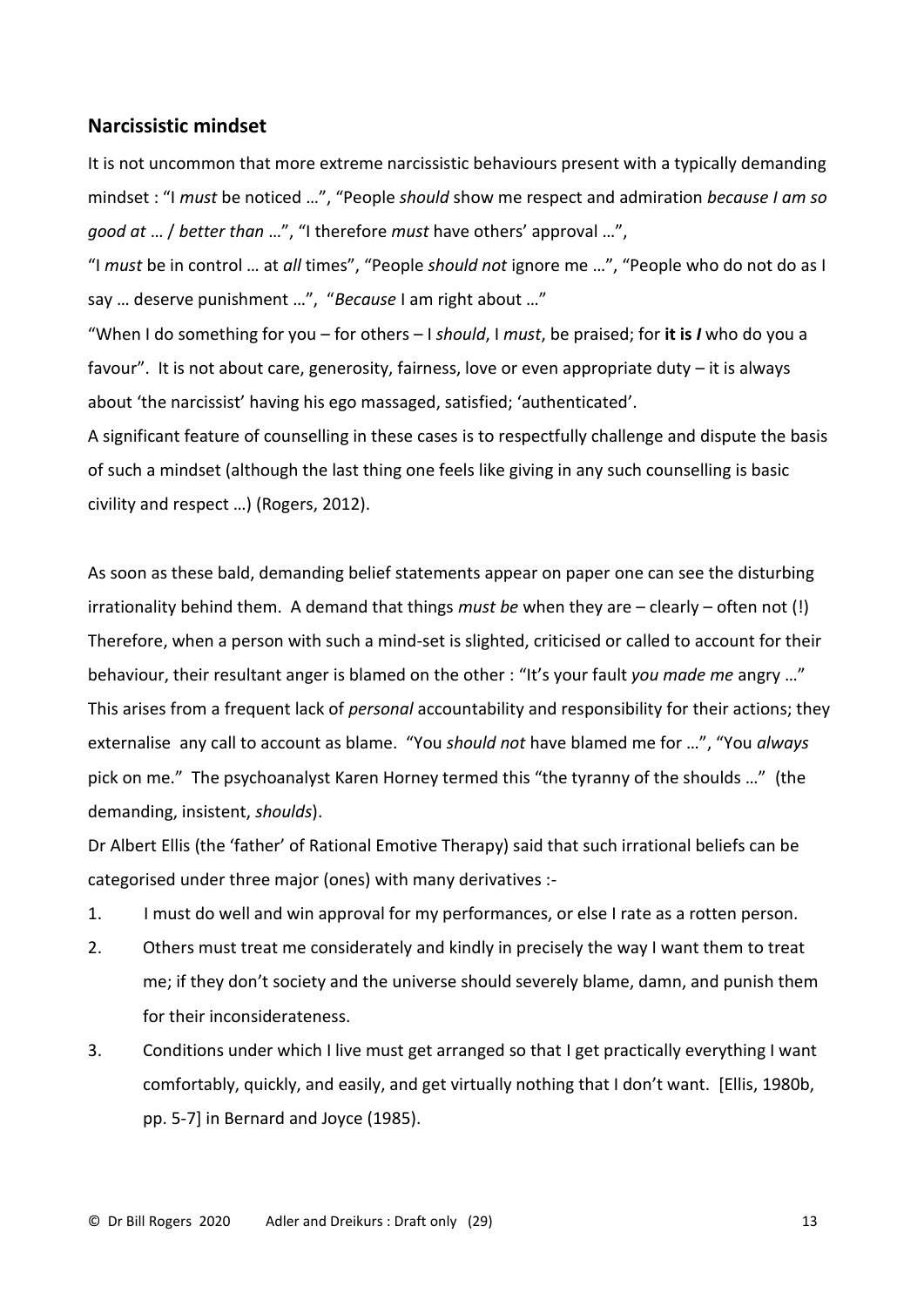## Narcissistic mindset

It is not uncommon that more extreme narcissistic behaviours present with a typically demanding mindset : "I *must* be noticed …", "People *should* show me respect and admiration *because I am so good at* … / *better than* …", "I therefore *must* have others' approval …",
"I *must* be in control … at *all* times", "People *should not* ignore me …", "People who do not do as I say … deserve punishment …", "*Because* I am right about …"
"When I do something for you – for others – I *should*, I *must*, be praised; for **it is *I*** who do you a favour". It is not about care, generosity, fairness, love or even appropriate duty – it is always about 'the narcissist' having his ego massaged, satisfied; 'authenticated'.
A significant feature of counselling in these cases is to respectfully challenge and dispute the basis of such a mindset (although the last thing one feels like giving in any such counselling is basic civility and respect …) (Rogers, 2012).

As soon as these bald, demanding belief statements appear on paper one can see the disturbing irrationality behind them. A demand that things *must be* when they are – clearly – often not (!) Therefore, when a person with such a mind-set is slighted, criticised or called to account for their behaviour, their resultant anger is blamed on the other : "It's your fault *you made me* angry …" This arises from a frequent lack of *personal* accountability and responsibility for their actions; they externalise any call to account as blame. "You *should not* have blamed me for …", "You *always* pick on me." The psychoanalyst Karen Horney termed this "the tyranny of the shoulds …" (the demanding, insistent, *shoulds*).
Dr Albert Ellis (the 'father' of Rational Emotive Therapy) said that such irrational beliefs can be categorised under three major (ones) with many derivatives :-

1. I must do well and win approval for my performances, or else I rate as a rotten person.
2. Others must treat me considerately and kindly in precisely the way I want them to treat me; if they don't society and the universe should severely blame, damn, and punish them for their inconsiderateness.
3. Conditions under which I live must get arranged so that I get practically everything I want comfortably, quickly, and easily, and get virtually nothing that I don't want. [Ellis, 1980b, pp. 5-7] in Bernard and Joyce (1985).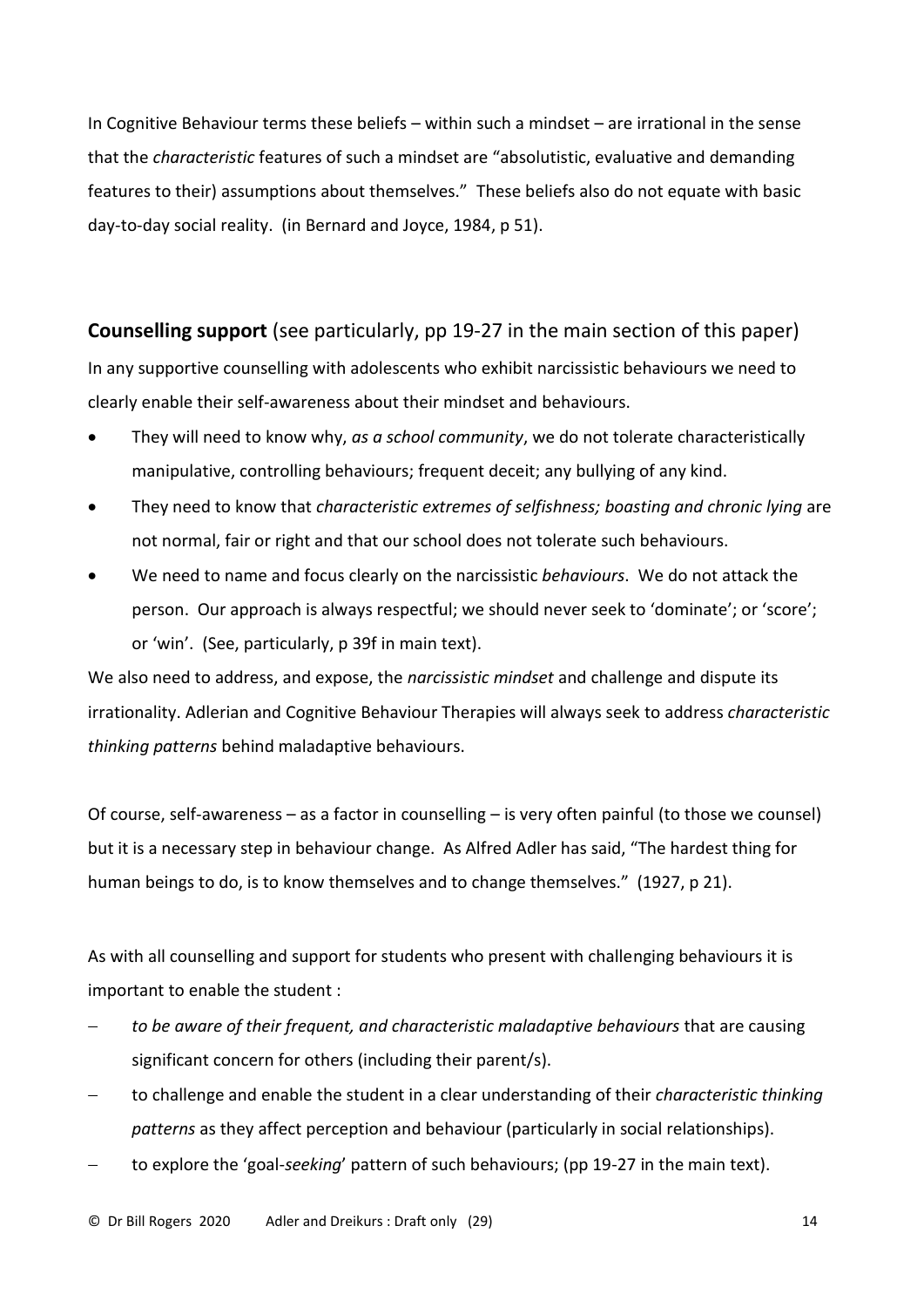In Cognitive Behaviour terms these beliefs – within such a mindset – are irrational in the sense that the *characteristic* features of such a mindset are "absolutistic, evaluative and demanding features to their) assumptions about themselves." These beliefs also do not equate with basic day-to-day social reality. (in Bernard and Joyce, 1984, p 51).

**Counselling support** (see particularly, pp 19-27 in the main section of this paper)

In any supportive counselling with adolescents who exhibit narcissistic behaviours we need to clearly enable their self-awareness about their mindset and behaviours.

- They will need to know why, *as a school community*, we do not tolerate characteristically manipulative, controlling behaviours; frequent deceit; any bullying of any kind.
- They need to know that *characteristic extremes of selfishness; boasting and chronic lying* are not normal, fair or right and that our school does not tolerate such behaviours.
- We need to name and focus clearly on the narcissistic *behaviours*. We do not attack the person. Our approach is always respectful; we should never seek to 'dominate'; or 'score'; or 'win'. (See, particularly, p 39f in main text).

We also need to address, and expose, the *narcissistic mindset* and challenge and dispute its irrationality. Adlerian and Cognitive Behaviour Therapies will always seek to address *characteristic thinking patterns* behind maladaptive behaviours.

Of course, self-awareness – as a factor in counselling – is very often painful (to those we counsel) but it is a necessary step in behaviour change. As Alfred Adler has said, "The hardest thing for human beings to do, is to know themselves and to change themselves." (1927, p 21).

As with all counselling and support for students who present with challenging behaviours it is important to enable the student :

- *to be aware of their frequent, and characteristic maladaptive behaviours* that are causing significant concern for others (including their parent/s).
- to challenge and enable the student in a clear understanding of their *characteristic thinking patterns* as they affect perception and behaviour (particularly in social relationships).
- to explore the 'goal-*seeking*' pattern of such behaviours; (pp 19-27 in the main text).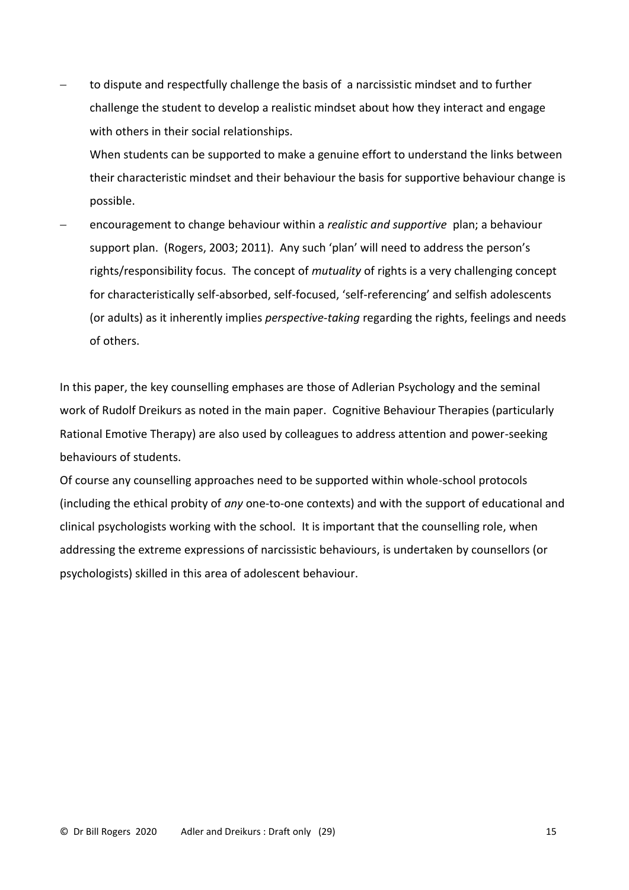- to dispute and respectfully challenge the basis of a narcissistic mindset and to further challenge the student to develop a realistic mindset about how they interact and engage with others in their social relationships.

  When students can be supported to make a genuine effort to understand the links between their characteristic mindset and their behaviour the basis for supportive behaviour change is possible.

- encouragement to change behaviour within a *realistic and supportive* plan; a behaviour support plan. (Rogers, 2003; 2011). Any such 'plan' will need to address the person's rights/responsibility focus. The concept of *mutuality* of rights is a very challenging concept for characteristically self-absorbed, self-focused, 'self-referencing' and selfish adolescents (or adults) as it inherently implies *perspective-taking* regarding the rights, feelings and needs of others.

In this paper, the key counselling emphases are those of Adlerian Psychology and the seminal work of Rudolf Dreikurs as noted in the main paper. Cognitive Behaviour Therapies (particularly Rational Emotive Therapy) are also used by colleagues to address attention and power-seeking behaviours of students.

Of course any counselling approaches need to be supported within whole-school protocols (including the ethical probity of *any* one-to-one contexts) and with the support of educational and clinical psychologists working with the school. It is important that the counselling role, when addressing the extreme expressions of narcissistic behaviours, is undertaken by counsellors (or psychologists) skilled in this area of adolescent behaviour.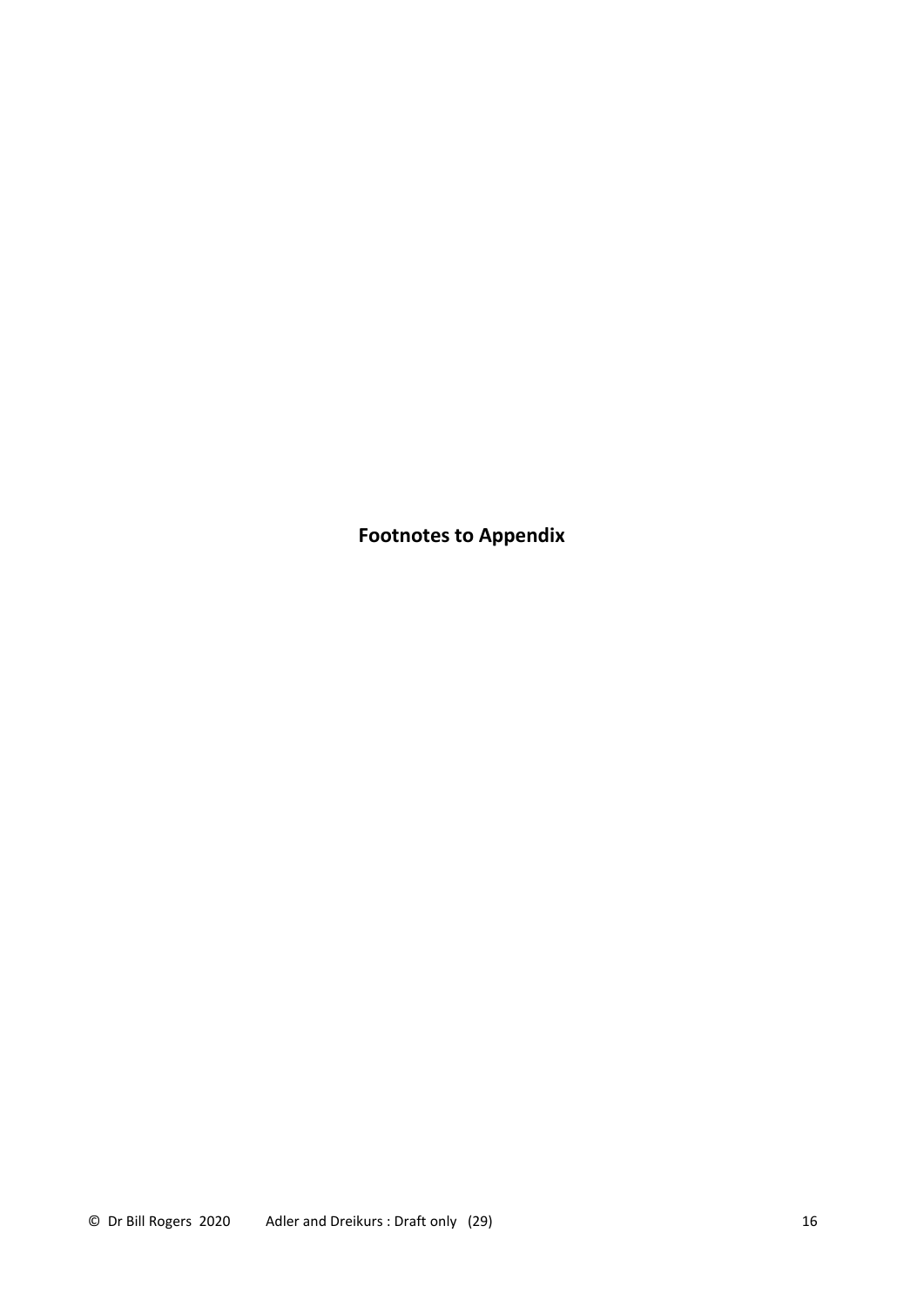**Footnotes to Appendix**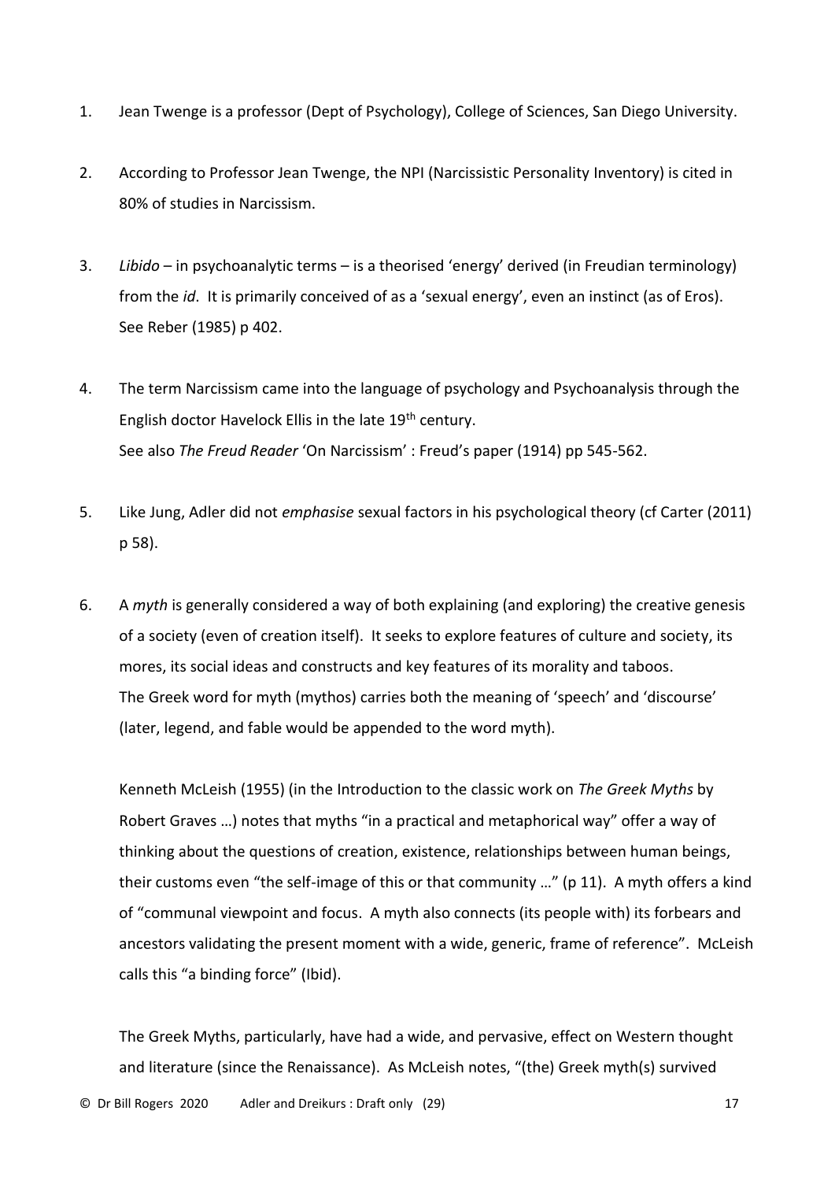1. Jean Twenge is a professor (Dept of Psychology), College of Sciences, San Diego University.

2. According to Professor Jean Twenge, the NPI (Narcissistic Personality Inventory) is cited in 80% of studies in Narcissism.

3. *Libido* – in psychoanalytic terms – is a theorised 'energy' derived (in Freudian terminology) from the *id*. It is primarily conceived of as a 'sexual energy', even an instinct (as of Eros). See Reber (1985) p 402.

4. The term Narcissism came into the language of psychology and Psychoanalysis through the English doctor Havelock Ellis in the late 19th century.
   See also *The Freud Reader* 'On Narcissism' : Freud's paper (1914) pp 545-562.

5. Like Jung, Adler did not *emphasise* sexual factors in his psychological theory (cf Carter (2011) p 58).

6. A *myth* is generally considered a way of both explaining (and exploring) the creative genesis of a society (even of creation itself). It seeks to explore features of culture and society, its mores, its social ideas and constructs and key features of its morality and taboos.
   The Greek word for myth (mythos) carries both the meaning of 'speech' and 'discourse' (later, legend, and fable would be appended to the word myth).

   Kenneth McLeish (1955) (in the Introduction to the classic work on *The Greek Myths* by Robert Graves …) notes that myths "in a practical and metaphorical way" offer a way of thinking about the questions of creation, existence, relationships between human beings, their customs even "the self-image of this or that community …" (p 11). A myth offers a kind of "communal viewpoint and focus. A myth also connects (its people with) its forbears and ancestors validating the present moment with a wide, generic, frame of reference". McLeish calls this "a binding force" (Ibid).

   The Greek Myths, particularly, have had a wide, and pervasive, effect on Western thought and literature (since the Renaissance). As McLeish notes, "(the) Greek myth(s) survived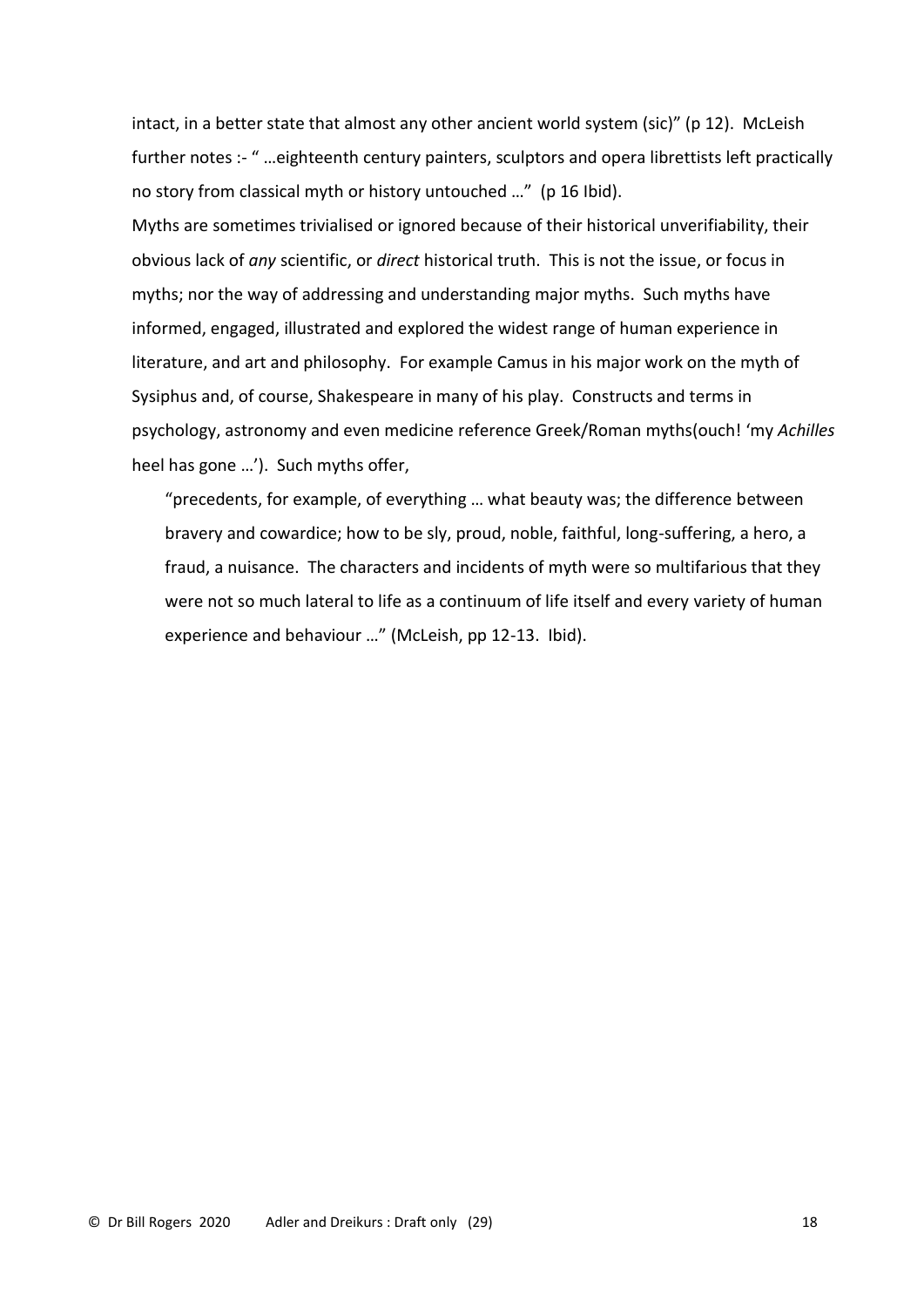intact, in a better state that almost any other ancient world system (sic)" (p 12). McLeish further notes :- " …eighteenth century painters, sculptors and opera librettists left practically no story from classical myth or history untouched …" (p 16 Ibid).

Myths are sometimes trivialised or ignored because of their historical unverifiability, their obvious lack of *any* scientific, or *direct* historical truth. This is not the issue, or focus in myths; nor the way of addressing and understanding major myths. Such myths have informed, engaged, illustrated and explored the widest range of human experience in literature, and art and philosophy. For example Camus in his major work on the myth of Sysiphus and, of course, Shakespeare in many of his play. Constructs and terms in psychology, astronomy and even medicine reference Greek/Roman myths(ouch! 'my *Achilles* heel has gone …'). Such myths offer,

> "precedents, for example, of everything … what beauty was; the difference between bravery and cowardice; how to be sly, proud, noble, faithful, long-suffering, a hero, a fraud, a nuisance. The characters and incidents of myth were so multifarious that they were not so much lateral to life as a continuum of life itself and every variety of human experience and behaviour …" (McLeish, pp 12-13. Ibid).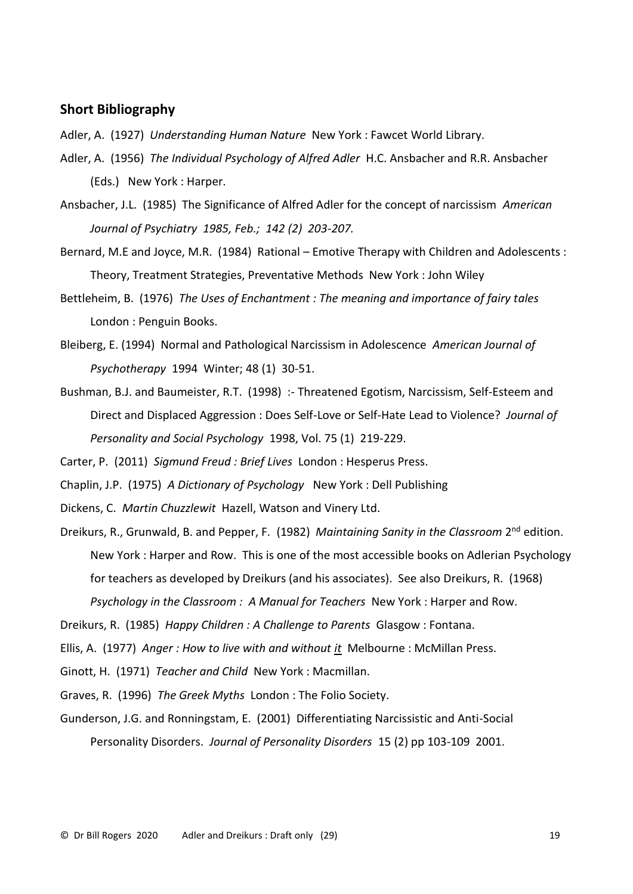## Short Bibliography

Adler, A. (1927) *Understanding Human Nature* New York : Fawcet World Library.

Adler, A. (1956) *The Individual Psychology of Alfred Adler* H.C. Ansbacher and R.R. Ansbacher (Eds.) New York : Harper.

Ansbacher, J.L. (1985) The Significance of Alfred Adler for the concept of narcissism *American Journal of Psychiatry 1985, Feb.; 142 (2) 203-207.*

Bernard, M.E and Joyce, M.R. (1984) Rational – Emotive Therapy with Children and Adolescents : Theory, Treatment Strategies, Preventative Methods New York : John Wiley

Bettleheim, B. (1976) *The Uses of Enchantment : The meaning and importance of fairy tales* London : Penguin Books.

Bleiberg, E. (1994) Normal and Pathological Narcissism in Adolescence *American Journal of Psychotherapy* 1994 Winter; 48 (1) 30-51.

Bushman, B.J. and Baumeister, R.T. (1998) :- Threatened Egotism, Narcissism, Self-Esteem and Direct and Displaced Aggression : Does Self-Love or Self-Hate Lead to Violence? *Journal of Personality and Social Psychology* 1998, Vol. 75 (1) 219-229.

Carter, P. (2011) *Sigmund Freud : Brief Lives* London : Hesperus Press.

Chaplin, J.P. (1975) *A Dictionary of Psychology* New York : Dell Publishing

Dickens, C. *Martin Chuzzlewit* Hazell, Watson and Vinery Ltd.

Dreikurs, R., Grunwald, B. and Pepper, F. (1982) *Maintaining Sanity in the Classroom* 2nd edition. New York : Harper and Row. This is one of the most accessible books on Adlerian Psychology for teachers as developed by Dreikurs (and his associates). See also Dreikurs, R. (1968) *Psychology in the Classroom : A Manual for Teachers* New York : Harper and Row.

Dreikurs, R. (1985) *Happy Children : A Challenge to Parents* Glasgow : Fontana.

Ellis, A. (1977) *Anger : How to live with and without it* Melbourne : McMillan Press.

Ginott, H. (1971) *Teacher and Child* New York : Macmillan.

Graves, R. (1996) *The Greek Myths* London : The Folio Society.

Gunderson, J.G. and Ronningstam, E. (2001) Differentiating Narcissistic and Anti-Social Personality Disorders. *Journal of Personality Disorders* 15 (2) pp 103-109 2001.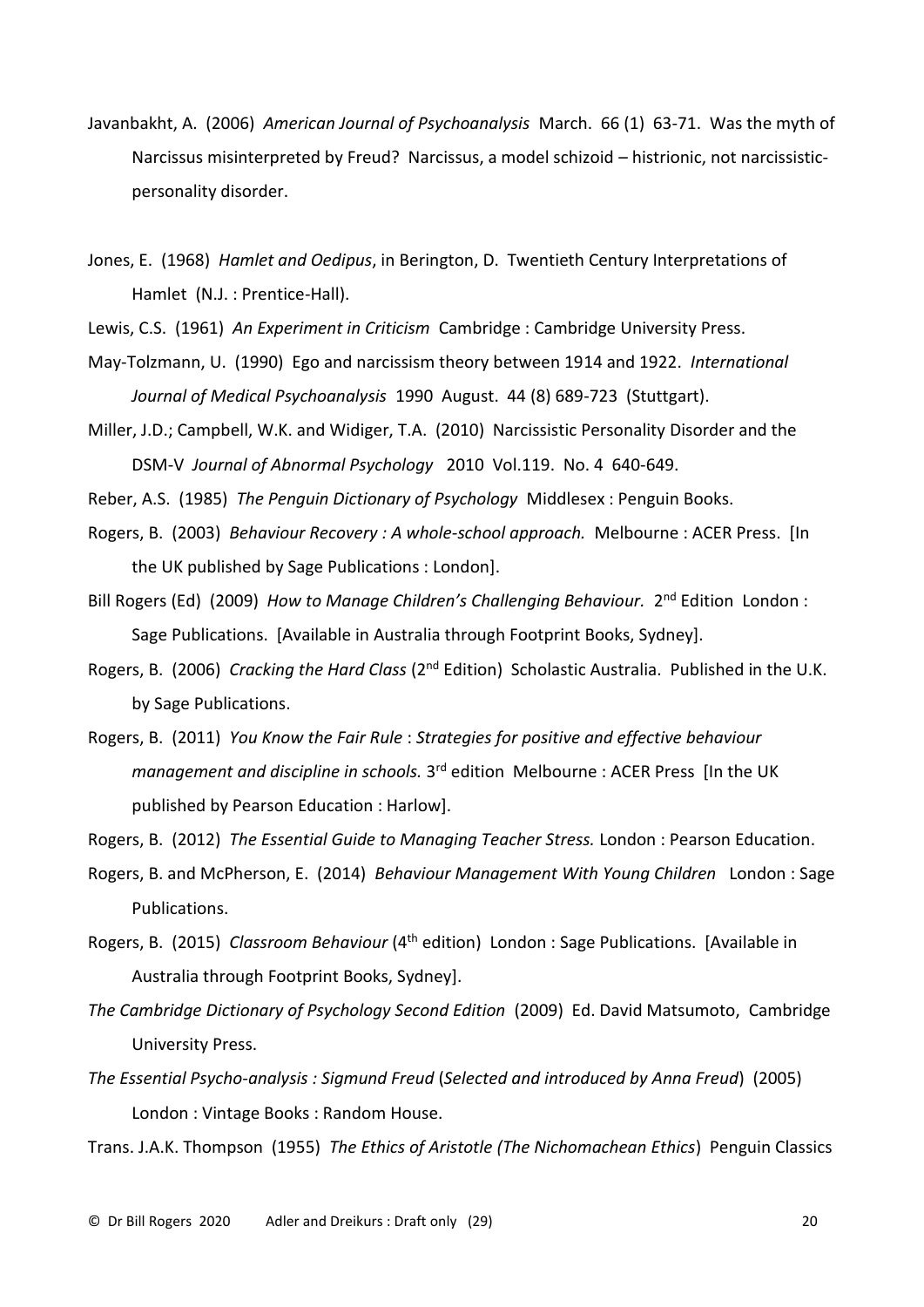Javanbakht, A. (2006) *American Journal of Psychoanalysis* March. 66 (1) 63-71. Was the myth of Narcissus misinterpreted by Freud? Narcissus, a model schizoid – histrionic, not narcissistic-personality disorder.

Jones, E. (1968) *Hamlet and Oedipus*, in Berington, D. Twentieth Century Interpretations of Hamlet (N.J. : Prentice-Hall).

Lewis, C.S. (1961) *An Experiment in Criticism* Cambridge : Cambridge University Press.

May-Tolzmann, U. (1990) Ego and narcissism theory between 1914 and 1922. *International Journal of Medical Psychoanalysis* 1990 August. 44 (8) 689-723 (Stuttgart).

Miller, J.D.; Campbell, W.K. and Widiger, T.A. (2010) Narcissistic Personality Disorder and the DSM-V *Journal of Abnormal Psychology* 2010 Vol.119. No. 4 640-649.

Reber, A.S. (1985) *The Penguin Dictionary of Psychology* Middlesex : Penguin Books.

Rogers, B. (2003) *Behaviour Recovery : A whole-school approach.* Melbourne : ACER Press. [In the UK published by Sage Publications : London].

Bill Rogers (Ed) (2009) *How to Manage Children's Challenging Behaviour.* 2nd Edition London : Sage Publications. [Available in Australia through Footprint Books, Sydney].

Rogers, B. (2006) *Cracking the Hard Class* (2nd Edition) Scholastic Australia. Published in the U.K. by Sage Publications.

Rogers, B. (2011) *You Know the Fair Rule* : *Strategies for positive and effective behaviour management and discipline in schools.* 3rd edition Melbourne : ACER Press [In the UK published by Pearson Education : Harlow].

Rogers, B. (2012) *The Essential Guide to Managing Teacher Stress.* London : Pearson Education.

Rogers, B. and McPherson, E. (2014) *Behaviour Management With Young Children* London : Sage Publications.

Rogers, B. (2015) *Classroom Behaviour* (4th edition) London : Sage Publications. [Available in Australia through Footprint Books, Sydney].

*The Cambridge Dictionary of Psychology Second Edition* (2009) Ed. David Matsumoto, Cambridge University Press.

*The Essential Psycho-analysis : Sigmund Freud* (*Selected and introduced by Anna Freud*) (2005) London : Vintage Books : Random House.

Trans. J.A.K. Thompson (1955) *The Ethics of Aristotle (The Nichomachean Ethics*) Penguin Classics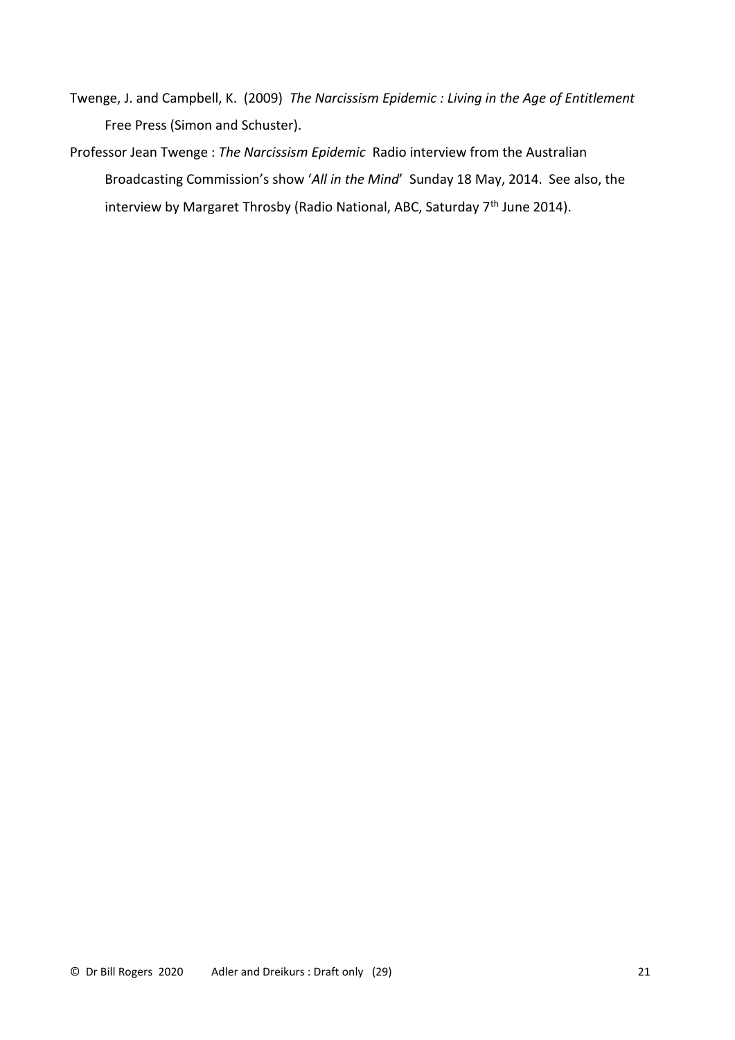Twenge, J. and Campbell, K. (2009) *The Narcissism Epidemic : Living in the Age of Entitlement* Free Press (Simon and Schuster).

Professor Jean Twenge : *The Narcissism Epidemic* Radio interview from the Australian Broadcasting Commission's show '*All in the Mind*' Sunday 18 May, 2014. See also, the interview by Margaret Throsby (Radio National, ABC, Saturday 7th June 2014).